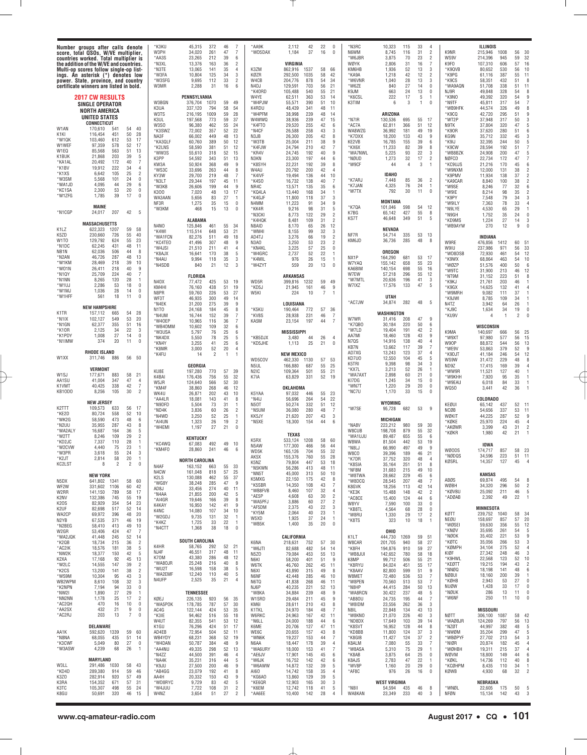Number groups after calls denote score, total QSOs, W/VE multiplier, countries worked. Total multiplier is the addition of the W/VE and countries. Multi-op scores follow single-op listings. An asterisk (*) denotes low power. State, province, and country certificate winners are listed in bold.

# 2017 CW RESULTS

## SINGLE OPERATOR

## NORTH AMERICA

## UNITED STATES

### CONNECTICUT

| Call | Score | QSOs | W/VE | Countries |
|---|---|---|---|---|
| W1AN | 170,610 | 541 | 54 | 40 |
| K1KI | 116,454 | 451 | 50 | 28 |
| *W1QK | 103,460 | 612 | 53 | 17 |
| W1WEF | 97,359 | 578 | 52 | 17 |
| W1EQ | 85,568 | 563 | 51 | 13 |
| K1BUK | 21,868 | 203 | 39 | 5 |
| *KA1AL | 20,492 | 172 | 40 | 7 |
| *K1BV | 19,912 | 222 | 34 | 4 |
| *K1XS | 6,642 | 105 | 25 | 2 |
| *W3SM | 5,568 | 101 | 24 | 0 |
| *WA1JD | 4,095 | 44 | 29 | 6 |
| *KC1SA | 2,300 | 53 | 20 | 0 |
| *W1ZFG | 1,785 | 39 | 17 | 0 |

### MAINE

| Call | Score | QSOs | W/VE | Countries |
|---|---|---|---|---|
| *N1CGP | 24,017 | 207 | 42 | 5 |

### MASSACHUSETTS

| Call | Score | QSOs | W/VE | Countries |
|---|---|---|---|---|
| K1LZ | 622,323 | 1207 | 59 | 58 |
| K5ZD | 230,660 | 726 | 55 | 40 |
| W1TO | 129,792 | 624 | 55 | 23 |
| *N1DC | 62,245 | 431 | 48 | 11 |
| NB1N | 62,036 | 506 | 44 | 8 |
| *N2AN | 46,726 | 287 | 48 | 13 |
| *W1KM | 28,469 | 218 | 39 | 10 |
| *WO1N | 26,411 | 218 | 40 | 9 |
| *N1QY | 25,709 | 224 | 40 | 7 |
| *N1NN | 8,265 | 120 | 28 | 1 |
| *W1UJ | 2,286 | 53 | 18 | 0 |
| *W1MJ | 1,036 | 28 | 14 | 0 |
| *W1HFF | 561 | 18 | 11 | 0 |

### NEW HAMPSHIRE

| Call | Score | QSOs | W/VE | Countries |
|---|---|---|---|---|
| K1TR | 157,112 | 665 | 54 | 28 |
| *N1IX | 102,127 | 549 | 53 | 20 |
| *N1GN | 62,377 | 355 | 51 | 16 |
| *K1OR | 2,125 | 34 | 22 | 3 |
| *K1PDY | 1,008 | 27 | 14 | 0 |
| *N1IMW | 374 | 20 | 11 | 0 |

### RHODE ISLAND

| Call | Score | QSOs | W/VE | Countries |
|---|---|---|---|---|
| W1XX | 311,746 | 886 | 56 | 50 |

### VERMONT

| Call | Score | QSOs | W/VE | Countries |
|---|---|---|---|---|
| W1SJ | 177,671 | 883 | 58 | 21 |
| AA1SU | 41,004 | 347 | 47 | 4 |
| K1VMT | 40,425 | 338 | 42 | 7 |
| KB1ODO | 8,256 | 105 | 30 | 2 |

### NEW JERSEY

| Call | Score | QSOs | W/VE | Countries |
|---|---|---|---|---|
| K2TTT | 109,573 | 633 | 56 | 17 |
| *KE2D | 80,724 | 558 | 52 | 10 |
| *WK2G | 58,590 | 473 | 48 | 6 |
| *N2UU | 35,955 | 287 | 43 | 8 |
| *WA2ALY | 16,687 | 164 | 36 | 5 |
| *W2TT | 8,246 | 109 | 29 | 2 |
| *KD2JC | 7,337 | 110 | 28 | 1 |
| *W2CVW | 4,440 | 75 | 23 | 1 |
| *W3PR | 3,618 | 55 | 24 | 3 |
| *K2JT | 2,814 | 58 | 20 | 1 |
| KC2LST | 8 | 2 | 2 | 0 |

### NEW YORK

| Call | Score | QSOs | W/VE | Countries |
|---|---|---|---|---|
| N5DX | 641,802 | 1341 | 58 | 60 |
| WF2W | 331,602 | 1106 | 60 | 42 |
| W2RR | 141,150 | 789 | 58 | 17 |
| K2NV | 132,386 | 745 | 55 | 19 |
| K2OS | 82,929 | 354 | 54 | 23 |
| K2UF | 82,698 | 517 | 52 | 14 |
| WA2CP | 69,972 | 396 | 48 | 20 |
| N2YB | 67,535 | 371 | 46 | 19 |
| *N2BEG | 58,410 | 413 | 49 | 10 |
| W2GR | 53,406 | 424 | 47 | 7 |
| *WA2JQK | 41,448 | 245 | 52 | 14 |
| *K2QB | 18,734 | 215 | 36 | 2 |
| *AC2IK | 18,576 | 181 | 38 | 5 |
| *NW2K | 18,377 | 150 | 42 | 5 |
| K2XA | 17,168 | 92 | 45 | 13 |
| *W2LC | 14,555 | 147 | 39 | 2 |
| *K2CS | 13,200 | 141 | 38 | 2 |
| *WS9M | 10,304 | 95 | 43 | 3 |
| WB2WPM | 8,610 | 108 | 32 | 3 |
| *K2NPN | 7,194 | 94 | 33 | 0 |
| *NW2I | 1,890 | 27 | 29 | 1 |
| *NN2NN | 1,178 | 25 | 17 | 2 |
| *AC2QH | 470 | 16 | 10 | 0 |
| *AA2SX | 432 | 21 | 9 | 0 |
| *AC2RJ | 203 | 13 | 7 | 0 |

### DELAWARE

| Call | Score | QSOs | W/VE | Countries |
|---|---|---|---|---|
| AA1K | 592,620 | 1339 | 59 | 60 |
| *N8NA | 68,055 | 435 | 51 | 14 |
| *K3CWF | 5,049 | 80 | 27 | 0 |
| *W3ASW | 4,239 | 68 | 26 | 1 |

### MARYLAND

| Call | Score | QSOs | W/VE | Countries |
|---|---|---|---|---|
| W3LL | 291,486 | 1030 | 58 | 43 |
| *KD4D | 289,380 | 914 | 59 | 46 |
| K3ZO | 282,914 | 920 | 57 | 49 |
| K3RA | 154,352 | 671 | 57 | 31 |
| K3TC | 105,307 | 498 | 55 | 24 |
| K8GU | 50,691 | 320 | 46 | 15 |
| *K3KU | 45,315 | 372 | 46 | 7 |
| W3PH | 34,020 | 261 | 47 | 7 |
| *AA3S | 23,265 | 212 | 39 | 6 |
| *N3XL | 13,376 | 163 | 36 | 2 |
| *N3TE | 13,065 | 141 | 35 | 4 |
| *W3FA | 10,804 | 125 | 34 | 3 |
| *W3SFG | 9,695 | 112 | 33 | 2 |
| W3MR | 2,288 | 31 | 16 | 6 |

### PENNSYLVANIA

| Call | Score | QSOs | W/VE | Countries |
|---|---|---|---|---|
| W3BGN | 376,704 | 1070 | 59 | 49 |
| K3UA | 337,120 | 794 | 58 | 54 |
| W3TS | 216,195 | 1009 | 59 | 28 |
| K3UL | 197,568 | 773 | 59 | 37 |
| W3SO | 96,380 | 462 | 55 | 24 |
| *K3SWZ | 72,002 | 357 | 52 | 22 |
| NA3F | 66,002 | 449 | 48 | 13 |
| *KA3QLF | 60,760 | 389 | 50 | 12 |
| *K2LNS | 58,590 | 381 | 51 | 12 |
| *WW3S | 55,610 | 318 | 52 | 15 |
| K3PP | 54,592 | 343 | 51 | 13 |
| KW3A | 50,924 | 368 | 49 | 9 |
| *WS3C | 33,696 | 263 | 44 | 8 |
| KY3W | 29,700 | 219 | 48 | 7 |
| *N3LT | 29,344 | 197 | 45 | 11 |
| *W3KB | 26,606 | 199 | 44 | 9 |
| K3OO | 7,020 | 48 | 13 | 17 |
| WA3AAN | 5,656 | 83 | 27 | 1 |
| NF3R | 1,275 | 35 | 15 | 0 |
| *W3KM | 468 | 15 | 13 | 0 |

### ALABAMA

| Call | Score | QSOs | W/VE | Countries |
|---|---|---|---|---|
| N4NO | 125,846 | 461 | 55 | 34 |
| *K4WI | 115,514 | 648 | 53 | 21 |
| *WA1FCN | 82,276 | 511 | 49 | 18 |
| *KC4TEO | 41,496 | 307 | 48 | 9 |
| *W4JSI | 21,510 | 211 | 41 | 4 |
| *K8AJX | 16,641 | 170 | 38 | 5 |
| *N4AU | 9,994 | 118 | 35 | 3 |
| *N4SDB | 840 | 21 | 12 | 3 |

### FLORIDA

| Call | Score | QSOs | W/VE | Countries |
|---|---|---|---|---|
| N4OX | 77,472 | 425 | 53 | 19 |
| KM4HI | 76,160 | 438 | 51 | 19 |
| N8PR | 59,760 | 226 | 53 | 27 |
| WF3T | 46,935 | 300 | 49 | 14 |
| *N4EK | 31,200 | 275 | 39 | 9 |
| N1TO | 24,168 | 184 | 45 | 8 |
| *N4UM | 16,744 | 152 | 39 | 7 |
| *W4OEP | 10,965 | 116 | 36 | 7 |
| *WB4OMM | 10,602 | 109 | 32 | 6 |
| *W3USA | 5,797 | 76 | 25 | 6 |
| *NK4DX | 5,550 | 78 | 25 | 5 |
| *KN4Y | 3,255 | 41 | 25 | 6 |
| *K8MR | 3,000 | 52 | 20 | 4 |
| *K4FU | 14 | 2 | 1 | 1 |

### GEORGIA

| Call | Score | QSOs | W/VE | Countries |
|---|---|---|---|---|
| KU8E | 197,280 | 770 | 57 | 39 |
| K4BAI | 176,436 | 756 | 55 | 32 |
| W5JR | 124,640 | 566 | 52 | 30 |
| *KM4F | 38,860 | 268 | 46 | 12 |
| WK4U | 26,871 | 202 | 43 | 10 |
| *AA4LR | 18,081 | 143 | 41 | 8 |
| *N9DFD | 5,504 | 73 | 31 | 1 |
| *ND4K | 3,836 | 60 | 26 | 2 |
| *N4WD | 3,250 | 52 | 25 | 1 |
| *AI4UN | 1,323 | 26 | 19 | 2 |
| *W4EMI | 1,197 | 27 | 21 | 0 |

### KENTUCKY

| Call | Score | QSOs | W/VE | Countries |
|---|---|---|---|---|
| *KC4WQ | 67,083 | 492 | 49 | 10 |
| *KM4FO | 28,860 | 241 | 46 | 6 |

### NORTH CAROLINA

| Call | Score | QSOs | W/VE | Countries |
|---|---|---|---|---|
| N4AF | 163,152 | 663 | 55 | 33 |
| N4CW | 161,048 | 818 | 57 | 25 |
| K2LS | 130,088 | 462 | 55 | 37 |
| *WG8Y | 38,248 | 285 | 47 | 9 |
| AD8J | 33,456 | 274 | 40 | 11 |
| *N4AA | 21,855 | 200 | 42 | 5 |
| *AI4GR | 19,646 | 166 | 39 | 8 |
| K4KAY | 16,950 | 142 | 41 | 9 |
| K4NC | 14,080 | 107 | 34 | 10 |
| *W2GDJ | 9,735 | 131 | 32 | 1 |
| *K4KZ | 1,725 | 33 | 22 | 1 |
| *N4CTT | 1,368 | 38 | 18 | 0 |

### SOUTH CAROLINA

| Call | Score | QSOs | W/VE | Countries |
|---|---|---|---|---|
| K4HR | 58,765 | 292 | 52 | 21 |
| NJ4F | 46,551 | 317 | 48 | 11 |
| K7OM | 43,380 | 286 | 48 | 12 |
| *WA8OJR | 25,248 | 216 | 40 | 8 |
| *WU2T | 16,598 | 158 | 38 | 5 |
| *WA2EMF | 12,240 | 110 | 40 | 5 |
| N4UFP | 2,525 | 35 | 21 | 4 |

### TENNESSEE

| Call | Score | QSOs | W/VE | Countries |
|---|---|---|---|---|
| KØEJ | 226,135 | 920 | 56 | 35 |
| *WA5POK | 178,785 | 787 | 57 | 30 |
| AC4G | 122,144 | 424 | 53 | 35 |
| *K3IE | 94,462 | 516 | 55 | 18 |
| W4UT | 82,355 | 541 | 53 | 12 |
| K1GU | 76,296 | 424 | 51 | 17 |
| AD4EB | 72,954 | 504 | 52 | 11 |
| WB4YDY | 68,231 | 368 | 52 | 19 |
| *W4DAN | 50,787 | 384 | 48 | 9 |
| *AA4NU | 49,335 | 298 | 52 | 13 |
| *N4ZZ | 44,500 | 391 | 46 | 4 |
| *NA4K | 35,231 | 316 | 44 | 5 |
| *K9JU | 27,500 | 200 | 46 | 9 |
| *AB4GG | 23,079 | 192 | 41 | 8 |
| AA4H | 20,332 | 150 | 43 | 9 |
| *WD8RYC | 9,729 | 83 | 42 | 5 |
| *W4JUU | 7,722 | 108 | 31 | 2 |
| W4NZ | 3,654 | 51 | 27 | 2 |
| *AA9K | 2,112 | 42 | 22 | 0 |
| *WD5DAX | 1,184 | 37 | 16 | 0 |

### VIRGINIA

| Call | Score | QSOs | W/VE | Countries |
|---|---|---|---|---|
| K3ZM | 862,916 | 1537 | 58 | 66 |
| KØZR | 292,500 | 1035 | 58 | 42 |
| W4CB | 204,776 | 878 | 54 | 34 |
| N4DJ | 129,591 | 703 | 56 | 21 |
| *K4ORD | 105,488 | 540 | 55 | 21 |
| W4YE | 62,511 | 363 | 53 | 14 |
| *W4PJW | 55,571 | 390 | 51 | 10 |
| K4RDU | 48,439 | 341 | 48 | 11 |
| *W4PFM | 38,998 | 239 | 48 | 14 |
| W4WWQ | 38,936 | 239 | 47 | 15 |
| *K4FTO | 29,520 | 255 | 42 | 6 |
| *N4CF | 26,588 | 258 | 43 | 3 |
| N3JB | 26,300 | 205 | 42 | 8 |
| *W3TB | 25,004 | 211 | 38 | 9 |
| *K4FJW | 24,794 | 210 | 42 | 7 |
| *KR4V | 24,745 | 192 | 40 | 9 |
| N3KN | 23,300 | 197 | 44 | 6 |
| *K8SYH | 22,231 | 192 | 39 | 8 |
| W4AU | 20,792 | 200 | 42 | 4 |
| *K4IVF | 19,494 | 136 | 44 | 10 |
| *K4SO | 16,732 | 138 | 40 | 7 |
| NR4C | 13,571 | 135 | 35 | 6 |
| *KQ4LA | 13,440 | 168 | 34 | 1 |
| *K4GJF | 11,800 | 118 | 37 | 3 |
| N4MM | 11,223 | 91 | 34 | 9 |
| *KK4R | 9,216 | 98 | 31 | 5 |
| *N3CKI | 8,773 | 122 | 29 | 2 |
| *K4HQK | 8,481 | 109 | 31 | 2 |
| N8AID | 8,170 | 65 | 26 | 12 |
| *WM4I | 8,155 | 99 | 32 | 3 |
| AD4TJ | 3,276 | 66 | 19 | 2 |
| N3AO | 3,250 | 53 | 23 | 2 |
| *KN4KL | 3,225 | 57 | 25 | 0 |
| *W4GRC | 2,737 | 52 | 22 | 1 |
| *K4MIL | 976 | 26 | 15 | 1 |
| *W4ZYT | 559 | 20 | 13 | 0 |

### ARKANSAS

| Call | Score | QSOs | W/VE | Countries |
|---|---|---|---|---|
| WD5R | 399,816 | 1232 | 59 | 49 |
| *KD5J | 21,945 | 161 | 46 | 9 |
| W5KI | 224 | 10 | 7 | 1 |

### LOUISIANA

| Call | Score | QSOs | W/VE | Countries |
|---|---|---|---|---|
| *K5KU | 190,464 | 772 | 57 | 36 |
| *KV8S | 28,938 | 231 | 46 | 7 |
| KA5M | 23,154 | 197 | 44 | 7 |

### MISSISSIPPI

| Call | Score | QSOs | W/VE | Countries |
|---|---|---|---|---|
| *KB5DJX | 3,480 | 44 | 26 | 4 |
| *KD5JHE | 1,113 | 25 | 21 | 0 |

### NEW MEXICO

| Call | Score | QSOs | W/VE | Countries |
|---|---|---|---|---|
| WD5COV | 462,330 | 1130 | 57 | 53 |
| N5UL | 166,880 | 687 | 55 | 25 |
| N2IC | 109,364 | 501 | 55 | 21 |
| K7IA | 63,829 | 331 | 52 | 19 |

### OKLAHOMA

| Call | Score | QSOs | W/VE | Countries |
|---|---|---|---|---|
| K5YAA | 97,032 | 446 | 55 | 23 |
| *N4IJ | 56,696 | 264 | 54 | 22 |
| N5OT | 50,274 | 332 | 51 | 12 |
| *N5UM | 36,080 | 280 | 48 | 7 |
| KK5JY | 21,620 | 207 | 43 | 3 |
| *N5XE | 18,300 | 154 | 44 | 6 |

### TEXAS

| Call | Score | QSOs | W/VE | Countries |
|---|---|---|---|---|
| K5RX | 533,124 | 1208 | 58 | 60 |
| N5AW | 177,300 | 466 | 56 | 44 |
| WD5K | 165,126 | 704 | 55 | 32 |
| AK5X | 155,376 | 760 | 55 | 28 |
| K5NZ | 79,804 | 447 | 53 | 18 |
| *N5KWN | 56,286 | 413 | 48 | 11 |
| *NN5T | 45,000 | 313 | 50 | 10 |
| K5MXG | 22,150 | 175 | 42 | 8 |
| *K5SBR | 14,350 | 108 | 43 | 7 |
| *WB8FVB | 8,460 | 107 | 32 | 4 |
| *AE5P | 4,608 | 63 | 30 | 2 |
| *WA5PFJ | 3,886 | 60 | 27 | 2 |
| *AF5DM | 2,375 | 43 | 22 | 3 |
| *KY5M | 2,064 | 40 | 23 | 1 |
| W5XD | 1,925 | 37 | 24 | 1 |
| *WB5K | 1,400 | 35 | 20 | 0 |

### CALIFORNIA

| Call | Score | QSOs | W/VE | Countries |
|---|---|---|---|---|
| K6NA | 218,631 | 752 | 57 | 30 |
| *W6JTI | 82,688 | 482 | 54 | 14 |
| N5ZO | 79,084 | 453 | 55 | 13 |
| N6KI | 58,200 | 401 | 51 | 9 |
| W6TK | 46,760 | 262 | 45 | 11 |
| N6XI | 43,890 | 315 | 49 | 8 |
| N6NF | 42,448 | 285 | 46 | 10 |
| N6TQ | 41,838 | 268 | 46 | 11 |
| NJ6P | 40,235 | 221 | 52 | 13 |
| *W8KA | 34,884 | 239 | 48 | 9 |
| W1SRD | 29,484 | 211 | 45 | 9 |
| KM6I | 28,611 | 210 | 43 | 8 |
| K1TKL | 24,970 | 184 | 48 | 7 |
| W6RKC | 24,963 | 167 | 42 | 11 |
| *N6LL | 24,000 | 188 | 44 | 6 |
| K6ME | 20,706 | 127 | 47 | 11 |
| WE6C | 20,655 | 157 | 43 | 8 |
| *WN6K | 19,227 | 153 | 44 | 7 |
| N6AA | 18,447 | 178 | 39 | 4 |
| *WA6URY | 18,000 | 153 | 41 | 7 |
| *AE6JV | 17,901 | 145 | 45 | 6 |
| *W6JK | 16,752 | 142 | 42 | 6 |
| *W6AWW | 14,872 | 132 | 39 | 5 |
| AI6O | 14,742 | 158 | 35 | 4 |
| *KG6AO | 13,860 | 129 | 39 | 5 |
| *KE6QR | 12,903 | 165 | 30 | 3 |
| *K6EM | 12,742 | 118 | 41 | 5 |
| *AA6EE | 10,400 | 142 | 28 | 4 |
| *N3RC | 10,323 | 115 | 33 | 4 |
| N6WM | 8,745 | 116 | 31 | 2 |
| *W6JBR | 3,875 | 70 | 23 | 2 |
| WØYK | 2,806 | 31 | 16 | 7 |
| KM6HB | 1,936 | 52 | 13 | 3 |
| *KA9A | 1,218 | 42 | 12 | 2 |
| *W6VNR | 1,040 | 28 | 13 | 3 |
| *W6ZE | 840 | 27 | 14 | 0 |
| K9JM | 663 | 24 | 13 | 0 |
| *K6CSL | 222 | 17 | 5 | 1 |
| K3TIM | 6 | 3 | 1 | 0 |

### ARIZONA

| Call | Score | QSOs | W/VE | Countries |
|---|---|---|---|---|
| *N7IR | 130,536 | 695 | 55 | 17 |
| *AC7A | 62,811 | 366 | 51 | 12 |
| WA8WZG | 36,992 | 181 | 49 | 19 |
| *K7DXX | 18,200 | 133 | 43 | 9 |
| KE2VB | 16,785 | 155 | 39 | 6 |
| *KX6X | 11,233 | 82 | 39 | 8 |
| *WA7NWL | 5,225 | 93 | 22 | 3 |
| *NØUD | 1,273 | 32 | 17 | 2 |
| *W9CF | 44 | 4 | 3 | 1 |

### IDAHO

| Call | Score | QSOs | W/VE | Countries |
|---|---|---|---|---|
| *K7ARJ | 7,448 | 85 | 36 | 2 |
| *K7JAN | 4,325 | 76 | 24 | 1 |
| *W7TX | 792 | 30 | 11 | 0 |

### MONTANA

| Call | Score | QSOs | W/VE | Countries |
|---|---|---|---|---|
| *K7QA | 101,046 | 598 | 54 | 12 |
| K7BG | 65,142 | 427 | 55 | 8 |
| KS7T | 46,648 | 349 | 51 | 5 |

### NEVADA

| Call | Score | QSOs | W/VE | Countries |
|---|---|---|---|---|
| NF7R | 54,714 | 335 | 53 | 13 |
| KM6JD | 36,736 | 285 | 48 | 8 |

### OREGON

| Call | Score | QSOs | W/VE | Countries |
|---|---|---|---|---|
| NX1P | 164,290 | 681 | 53 | 17 |
| W7YAQ | 155,142 | 658 | 55 | 23 |
| KA6BIM | 140,154 | 698 | 55 | 16 |
| W7EW | 57,218 | 296 | 55 | 12 |
| *W7MTL | 20,636 | 196 | 41 | 3 |
| W7IXZ | 17,576 | 133 | 47 | 5 |

### UTAH

| Call | Score | QSOs | W/VE | Countries |
|---|---|---|---|---|
| *AC7JW | 34,874 | 282 | 48 | 5 |

### WASHINGTON

| Call | Score | QSOs | W/VE | Countries |
|---|---|---|---|---|
| W7WR | 31,416 | 208 | 47 | 9 |
| *K7QBO | 30,184 | 220 | 50 | 6 |
| *W7LD | 19,404 | 191 | 42 | 2 |
| AA7MI | 18,460 | 128 | 43 | 9 |
| N7QS | 14,916 | 138 | 40 | 4 |
| KB7N | 13,662 | 117 | 39 | 7 |
| AD7XG | 13,243 | 123 | 37 | 4 |
| KD7UO | 12,550 | 104 | 45 | 5 |
| K5TRI | 9,398 | 98 | 34 | 3 |
| *KX7L | 3,213 | 52 | 26 | 1 |
| *WA7AXT | 2,898 | 60 | 21 | 0 |
| KI7DG | 1,245 | 34 | 15 | 0 |
| *WN7T | 1,220 | 29 | 20 | 0 |
| *NC7U | 1,170 | 33 | 15 | 0 |

### WYOMING

| Call | Score | QSOs | W/VE | Countries |
|---|---|---|---|---|
| *W7SE | 95,728 | 682 | 53 | 9 |

### MICHIGAN

| Call | Score | QSOs | W/VE | Countries |
|---|---|---|---|---|
| *NA8V | 223,212 | 980 | 59 | 30 |
| W8CUB | 198,708 | 879 | 55 | 32 |
| *WA1UJU | 89,487 | 655 | 55 | 6 |
| W8WA | 81,504 | 442 | 53 | 19 |
| *N8LJ | 66,990 | 497 | 49 | 9 |
| W8CO | 39,396 | 189 | 46 | 21 |
| *K7DR | 37,752 | 320 | 48 | 4 |
| *K8SIA | 35,164 | 251 | 51 | 8 |
| *NF8M | 31,683 | 215 | 49 | 10 |
| *W8TWA | 28,662 | 229 | 45 | 6 |
| *W8DCQ | 28,545 | 207 | 48 | 7 |
| K8GVK | 18,256 | 113 | 42 | 14 |
| *KE3K | 15,488 | 148 | 42 | 2 |
| *AC8CE | 15,400 | 124 | 44 | 6 |
| W8YV | 7,590 | 100 | 33 | 0 |
| *KB8TL | 4,564 | 68 | 28 | 0 |
| *W8RU | 1,330 | 29 | 17 | 2 |
| *K8TS | 323 | 10 | 18 | 1 |

### OHIO

| Call | Score | QSOs | W/VE | Countries |
|---|---|---|---|---|
| K1LT | 444,730 | 1269 | 59 | 51 |
| W8CAR | 201,705 | 940 | 58 | 27 |
| *K8FH | 194,876 | 910 | 59 | 27 |
| *WB8JUI | 142,652 | 780 | 58 | 18 |
| K8MP | 99,712 | 506 | 55 | 21 |
| *K8RYU | 84,024 | 451 | 55 | 17 |
| *K8AAV | 82,800 | 599 | 51 | 9 |
| W8MET | 72,480 | 536 | 53 | 7 |
| *W8PEN | 70,560 | 513 | 53 | 7 |
| *N8HP | 44,415 | 284 | 50 | 13 |
| *WA8RCN | 30,422 | 237 | 48 | 5 |
| *AB8OU | 24,735 | 195 | 44 | 7 |
| *W8IDM | 23,556 | 262 | 36 | 3 |
| N8IL | 22,848 | 134 | 43 | 13 |
| *W8KNO | 21,070 | 226 | 40 | 3 |
| *ND8DX | 17,649 | 103 | 39 | 14 |
| *K8SVT | 16,952 | 128 | 44 | 8 |
| *KD8BB | 11,800 | 124 | 37 | 3 |
| *K8GIB | 11,427 | 124 | 37 | 2 |
| K8ALM | 7,080 | 55 | 33 | 7 |
| *W8ASA | 5,310 | 75 | 29 | 1 |
| *K8AB | 3,875 | 64 | 25 | 0 |
| K8AJS | 2,783 | 47 | 22 | 1 |
| *WV8P | 1,160 | 20 | 29 | 0 |
| *AF8C | 976 | 26 | 16 | 0 |

### WEST VIRGINIA

| Call | Score | QSOs | W/VE | Countries |
|---|---|---|---|---|
| *N8II | 54,594 | 435 | 46 | 8 |
| WA8KAN | 23,349 | 233 | 40 | 3 |

### ILLINOIS

| Call | Score | QSOs | W/VE | Countries |
|---|---|---|---|---|
| K9NR | 215,946 | 1008 | 56 | 30 |
| WS9V | 214,396 | 945 | 59 | 32 |
| K9FO | 107,310 | 606 | 57 | 16 |
| *K9QVB | 80,652 | 530 | 56 | 10 |
| *K9PG | 61,116 | 387 | 55 | 11 |
| *K9CS | 58,351 | 432 | 51 | 8 |
| *WA9AQN | 51,708 | 338 | 51 | 11 |
| NJ9R | 49,848 | 328 | 54 | 8 |
| *K9NO | 49,392 | 320 | 54 | 9 |
| *N9TF | 45,811 | 317 | 54 | 7 |
| *WB9HFK | 44,574 | 326 | 49 | 8 |
| *K9CQ | 42,720 | 295 | 51 | 9 |
| *WT2P | 37,948 | 317 | 50 | 3 |
| N9TK | 37,804 | 320 | 47 | 5 |
| *K9OR | 37,620 | 280 | 51 | 6 |
| KG9N | 35,712 | 332 | 45 | 3 |
| *K9IJ | 32,395 | 244 | 50 | 5 |
| *K9CW | 28,594 | 192 | 51 | 7 |
| *WB8BZK | 24,908 | 200 | 47 | 5 |
| NØFCD | 22,734 | 172 | 47 | 7 |
| *KC9UJS | 21,216 | 170 | 45 | 6 |
| *W9NXM | 12,000 | 131 | 38 | 2 |
| *K9PMV | 11,934 | 138 | 37 | 2 |
| *KA9CAR | 8,840 | 100 | 38 | 2 |
| *W9SE | 8,246 | 77 | 32 | 6 |
| *W9IE | 8,214 | 98 | 35 | 2 |
| *K9PY | 7,548 | 79 | 34 | 3 |
| *W9ILY | 7,363 | 78 | 33 | 4 |
| *N9LYE | 4,530 | 65 | 29 | 1 |
| *N9GH | 1,752 | 35 | 24 | 0 |
| *KD9MS | 1,224 | 27 | 14 | 3 |
| *WB9AYW | 270 | 12 | 9 | 0 |

### INDIANA

| Call | Score | QSOs | W/VE | Countries |
|---|---|---|---|---|
| W9RE | 476,856 | 1412 | 60 | 51 |
| W9IU | 237,986 | 971 | 56 | 33 |
| *WD8DSB | 72,930 | 461 | 54 | 12 |
| *K9WX | 68,864 | 463 | 54 | 10 |
| *WØZP | 51,576 | 400 | 50 | 6 |
| *W9TC | 31,900 | 213 | 46 | 12 |
| *NT9M | 31,152 | 223 | 51 | 8 |
| *K9KJ | 21,761 | 203 | 46 | 1 |
| *K9GX | 14,625 | 132 | 41 | 4 |
| *W9MRH | 9,082 | 111 | 37 | 1 |
| *K9JWI | 8,785 | 109 | 34 | 1 |
| N4TZ | 3,942 | 64 | 26 | 1 |
| *KJ9C | 1,634 | 34 | 19 | 0 |
| *KU9V | 4 | 1 | 2 | 0 |

### WISCONSIN

| Call | Score | QSOs | W/VE | Countries |
|---|---|---|---|---|
| K9MA | 140,697 | 666 | 56 | 25 |
| *W9XT | 97,980 | 577 | 56 | 15 |
| W9OP | 88,872 | 544 | 56 | 13 |
| *WE9V | 53,863 | 379 | 52 | 9 |
| *K9DJT | 41,184 | 246 | 54 | 12 |
| WS9W | 31,472 | 229 | 48 | 8 |
| ND9Z | 17,478 | 169 | 39 | 4 |
| *WW9R | 11,521 | 127 | 40 | 1 |
| *W9KHH | 7,920 | 95 | 35 | 1 |
| *W9EAU | 6,018 | 84 | 33 | 1 |
| WQ5O | 3,441 | 42 | 36 | 1 |

### COLORADO

| Call | Score | QSOs | W/VE | Countries |
|---|---|---|---|---|
| KEØUI | 65,142 | 437 | 52 | 11 |
| NCØB | 54,656 | 337 | 53 | 11 |
| WØKIT | 44,225 | 287 | 52 | 9 |
| *KØKE | 25,970 | 224 | 45 | 4 |
| *AKØMR | 3,399 | 43 | 31 | 2 |
| *KØKR | 1,980 | 42 | 21 | 1 |

### IOWA

| Call | Score | QSOs | W/VE | Countries |
|---|---|---|---|---|
| WØODS | 174,717 | 857 | 58 | 23 |
| *NØDQS | 34,596 | 223 | 51 | 11 |
| KØSRL | 14,357 | 127 | 45 | 4 |

### KANSAS

| Call | Score | QSOs | W/VE | Countries |
|---|---|---|---|---|
| ABØS | 69,874 | 495 | 54 | 8 |
| WØBH | 34,320 | 296 | 50 | 2 |
| *KØVBU | 25,092 | 211 | 46 | 5 |
| *ADØAB | 2,392 | 49 | 22 | 1 |

### MINNESOTA

| Call | Score | QSOs | W/VE | Countries |
|---|---|---|---|---|
| KØTT | 239,752 | 1040 | 58 | 34 |
| NEØU | 158,697 | 857 | 57 | 20 |
| *WØSEI | 59,630 | 356 | 55 | 12 |
| *KNØV | 35,695 | 261 | 54 | 5 |
| *NØOK | 35,402 | 221 | 53 | 9 |
| *KØTC | 35,056 | 266 | 53 | 3 |
| *KØMPH | 34,104 | 275 | 52 | 4 |
| KIØF | 27,342 | 248 | 46 | 3 |
| *K9HWL | 22,568 | 123 | 52 | 10 |
| *KEØTT | 19,215 | 194 | 43 | 2 |
| *NNØQ | 18,198 | 141 | 48 | 6 |
| NØBUI | 18,160 | 200 | 39 | 1 |
| *KØHB | 2,943 | 53 | 27 | 0 |
| NUØW | 1,428 | 33 | 17 | 0 |
| *NØUK | 286 | 13 | 11 | 0 |
| *W6NF | 250 | 11 | 10 | 0 |

### MISSOURI

| Call | Score | QSOs | W/VE | Countries |
|---|---|---|---|---|
| NØTT | 306,100 | 1087 | 58 | 42 |
| *WAØBJR | 124,269 | 797 | 56 | 13 |
| *NZØT | 44,997 | 382 | 48 | 5 |
| *NWØM | 35,204 | 299 | 47 | 5 |
| *WBØPYF | 27,702 | 213 | 54 | 3 |
| *NIØR | 20,874 | 182 | 45 | 4 |
| *WØHBH | 19,311 | 215 | 37 | 4 |
| WØVM | 18,800 | 149 | 44 | 6 |
| *KØKL | 14,736 | 112 | 40 | 8 |
| *KCØHPM | 8,435 | 110 | 34 | 1 |
| KØWB | 4,930 | 68 | 32 | 2 |

### NEBRASKA

| Call | Score | QSOs | W/VE | Countries |
|---|---|---|---|---|
| *WNØL | 22,605 | 175 | 50 | 5 |
| NFØN | 15,134 | 142 | 43 | 3 |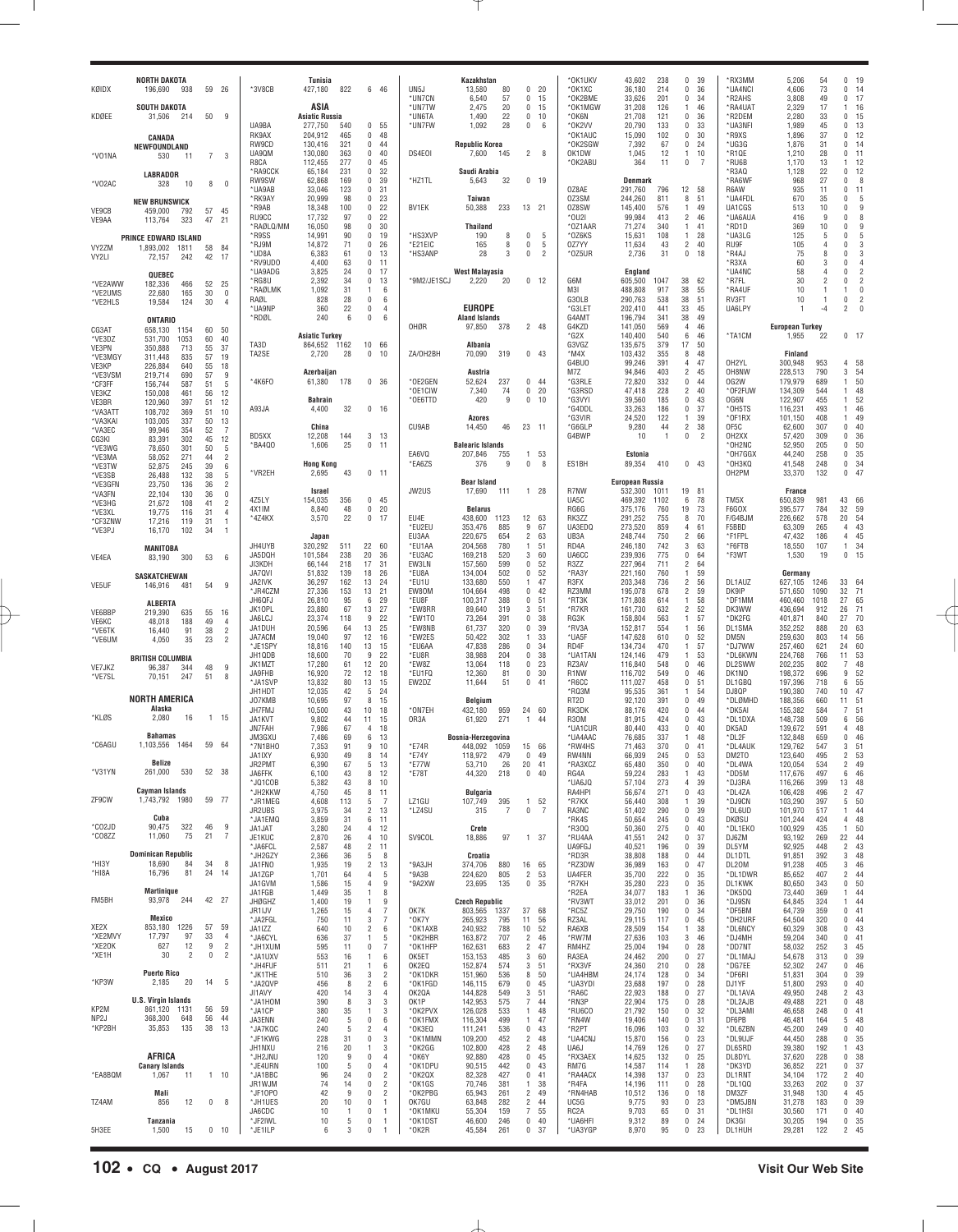**NORTH DAKOTA**

| Call | Score | QSOs | Zones | Countries |
|---|---|---|---|---|
| KØIDX | 196,690 | 938 | 59 | 26 |

**SOUTH DAKOTA**

| Call | Score | QSOs | Zones | Countries |
|---|---|---|---|---|
| KDØEE | 31,506 | 214 | 50 | 9 |

**CANADA**

**NEWFOUNDLAND**

| Call | Score | QSOs | Zones | Countries |
|---|---|---|---|---|
| *VO1NA | 530 | 11 | 7 | 3 |

**LABRADOR**

| Call | Score | QSOs | Zones | Countries |
|---|---|---|---|---|
| *VO2AC | 328 | 10 | 8 | 0 |

**NEW BRUNSWICK**

| Call | Score | QSOs | Zones | Countries |
|---|---|---|---|---|
| VE9CB | 459,000 | 792 | 57 | 45 |
| VE9AA | 113,764 | 323 | 47 | 21 |

**PRINCE EDWARD ISLAND**

| Call | Score | QSOs | Zones | Countries |
|---|---|---|---|---|
| VY2ZM | 1,893,002 | 1811 | 58 | 84 |
| VY2LI | 72,157 | 242 | 42 | 17 |

**QUEBEC**

| Call | Score | QSOs | Zones | Countries |
|---|---|---|---|---|
| *VE2AWW | 182,336 | 466 | 52 | 25 |
| *VE2UMS | 22,680 | 165 | 30 | 0 |
| *VE2HLS | 19,584 | 124 | 30 | 4 |

**ONTARIO**

| Call | Score | QSOs | Zones | Countries |
|---|---|---|---|---|
| CG3AT | 658,130 | 1154 | 60 | 50 |
| *VE3DZ | 531,700 | 1053 | 60 | 40 |
| VE3PN | 350,888 | 713 | 55 | 37 |
| *VE3MGY | 311,448 | 835 | 57 | 19 |
| VE3KP | 226,884 | 640 | 55 | 18 |
| *VE3VSM | 219,714 | 690 | 57 | 9 |
| *CF3FF | 156,744 | 587 | 51 | 5 |
| VE3KZ | 150,008 | 461 | 56 | 12 |
| VE3BR | 120,960 | 397 | 51 | 12 |
| *VA3ATT | 108,702 | 369 | 51 | 10 |
| *VA3KAI | 103,005 | 337 | 50 | 13 |
| *VA3EC | 99,946 | 354 | 52 | 7 |
| CG3KI | 83,391 | 302 | 45 | 12 |
| *VE3WG | 78,650 | 301 | 50 | 5 |
| *VE3MA | 58,052 | 271 | 44 | 2 |
| *VE3TW | 52,875 | 245 | 39 | 6 |
| *VE3SB | 26,488 | 132 | 38 | 5 |
| *VE3GFN | 23,750 | 136 | 36 | 2 |
| *VA3FN | 22,104 | 130 | 36 | 0 |
| *VE3HG | 21,672 | 108 | 41 | 2 |
| *VE3XL | 19,775 | 116 | 31 | 4 |
| *CF3ZNW | 17,216 | 119 | 31 | 1 |
| *VE3PJ | 16,170 | 102 | 34 | 1 |

**MANITOBA**

| Call | Score | QSOs | Zones | Countries |
|---|---|---|---|---|
| VE4EA | 83,190 | 300 | 53 | 6 |

**SASKATCHEWAN**

| Call | Score | QSOs | Zones | Countries |
|---|---|---|---|---|
| VE5UF | 146,916 | 481 | 54 | 9 |

**ALBERTA**

| Call | Score | QSOs | Zones | Countries |
|---|---|---|---|---|
| VE6BBP | 219,390 | 635 | 55 | 16 |
| VE6KC | 48,018 | 188 | 49 | 4 |
| *VE6TK | 16,440 | 91 | 38 | 2 |
| *VE6UM | 4,050 | 35 | 23 | 2 |

**BRITISH COLUMBIA**

| Call | Score | QSOs | Zones | Countries |
|---|---|---|---|---|
| VE7JKZ | 96,387 | 344 | 48 | 9 |
| *VE7SL | 70,151 | 247 | 51 | 8 |

**NORTH AMERICA**

**Alaska**

| Call | Score | QSOs | Zones | Countries |
|---|---|---|---|---|
| *KLØS | 2,080 | 16 | 1 | 15 |

**Bahamas**

| Call | Score | QSOs | Zones | Countries |
|---|---|---|---|---|
| *C6AGU | 1,103,556 | 1464 | 59 | 64 |

**Belize**

| Call | Score | QSOs | Zones | Countries |
|---|---|---|---|---|
| *V31YN | 261,000 | 530 | 52 | 38 |

**Cayman Islands**

| Call | Score | QSOs | Zones | Countries |
|---|---|---|---|---|
| ZF9CW | 1,743,792 | 1980 | 59 | 77 |

**Cuba**

| Call | Score | QSOs | Zones | Countries |
|---|---|---|---|---|
| *CO2JD | 90,475 | 322 | 46 | 9 |
| *CO8ZZ | 11,060 | 75 | 21 | 7 |

**Dominican Republic**

| Call | Score | QSOs | Zones | Countries |
|---|---|---|---|---|
| *HI3Y | 18,690 | 84 | 34 | 8 |
| *HI8A | 16,796 | 81 | 24 | 14 |

**Martinique**

| Call | Score | QSOs | Zones | Countries |
|---|---|---|---|---|
| FM5BH | 93,978 | 244 | 42 | 27 |

**Mexico**

| Call | Score | QSOs | Zones | Countries |
|---|---|---|---|---|
| XE2X | 853,180 | 1226 | 57 | 59 |
| *XE2MVY | 17,797 | 97 | 33 | 4 |
| *XE2OK | 627 | 12 | 9 | 2 |
| *XE1H | 30 | 2 | 0 | 2 |

**Puerto Rico**

| Call | Score | QSOs | Zones | Countries |
|---|---|---|---|---|
| *KP3W | 2,185 | 20 | 14 | 5 |

**U.S. Virgin Islands**

| Call | Score | QSOs | Zones | Countries |
|---|---|---|---|---|
| KP2M | 861,120 | 1131 | 56 | 59 |
| NP2J | 368,300 | 648 | 56 | 44 |
| *KP2BH | 35,853 | 135 | 38 | 13 |

**AFRICA**

**Canary Islands**

| Call | Score | QSOs | Zones | Countries |
|---|---|---|---|---|
| *EA8BQM | 1,067 | 11 | 1 | 10 |

**Mali**

| Call | Score | QSOs | Zones | Countries |
|---|---|---|---|---|
| TZ4AM | 856 | 12 | 0 | 8 |

**Tanzania**

| Call | Score | QSOs | Zones | Countries |
|---|---|---|---|---|
| 5H3EE | 1,500 | 15 | 0 | 10 |

**Tunisia**

| Call | Score | QSOs | Zones | Countries |
|---|---|---|---|---|
| *3V8CB | 427,180 | 822 | 6 | 46 |

**ASIA**

**Asiatic Russia**

| Call | Score | QSOs | Zones | Countries |
|---|---|---|---|---|
| UA9BA | 277,750 | 540 | 0 | 55 |
| RK9AX | 204,912 | 465 | 0 | 48 |
| RW9CD | 130,416 | 321 | 0 | 44 |
| UA9QM | 130,080 | 363 | 0 | 40 |
| R8CA | 112,455 | 277 | 0 | 45 |
| *RA9CCK | 65,184 | 231 | 0 | 32 |
| RW9SW | 62,868 | 169 | 0 | 39 |
| *UA9AB | 33,046 | 123 | 0 | 31 |
| *RK9AY | 20,999 | 98 | 0 | 23 |
| *R9AB | 18,348 | 100 | 0 | 22 |
| RU9CC | 17,732 | 97 | 0 | 22 |
| *RAØLQ/MM | 16,050 | 98 | 0 | 30 |
| *R9SS | 14,991 | 90 | 0 | 19 |
| *RJ9M | 14,872 | 71 | 0 | 26 |
| *UD8A | 6,383 | 61 | 0 | 13 |
| *RV9UDO | 4,400 | 63 | 0 | 11 |
| *UA9ADG | 3,825 | 24 | 0 | 17 |
| *RG8U | 2,392 | 34 | 0 | 13 |
| *RAØLMK | 1,092 | 31 | 1 | 6 |
| RAØL | 828 | 28 | 0 | 6 |
| *UA9NP | 360 | 22 | 0 | 4 |
| *RDØL | 240 | 6 | 0 | 6 |

**Asiatic Turkey**

| Call | Score | QSOs | Zones | Countries |
|---|---|---|---|---|
| TA3D | 864,652 | 1162 | 10 | 66 |
| TA2SE | 2,720 | 28 | 0 | 10 |

**Azerbaijan**

| Call | Score | QSOs | Zones | Countries |
|---|---|---|---|---|
| *4K6FO | 61,380 | 178 | 0 | 36 |

**Bahrain**

| Call | Score | QSOs | Zones | Countries |
|---|---|---|---|---|
| A93JA | 4,400 | 32 | 0 | 16 |

**China**

| Call | Score | QSOs | Zones | Countries |
|---|---|---|---|---|
| BD5XX | 12,208 | 144 | 3 | 13 |
| *BA4QO | 1,606 | 25 | 0 | 11 |

**Hong Kong**

| Call | Score | QSOs | Zones | Countries |
|---|---|---|---|---|
| *VR2EH | 2,695 | 43 | 0 | 11 |

**Israel**

| Call | Score | QSOs | Zones | Countries |
|---|---|---|---|---|
| 4Z5LY | 154,035 | 356 | 0 | 45 |
| 4X1IM | 8,840 | 48 | 0 | 20 |
| *4Z4KX | 3,570 | 22 | 0 | 17 |

**Japan**

| Call | Score | QSOs | Zones | Countries |
|---|---|---|---|---|
| JH4UYB | 320,292 | 511 | 22 | 60 |
| JA5DQH | 101,584 | 238 | 20 | 36 |
| JI3KDH | 66,144 | 218 | 17 | 31 |
| JA7QVI | 51,832 | 139 | 18 | 26 |
| JA2IVK | 36,297 | 162 | 13 | 24 |
| *JR4CZM | 27,336 | 153 | 13 | 21 |
| JH6QFJ | 26,810 | 95 | 6 | 29 |
| JK1OPL | 23,880 | 67 | 13 | 27 |
| JA6LCJ | 23,374 | 118 | 9 | 22 |
| JA1DUH | 20,596 | 64 | 13 | 25 |
| JA7ACM | 19,040 | 97 | 12 | 16 |
| *JE1SPY | 18,816 | 140 | 13 | 15 |
| JH1QDB | 18,600 | 70 | 9 | 22 |
| JK1MZT | 17,280 | 61 | 12 | 20 |
| JA9FHB | 16,920 | 72 | 12 | 18 |
| *JA1SVP | 13,832 | 80 | 13 | 15 |
| JH1HDT | 12,035 | 42 | 5 | 24 |
| JO7KMB | 10,695 | 97 | 8 | 15 |
| JH7FMJ | 10,500 | 43 | 10 | 18 |
| JA1KVT | 9,802 | 44 | 11 | 15 |
| JN7FAH | 7,986 | 67 | 4 | 18 |
| JM3GXU | 7,486 | 69 | 6 | 13 |
| *7N1BHO | 7,353 | 91 | 9 | 10 |
| JA1IXY | 6,930 | 49 | 8 | 14 |
| JR2PMT | 6,390 | 67 | 5 | 13 |
| JA6FFK | 6,100 | 43 | 8 | 12 |
| *JQ1COB | 5,382 | 43 | 8 | 10 |
| *JH2KKW | 4,750 | 45 | 8 | 11 |
| *JR1MEG | 4,608 | 113 | 5 | 7 |
| JR2UBS | 3,975 | 34 | 2 | 13 |
| *JA1EMQ | 3,859 | 31 | 6 | 11 |
| JA1JAT | 3,280 | 24 | 4 | 12 |
| JE1KUC | 2,870 | 26 | 4 | 10 |
| *JA6FCL | 2,587 | 48 | 2 | 11 |
| *JH2GZY | 2,366 | 36 | 5 | 8 |
| JA1FNO | 1,935 | 19 | 2 | 13 |
| JA1ZGP | 1,701 | 64 | 4 | 5 |
| JA1GVM | 1,586 | 15 | 4 | 9 |
| JA1FGB | 1,449 | 35 | 1 | 8 |
| JHØGHZ | 1,400 | 19 | 1 | 9 |
| JR1IJV | 1,265 | 15 | 4 | 7 |
| *JA2FGL | 750 | 11 | 3 | 7 |
| JA1IZZ | 640 | 10 | 2 | 6 |
| *JA6CYL | 636 | 37 | 1 | 5 |
| *JH1XUM | 595 | 11 | 0 | 7 |
| *JA1UXV | 553 | 16 | 1 | 6 |
| *JH4FUF | 511 | 21 | 1 | 6 |
| *JK1THE | 510 | 36 | 3 | 2 |
| *JA2QVP | 456 | 8 | 2 | 6 |
| JI1AVY | 420 | 14 | 3 | 4 |
| *JA1HOM | 390 | 8 | 3 | 3 |
| *JA1CP | 380 | 35 | 1 | 3 |
| JA3ENN | 240 | 5 | 0 | 6 |
| *JA7KQC | 240 | 5 | 2 | 4 |
| *JF1KWG | 228 | 31 | 0 | 3 |
| JH1NXU | 216 | 20 | 1 | 3 |
| *JH2JNU | 120 | 9 | 0 | 4 |
| *JE4URN | 100 | 5 | 0 | 4 |
| *JA1BBC | 96 | 24 | 0 | 2 |
| JR1WJM | 74 | 14 | 0 | 2 |
| *JF1OPO | 42 | 9 | 0 | 2 |
| *JH1UES | 20 | 10 | 0 | 1 |
| JA6CDC | 10 | 1 | 0 | 1 |
| *JF2IWL | 10 | 5 | 0 | 1 |
| *JE1ILP | 6 | 3 | 0 | 1 |

**Kazakhstan**

| Call | Score | QSOs | Zones | Countries |
|---|---|---|---|---|
| UN5J | 13,580 | 80 | 0 | 20 |
| *UN7CN | 6,540 | 57 | 0 | 15 |
| *UN7TW | 2,475 | 20 | 0 | 15 |
| *UN6TA | 1,490 | 22 | 0 | 10 |
| *UN7FW | 1,092 | 28 | 0 | 6 |

**Republic Korea**

| Call | Score | QSOs | Zones | Countries |
|---|---|---|---|---|
| DS4EOI | 7,600 | 145 | 2 | 8 |

**Saudi Arabia**

| Call | Score | QSOs | Zones | Countries |
|---|---|---|---|---|
| *HZ1TL | 5,643 | 32 | 0 | 19 |

**Taiwan**

| Call | Score | QSOs | Zones | Countries |
|---|---|---|---|---|
| BV1EK | 50,388 | 233 | 13 | 21 |

**Thailand**

| Call | Score | QSOs | Zones | Countries |
|---|---|---|---|---|
| *HS3XVP | 190 | 8 | 0 | 5 |
| *E21EIC | 165 | 8 | 0 | 5 |
| *HS3ANP | 28 | 3 | 0 | 2 |

**West Malayasia**

| Call | Score | QSOs | Zones | Countries |
|---|---|---|---|---|
| *9M2/JE1SCJ | 2,220 | 20 | 0 | 12 |

**EUROPE**

**Aland Islands**

| Call | Score | QSOs | Zones | Countries |
|---|---|---|---|---|
| OHØR | 97,850 | 378 | 2 | 48 |

**Albania**

| Call | Score | QSOs | Zones | Countries |
|---|---|---|---|---|
| ZA/OH2BH | 70,090 | 319 | 0 | 43 |

**Austria**

| Call | Score | QSOs | Zones | Countries |
|---|---|---|---|---|
| *OE2GEN | 52,624 | 237 | 0 | 44 |
| *OE1CIW | 7,340 | 74 | 0 | 20 |
| *OE6TTD | 420 | 9 | 0 | 10 |

**Azores**

| Call | Score | QSOs | Zones | Countries |
|---|---|---|---|---|
| CU9AB | 14,450 | 46 | 23 | 11 |

**Balearic Islands**

| Call | Score | QSOs | Zones | Countries |
|---|---|---|---|---|
| EA6VQ | 207,846 | 755 | 1 | 53 |
| *EA6ZS | 376 | 9 | 0 | 8 |

**Bear Island**

| Call | Score | QSOs | Zones | Countries |
|---|---|---|---|---|
| JW2US | 17,690 | 111 | 1 | 28 |

**Belarus**

| Call | Score | QSOs | Zones | Countries |
|---|---|---|---|---|
| EU4E | 438,600 | 1123 | 12 | 63 |
| *EU2EU | 353,476 | 885 | 9 | 67 |
| EU3AA | 220,675 | 654 | 2 | 63 |
| *EU1AA | 204,568 | 780 | 1 | 51 |
| *EU3AC | 169,218 | 520 | 3 | 60 |
| EW3LN | 157,560 | 599 | 0 | 52 |
| *EU8A | 134,004 | 502 | 0 | 52 |
| *EU1U | 133,680 | 550 | 1 | 47 |
| EW8OM | 104,664 | 498 | 0 | 42 |
| *EU8F | 100,317 | 388 | 0 | 51 |
| *EW8RR | 89,640 | 319 | 3 | 51 |
| *EW1TO | 73,264 | 391 | 0 | 38 |
| *EW8NB | 61,737 | 320 | 0 | 39 |
| *EW2ES | 50,422 | 302 | 1 | 33 |
| *EU6AA | 47,838 | 286 | 0 | 34 |
| *EU8R | 38,988 | 204 | 0 | 38 |
| *EW8Z | 13,064 | 118 | 0 | 23 |
| *EU1FQ | 12,360 | 81 | 0 | 30 |
| EW2DZ | 11,644 | 51 | 0 | 41 |

**Belgium**

| Call | Score | QSOs | Zones | Countries |
|---|---|---|---|---|
| *ON7EH | 432,180 | 959 | 24 | 60 |
| OR3A | 61,920 | 271 | 1 | 44 |

**Bosnia-Herzegovina**

| Call | Score | QSOs | Zones | Countries |
|---|---|---|---|---|
| *E74R | 448,092 | 1059 | 15 | 66 |
| *E74Y | 118,972 | 479 | 0 | 49 |
| *E77W | 53,710 | 26 | 20 | 41 |
| *E78T | 44,320 | 218 | 0 | 40 |

**Bulgaria**

| Call | Score | QSOs | Zones | Countries |
|---|---|---|---|---|
| LZ1GU | 107,749 | 395 | 1 | 52 |
| *LZ4SU | 315 | 7 | 0 | 7 |

**Crete**

| Call | Score | QSOs | Zones | Countries |
|---|---|---|---|---|
| SV9COL | 18,886 | 97 | 1 | 37 |

**Croatia**

| Call | Score | QSOs | Zones | Countries |
|---|---|---|---|---|
| *9A3JH | 374,706 | 880 | 16 | 65 |
| *9A3B | 224,620 | 805 | 2 | 53 |
| *9A2XW | 23,695 | 135 | 0 | 35 |

**Czech Republic**

| Call | Score | QSOs | Zones | Countries |
|---|---|---|---|---|
| OK7K | 803,565 | 1337 | 37 | 68 |
| *OK7Y | 265,923 | 795 | 11 | 56 |
| *OK1AXB | 240,932 | 788 | 10 | 52 |
| *OK2HBR | 163,872 | 707 | 2 | 46 |
| *OK1FGH | 162,631 | 683 | 2 | 47 |
| OK5ET | 153,153 | 485 | 3 | 60 |
| OK2EQ | 152,874 | 574 | 3 | 51 |
| *OK1DKR | 151,960 | 536 | 8 | 50 |
| *OK1FGD | 146,115 | 679 | 0 | 45 |
| OK2QA | 144,828 | 549 | 3 | 51 |
| OK1P | 142,953 | 575 | 7 | 44 |
| *OK2PVX | 126,028 | 533 | 1 | 48 |
| *OK1FMX | 116,304 | 499 | 1 | 47 |
| *OK3EQ | 111,241 | 536 | 0 | 43 |
| *OK1MMN | 109,200 | 452 | 2 | 48 |
| *OK2GG | 102,800 | 428 | 2 | 48 |
| *OK6Y | 92,880 | 428 | 0 | 45 |
| *OK1DPU | 90,515 | 442 | 0 | 43 |
| *OK2QX | 82,328 | 427 | 0 | 41 |
| *OK1GS | 70,746 | 381 | 1 | 38 |
| *OK2PBG | 65,943 | 261 | 2 | 49 |
| OK7GU | 63,848 | 282 | 2 | 44 |
| *OK1MKU | 55,304 | 159 | 7 | 55 |
| *OK1DST | 46,600 | 246 | 0 | 40 |
| *OK2R | 45,584 | 261 | 0 | 37 |
| *OK1UKV | 43,602 | 238 | 0 | 39 |
| *OK1XC | 36,180 | 214 | 0 | 36 |
| *OK2BME | 33,626 | 201 | 0 | 34 |
| *OK1MGW | 31,208 | 126 | 1 | 46 |
| *OK6N | 21,708 | 121 | 0 | 36 |
| *OK2VV | 20,790 | 133 | 0 | 33 |
| *OK1AUC | 15,090 | 102 | 0 | 30 |
| *OK2SGW | 7,392 | 67 | 0 | 24 |
| OK1DW | 1,045 | 12 | 1 | 10 |
| *OK2ABU | 364 | 11 | 0 | 7 |

**Denmark**

| Call | Score | QSOs | Zones | Countries |
|---|---|---|---|---|
| OZ8AE | 291,760 | 796 | 12 | 58 |
| OZ3SM | 244,260 | 811 | 8 | 51 |
| OZ8SW | 145,400 | 576 | 1 | 49 |
| *OU2I | 99,984 | 413 | 2 | 46 |
| *OZ1AAR | 71,274 | 340 | 1 | 41 |
| *OZ6KS | 15,631 | 108 | 1 | 28 |
| OZ7YY | 11,634 | 43 | 2 | 40 |
| *OZ5UR | 2,736 | 31 | 0 | 18 |

**England**

| Call | Score | QSOs | Zones | Countries |
|---|---|---|---|---|
| G6M | 605,500 | 1047 | 38 | 62 |
| M3I | 488,808 | 917 | 38 | 55 |
| G3OLB | 290,763 | 538 | 38 | 51 |
| *G3LET | 202,410 | 441 | 33 | 45 |
| G4AMT | 196,794 | 341 | 38 | 49 |
| G4KZD | 141,050 | 569 | 4 | 46 |
| *G2X | 140,400 | 540 | 6 | 46 |
| G3VGZ | 135,675 | 379 | 17 | 50 |
| *M4X | 103,432 | 355 | 8 | 48 |
| G4BUO | 99,246 | 391 | 4 | 47 |
| M7Z | 94,846 | 403 | 2 | 45 |
| *G3RLE | 72,820 | 332 | 0 | 44 |
| *G3RSD | 47,418 | 228 | 2 | 40 |
| *G3VYI | 39,560 | 185 | 0 | 43 |
| *G4DDL | 33,263 | 186 | 0 | 37 |
| *G3VIR | 24,520 | 122 | 1 | 39 |
| *G6GLP | 9,280 | 44 | 2 | 38 |
| G4BWP | 10 | 1 | 0 | 2 |

**Estonia**

| Call | Score | QSOs | Zones | Countries |
|---|---|---|---|---|
| ES1BH | 89,354 | 410 | 0 | 43 |

**European Russia**

| Call | Score | QSOs | Zones | Countries |
|---|---|---|---|---|
| R7NW | 532,300 | 1011 | 19 | 81 |
| UA5C | 469,392 | 1102 | 6 | 78 |
| RG6G | 375,176 | 760 | 19 | 73 |
| RK3ZZ | 291,252 | 755 | 8 | 70 |
| UA3EDQ | 273,520 | 859 | 4 | 61 |
| UB3A | 248,744 | 750 | 2 | 66 |
| RD4A | 246,180 | 742 | 3 | 63 |
| UA6CC | 239,936 | 775 | 0 | 64 |
| R3ZZ | 227,964 | 711 | 2 | 64 |
| *RA3Y | 221,160 | 760 | 1 | 59 |
| R3FX | 203,348 | 736 | 2 | 56 |
| RZ3MM | 195,078 | 678 | 2 | 59 |
| *RT3K | 171,808 | 614 | 1 | 58 |
| *R7KR | 161,730 | 632 | 2 | 52 |
| RG3X | 158,804 | 563 | 1 | 57 |
| *RV3A | 152,817 | 554 | 1 | 56 |
| *UA5F | 147,658 | 610 | 0 | 52 |
| RD4F | 134,734 | 470 | 1 | 57 |
| *UA1TAN | 124,146 | 479 | 1 | 53 |
| RZ3AV | 116,840 | 548 | 0 | 46 |
| R1NW | 116,702 | 549 | 0 | 46 |
| *R6CC | 111,027 | 458 | 0 | 51 |
| *RQ3M | 95,535 | 361 | 1 | 54 |
| RT2D | 92,120 | 391 | 0 | 49 |
| RK3DK | 88,176 | 420 | 0 | 44 |
| R3OM | 81,915 | 424 | 0 | 43 |
| *UA1CUR | 80,440 | 433 | 0 | 40 |
| *UA4AAC | 76,685 | 337 | 1 | 48 |
| *RW4HS | 71,463 | 370 | 0 | 41 |
| RW4NN | 66,939 | 245 | 0 | 53 |
| *RA3XCZ | 65,480 | 350 | 0 | 40 |
| RG4A | 59,224 | 283 | 1 | 43 |
| *UA6JQ | 57,104 | 273 | 4 | 39 |
| RA4HPI | 56,674 | 271 | 0 | 43 |
| *R7KX | 56,440 | 308 | 1 | 39 |
| RA3NC | 51,402 | 290 | 0 | 39 |
| *RK4S | 50,654 | 245 | 0 | 43 |
| *R3OQ | 50,360 | 275 | 0 | 40 |
| *RU4AA | 41,551 | 242 | 0 | 37 |
| UA9FGJ | 40,521 | 196 | 0 | 39 |
| *RD3R | 38,808 | 188 | 0 | 44 |
| *RZ3DW | 36,989 | 163 | 0 | 47 |
| UA4FER | 35,700 | 222 | 0 | 35 |
| *R7KH | 35,280 | 223 | 0 | 35 |
| *R2EA | 34,077 | 183 | 1 | 36 |
| *RV3WT | 33,012 | 201 | 0 | 36 |
| *RC5Z | 29,750 | 190 | 0 | 34 |
| RZ3AL | 29,115 | 117 | 0 | 45 |
| RA6XB | 28,509 | 154 | 1 | 38 |
| *RW7M | 27,636 | 103 | 3 | 46 |
| RM4HZ | 25,004 | 194 | 0 | 28 |
| RA3EA | 24,462 | 200 | 0 | 27 |
| *RX3VF | 24,360 | 210 | 0 | 28 |
| *UA4HBM | 24,174 | 128 | 0 | 34 |
| *UA3YDI | 23,688 | 197 | 0 | 28 |
| *RA6C | 22,923 | 188 | 0 | 27 |
| *RN3P | 22,904 | 175 | 0 | 28 |
| *RU6CO | 21,792 | 150 | 0 | 32 |
| *RN4W | 19,406 | 140 | 0 | 31 |
| *R2PT | 16,096 | 103 | 0 | 32 |
| *UA4CNJ | 15,870 | 156 | 0 | 23 |
| UA6J | 14,769 | 126 | 0 | 27 |
| *RX3AEX | 14,625 | 132 | 0 | 25 |
| RM7G | 14,587 | 114 | 1 | 28 |
| *RA4ACX | 14,398 | 137 | 0 | 23 |
| *R4FA | 14,196 | 111 | 0 | 28 |
| *RN4HAB | 10,512 | 136 | 0 | 18 |
| UC5G | 9,775 | 93 | 0 | 23 |
| RC2A | 9,703 | 65 | 0 | 31 |
| *UA6HFI | 9,312 | 89 | 0 | 24 |
| *UA3YGP | 8,970 | 95 | 0 | 23 |
| *RX3MM | 5,206 | 54 | 0 | 19 |
| *UA4NCI | 4,606 | 73 | 0 | 14 |
| *R2AHS | 3,808 | 49 | 0 | 17 |
| *RA4UAT | 2,329 | 17 | 1 | 16 |
| *R2DEM | 2,280 | 33 | 0 | 15 |
| *UA3NFI | 1,989 | 45 | 0 | 13 |
| *R9XS | 1,896 | 37 | 0 | 12 |
| *UG3G | 1,876 | 31 | 0 | 14 |
| *R1QE | 1,210 | 28 | 0 | 11 |
| *RU6B | 1,170 | 13 | 1 | 12 |
| *R3AQ | 1,128 | 22 | 0 | 12 |
| *RA6WF | 968 | 27 | 0 | 8 |
| R6AW | 935 | 11 | 0 | 11 |
| *UA4FDL | 670 | 35 | 0 | 5 |
| UA1CGS | 513 | 10 | 0 | 9 |
| *UA6AUA | 416 | 9 | 0 | 8 |
| *RD1D | 369 | 10 | 0 | 9 |
| *UA3LG | 125 | 5 | 0 | 5 |
| RU9F | 105 | 4 | 0 | 3 |
| *R4AJ | 75 | 8 | 0 | 3 |
| *R3XA | 60 | 3 | 0 | 4 |
| *UA4NC | 58 | 4 | 0 | 2 |
| *R7FL | 30 | 2 | 0 | 2 |
| *RA4UF | 10 | 1 | 1 | 0 |
| RV3FT | 10 | 1 | 0 | 2 |
| UA6LPY | 1 | -4 | 2 | 0 |

**European Turkey**

| Call | Score | QSOs | Zones | Countries |
|---|---|---|---|---|
| *TA1CM | 1,955 | 22 | 0 | 17 |

**Finland**

| Call | Score | QSOs | Zones | Countries |
|---|---|---|---|---|
| OH2YL | 300,948 | 953 | 4 | 58 |
| OH8NW | 228,513 | 790 | 3 | 54 |
| OG2W | 179,979 | 689 | 1 | 50 |
| *OF2FUW | 134,309 | 544 | 1 | 48 |
| OG6N | 122,907 | 455 | 1 | 52 |
| *OH5TS | 116,231 | 493 | 1 | 46 |
| *OF1RX | 101,150 | 408 | 1 | 49 |
| OF5C | 62,600 | 307 | 0 | 40 |
| OH2XX | 57,420 | 309 | 0 | 36 |
| *OH2NC | 52,950 | 205 | 0 | 50 |
| *OH7GGX | 44,240 | 258 | 0 | 35 |
| *OH3KQ | 41,548 | 248 | 0 | 34 |
| OH2PM | 33,370 | 132 | 0 | 47 |

**France**

| Call | Score | QSOs | Zones | Countries |
|---|---|---|---|---|
| TM5X | 650,839 | 981 | 43 | 66 |
| F6GOX | 395,577 | 784 | 32 | 59 |
| F/G4BJM | 226,662 | 578 | 20 | 54 |
| F5BBD | 63,309 | 265 | 4 | 43 |
| *F1FPL | 47,432 | 186 | 4 | 45 |
| *F6FTB | 18,550 | 107 | 1 | 34 |
| *F3WT | 1,530 | 19 | 0 | 15 |

**Germany**

| Call | Score | QSOs | Zones | Countries |
|---|---|---|---|---|
| DL1AUZ | 627,105 | 1246 | 33 | 64 |
| DK9IP | 571,650 | 1090 | 32 | 71 |
| *DF1MM | 460,460 | 1018 | 27 | 65 |
| DK3WW | 436,694 | 912 | 26 | 71 |
| *DK2FG | 401,871 | 840 | 27 | 70 |
| DL1SMA | 352,252 | 888 | 20 | 63 |
| DM5N | 259,630 | 803 | 14 | 56 |
| *DJ7WW | 257,460 | 621 | 24 | 60 |
| *DL6KWN | 224,768 | 766 | 11 | 53 |
| DL2SWW | 202,235 | 802 | 7 | 48 |
| DK1NO | 198,372 | 696 | 9 | 52 |
| DL1GBQ | 197,396 | 718 | 6 | 55 |
| DJ8QP | 190,380 | 740 | 10 | 47 |
| *DLØMHD | 188,356 | 660 | 11 | 51 |
| *DK5AI | 155,382 | 584 | 7 | 51 |
| *DL1DXA | 148,738 | 509 | 6 | 56 |
| DK5AD | 139,672 | 591 | 4 | 48 |
| *DL2F | 132,848 | 659 | 0 | 46 |
| *DL4AUK | 129,762 | 547 | 3 | 51 |
| DM2TO | 123,640 | 495 | 2 | 53 |
| *DL4WA | 120,054 | 534 | 2 | 49 |
| *DD5M | 117,676 | 497 | 6 | 46 |
| *DJ3RA | 116,266 | 399 | 13 | 48 |
| *DL4ZA | 106,428 | 496 | 2 | 47 |
| *DJ9CN | 103,290 | 397 | 5 | 50 |
| *DL6UD | 101,970 | 517 | 1 | 44 |
| DKØSU | 101,244 | 424 | 4 | 48 |
| *DL1EKO | 100,929 | 435 | 1 | 50 |
| DJ6ZM | 93,192 | 269 | 22 | 44 |
| DL5YM | 92,925 | 448 | 2 | 43 |
| DL1DTL | 91,851 | 392 | 3 | 48 |
| DL2OM | 91,238 | 405 | 3 | 46 |
| *DL1DWR | 85,652 | 407 | 2 | 44 |
| DL1KWK | 80,650 | 343 | 0 | 50 |
| *DK5DQ | 73,440 | 369 | 1 | 44 |
| *DJ9SN | 64,845 | 324 | 1 | 44 |
| *DF5BM | 64,739 | 359 | 0 | 41 |
| *DH2URF | 64,504 | 320 | 0 | 44 |
| *DL6NCY | 60,329 | 308 | 0 | 43 |
| *DJ4MH | 59,204 | 340 | 0 | 41 |
| *DD7NT | 58,032 | 252 | 3 | 45 |
| *DL1MAJ | 54,678 | 313 | 0 | 39 |
| *DG7EE | 52,302 | 247 | 0 | 46 |
| DF6RI | 51,831 | 304 | 0 | 39 |
| DJ1YF | 51,800 | 293 | 0 | 40 |
| *DL1AVA | 49,950 | 248 | 2 | 43 |
| *DL2AJB | 49,488 | 221 | 0 | 48 |
| *DL3AMI | 46,658 | 248 | 0 | 41 |
| DF6PB | 46,481 | 164 | 5 | 48 |
| *DL6ZBN | 45,200 | 249 | 0 | 40 |
| *DL9UJF | 44,450 | 288 | 0 | 35 |
| DL6SRD | 39,380 | 192 | 1 | 43 |
| DL8DYL | 37,620 | 228 | 0 | 38 |
| *DK3YD | 36,852 | 221 | 0 | 37 |
| DL1RNT | 34,104 | 172 | 2 | 40 |
| *DL1QQ | 33,263 | 202 | 0 | 37 |
| DM3ZF | 31,948 | 130 | 4 | 45 |
| *DM5JBN | 31,278 | 183 | 0 | 39 |
| *DL1HSI | 30,560 | 171 | 0 | 40 |
| DK3GI | 30,205 | 194 | 0 | 35 |
| DL1HUH | 29,281 | 122 | 2 | 45 |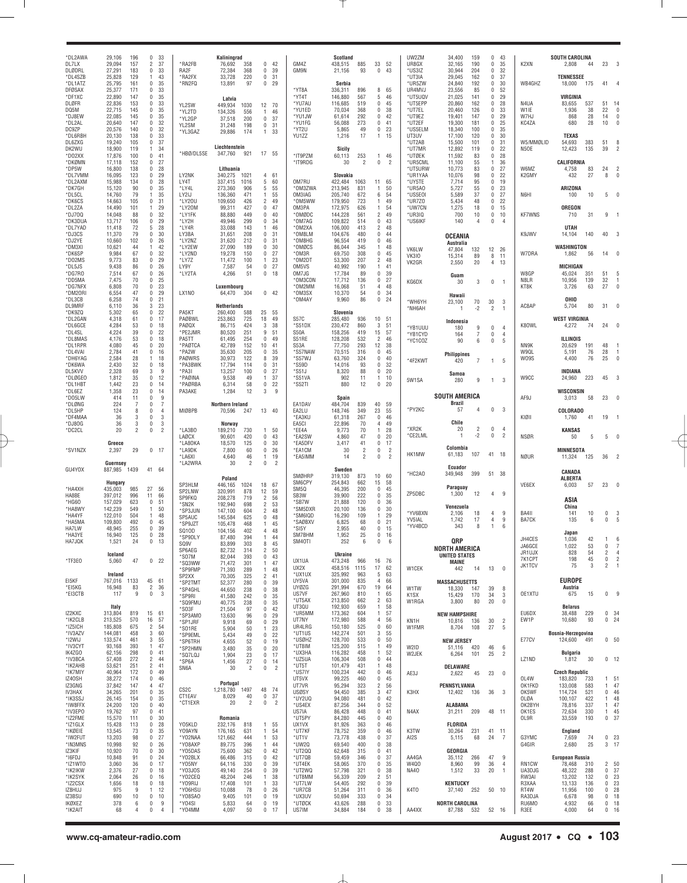| Call | Score | QSOs | Zones | Countries |
|---|---|---|---|---|
| *DL2AWA | 29,106 | 196 | 0 | 33 |
| DL7LX | 29,094 | 157 | 2 | 37 |
| DLØDRL | 27,291 | 183 | 0 | 33 |
| *DL4SZB | 25,828 | 129 | 1 | 43 |
| *DL1ATZ | 25,795 | 161 | 0 | 35 |
| DFØSAX | 25,377 | 171 | 0 | 33 |
| *DF1XC | 22,890 | 147 | 0 | 35 |
| DLØFR | 22,836 | 153 | 0 | 33 |
| DQ5M | 22,715 | 145 | 0 | 35 |
| *DJ8EW | 22,085 | 145 | 0 | 35 |
| *DL2AL | 20,640 | 147 | 0 | 32 |
| DC9ZP | 20,576 | 140 | 0 | 32 |
| *DL6RBH | 20,130 | 138 | 0 | 33 |
| DL6ZXG | 19,240 | 105 | 0 | 37 |
| DK2WU | 18,900 | 119 | 1 | 34 |
| *DO2XX | 17,876 | 100 | 0 | 41 |
| *DKØMN | 17,118 | 152 | 0 | 27 |
| *DP5W | 16,800 | 138 | 0 | 28 |
| *DL7VMM | 16,095 | 123 | 0 | 29 |
| *DL2AXM | 15,988 | 134 | 0 | 28 |
| *DK7GH | 15,120 | 90 | 0 | 35 |
| *DL5CL | 14,760 | 79 | 1 | 35 |
| *DK6CS | 14,663 | 105 | 0 | 31 |
| *DL2ZA | 14,490 | 101 | 1 | 29 |
| *DJ7OQ | 14,048 | 88 | 0 | 32 |
| *DK3DUA | 13,717 | 106 | 0 | 29 |
| *DL7YAD | 11,418 | 72 | 5 | 28 |
| *DJ3CS | 11,370 | 79 | 0 | 30 |
| *DJ2YE | 10,660 | 102 | 0 | 26 |
| *DM3XI | 10,621 | 44 | 1 | 42 |
| *DK6SP | 9,984 | 67 | 0 | 32 |
| *DO2MS | 9,773 | 83 | 0 | 29 |
| *DL5JS | 9,438 | 86 | 0 | 26 |
| *DG7RO | 7,514 | 67 | 0 | 26 |
| *DD5MA | 7,475 | 70 | 0 | 25 |
| *DG7NFX | 6,808 | 70 | 0 | 23 |
| *DM2ORI | 6,554 | 47 | 0 | 29 |
| *DL3CB | 6,258 | 74 | 0 | 21 |
| DL9MRF | 6,110 | 36 | 3 | 23 |
| *DK9ZQ | 5,302 | 65 | 0 | 22 |
| *DL2GAN | 4,318 | 61 | 0 | 17 |
| *DL6GCE | 4,284 | 53 | 0 | 18 |
| *DL4SL | 4,224 | 39 | 0 | 22 |
| *DL8MAS | 4,176 | 53 | 0 | 18 |
| *DL1RPR | 4,080 | 45 | 0 | 20 |
| *DL4VAI | 2,784 | 41 | 0 | 16 |
| *DH6YAG | 2,584 | 28 | 1 | 18 |
| *DK6WA | 2,430 | 32 | 0 | 18 |
| DL5KVV | 2,328 | 69 | 3 | 9 |
| *DLØGEO | 1,812 | 35 | 0 | 12 |
| *DL1HBT | 1,442 | 23 | 0 | 14 |
| *DL6EZ | 1,358 | 23 | 0 | 14 |
| *DO5LW | 414 | 11 | 0 | 9 |
| *DLØNG | 224 | 7 | 0 | 7 |
| *DL5HP | 124 | 8 | 0 | 4 |
| *DF4MAA | 36 | 3 | 0 | 3 |
| *DJ8OG | 36 | 3 | 0 | 3 |
| *DC2CL | 20 | 2 | 0 | 2 |
| **Greece** | | | | |
| *SV1NZX | 2,397 | 29 | 0 | 17 |
| **Guernsey** | | | | |
| GU4YOX | 887,985 | 1439 | 41 | 64 |
| **Hungary** | | | | |
| *HA4XH | 435,003 | 985 | 27 | 56 |
| HA8BE | 397,012 | 996 | 11 | 66 |
| *HG6O | 157,029 | 623 | 0 | 51 |
| *HA8WY | 142,239 | 549 | 1 | 50 |
| *HA4YF | 122,010 | 504 | 1 | 48 |
| *HA5MA | 109,800 | 492 | 0 | 45 |
| HA7LW | 48,945 | 255 | 0 | 39 |
| *HA3YE | 16,940 | 125 | 0 | 28 |
| HA7JQK | 1,521 | 24 | 0 | 13 |
| **Iceland** | | | | |
| *TF3EO | 5,060 | 47 | 0 | 22 |
| **Ireland** | | | | |
| EI5KF | 767,016 | 1133 | 45 | 61 |
| *EI5KG | 16,948 | 83 | 2 | 36 |
| *EI3CTB | 117 | 9 | 0 | 3 |
| **Italy** | | | | |
| IZ2KXC | 313,804 | 819 | 15 | 61 |
| *IK2CLB | 213,525 | 570 | 16 | 57 |
| *IZ5ICH | 185,808 | 675 | 2 | 54 |
| *IV3AZV | 144,081 | 458 | 3 | 60 |
| *I2WIJ | 133,574 | 461 | 3 | 55 |
| *IV3CYT | 93,168 | 393 | 1 | 47 |
| IK4ZGO | 62,156 | 298 | 0 | 41 |
| *IV3BCA | 57,408 | 272 | 2 | 44 |
| *IK2AHB | 53,621 | 251 | 2 | 41 |
| *IK7MIY | 40,964 | 172 | 0 | 49 |
| IZ4OSH | 38,272 | 174 | 0 | 46 |
| IZ3GNG | 37,842 | 147 | 4 | 47 |
| IV3HAX | 34,265 | 201 | 0 | 35 |
| *IK3SSJ | 26,145 | 154 | 0 | 35 |
| *IW8FFX | 24,200 | 120 | 0 | 40 |
| *IV3EPO | 19,762 | 97 | 0 | 41 |
| *IZ2FME | 15,570 | 111 | 0 | 30 |
| *IZ1GLX | 15,428 | 113 | 0 | 28 |
| *IKØEIE | 13,545 | 73 | 0 | 35 |
| *IW2FUT | 13,203 | 98 | 0 | 27 |
| *IN3MNS | 10,998 | 92 | 0 | 26 |
| IZ3KIF | 10,920 | 70 | 0 | 30 |
| *I6FDJ | 10,848 | 91 | 0 | 24 |
| *IZ1WTO | 3,060 | 36 | 0 | 17 |
| *IZ2IKW | 2,376 | 27 | 0 | 18 |
| *IZ2SYK | 2,064 | 26 | 0 | 16 |
| *IZ2CSX | 1,656 | 18 | 0 | 18 |
| IZ8HUJ | 975 | 9 | 1 | 12 |
| IZ3BSU | 690 | 10 | 0 | 10 |
| IKØXEZ | 378 | 6 | 0 | 9 |
| *IK2AIT | 68 | 4 | 0 | 4 |
| **Kaliningrad** | | | | |
| *RA2FB | 76,692 | 358 | 0 | 42 |
| RA2F | 72,384 | 368 | 0 | 39 |
| *RA2FX | 33,728 | 220 | 0 | 31 |
| *RN2FQ | 13,891 | 97 | 0 | 29 |
| **Latvia** | | | | |
| YL2SW | 449,934 | 1030 | 12 | 70 |
| *YL2TD | 134,326 | 556 | 1 | 46 |
| *YL2GP | 37,518 | 200 | 0 | 37 |
| YL2SM | 31,248 | 198 | 0 | 31 |
| *YL3GAZ | 29,886 | 174 | 1 | 33 |
| **Liechtenstein** | | | | |
| *HBØ/DL5SE | 347,760 | 921 | 17 | 55 |
| **Lithuania** | | | | |
| LY2NK | 340,275 | 1021 | 4 | 61 |
| LY4T | 337,415 | 1016 | 5 | 60 |
| *LY4L | 273,360 | 906 | 5 | 55 |
| LY2IJ | 136,360 | 471 | 1 | 55 |
| *LY2OU | 109,650 | 426 | 2 | 49 |
| *LY2OM | 99,311 | 427 | 0 | 47 |
| *LY1FK | 88,880 | 449 | 0 | 40 |
| *LY2H | 49,946 | 299 | 0 | 34 |
| *LY4R | 33,088 | 143 | 1 | 46 |
| LY3BA | 31,651 | 208 | 0 | 31 |
| *LY2NZ | 31,620 | 212 | 0 | 31 |
| *LY2EW | 27,090 | 189 | 0 | 30 |
| *LY2ND | 19,278 | 150 | 0 | 27 |
| *LY7Z | 11,472 | 100 | 1 | 23 |
| LY9Y | 7,587 | 54 | 0 | 27 |
| *LY2TA | 4,266 | 51 | 0 | 18 |
| **Luxembourg** | | | | |
| LX1NO | 64,470 | 304 | 0 | 42 |
| **Netherlands** | | | | |
| PA5KT | 260,400 | 588 | 25 | 55 |
| PAØBWL | 253,863 | 725 | 18 | 49 |
| PAØQX | 86,715 | 424 | 3 | 38 |
| *PE2JMR | 80,520 | 251 | 9 | 51 |
| PA5TT | 61,495 | 254 | 0 | 49 |
| *PAØTCA | 42,789 | 152 | 10 | 41 |
| *PA2W | 35,630 | 205 | 0 | 35 |
| PAØWRS | 30,973 | 122 | 8 | 39 |
| *PA3BWK | 17,794 | 114 | 0 | 31 |
| *PA3I | 13,257 | 100 | 0 | 27 |
| *PAØINA | 9,538 | 49 | 1 | 37 |
| *PAØRBA | 6,314 | 58 | 0 | 22 |
| PA3AKE | 1,284 | 12 | 3 | 9 |
| **Northern Ireland** | | | | |
| MIØBPB | 70,596 | 247 | 13 | 40 |
| **Norway** | | | | |
| *LA3BO | 189,210 | 730 | 1 | 50 |
| LAØCX | 90,601 | 420 | 0 | 43 |
| *LA8OKA | 18,570 | 125 | 0 | 30 |
| *LA9DK | 7,800 | 60 | 0 | 26 |
| *LA6XI | 4,640 | 46 | 1 | 19 |
| *LA2WRA | 30 | 2 | 0 | 2 |
| **Poland** | | | | |
| SP3HLM | 446,165 | 1024 | 18 | 67 |
| SP2LNW | 320,991 | 878 | 12 | 59 |
| SP9FKQ | 208,278 | 719 | 2 | 56 |
| *SN2K | 192,940 | 698 | 2 | 53 |
| *SP3JUN | 147,100 | 604 | 2 | 48 |
| SP5AUC | 145,584 | 625 | 0 | 48 |
| *SP9JZT | 105,478 | 468 | 1 | 45 |
| SQ1OD | 104,156 | 402 | 4 | 48 |
| *SP9DLY | 87,480 | 394 | 1 | 44 |
| SQ9V | 83,899 | 303 | 8 | 45 |
| SP6AEG | 82,732 | 314 | 2 | 50 |
| *SO7M | 82,044 | 393 | 0 | 43 |
| *SQ3WW | 71,472 | 301 | 1 | 47 |
| *SP9FMP | 71,393 | 289 | 1 | 48 |
| SP2XX | 70,305 | 325 | 2 | 41 |
| *SP2TMT | 52,377 | 280 | 0 | 39 |
| *SP4GHL | 44,650 | 238 | 0 | 38 |
| *SP9RI | 41,580 | 242 | 0 | 35 |
| *SQ9FMU | 40,775 | 238 | 0 | 35 |
| *SO3F | 21,504 | 97 | 0 | 42 |
| *SP3AMO | 13,630 | 96 | 0 | 29 |
| *SP1JRF | 9,918 | 69 | 0 | 29 |
| *SO1RE | 5,904 | 50 | 1 | 23 |
| *SP9EML | 5,434 | 49 | 0 | 22 |
| *SP6TRH | 4,655 | 52 | 0 | 19 |
| *SP2HMN | 3,480 | 35 | 0 | 20 |
| *SQ7LQJ | 1,904 | 23 | 0 | 17 |
| *SP6A | 1,456 | 27 | 0 | 14 |
| SN6A | 30 | 2 | 0 | 2 |
| **Portugal** | | | | |
| CS2C | 1,218,780 | 1497 | 48 | 74 |
| CT1EAV | 8,029 | 40 | 0 | 37 |
| *CT1EXR | 20 | 2 | 0 | 2 |
| **Romania** | | | | |
| YO5KLD | 232,176 | 818 | 1 | 55 |
| YO9AYN | 176,165 | 631 | 1 | 54 |
| *YO2NAA | 121,662 | 444 | 1 | 53 |
| *YO8AXP | 89,775 | 396 | 1 | 44 |
| *YO5DAS | 75,600 | 362 | 0 | 42 |
| *YO2BLX | 66,486 | 315 | 0 | 42 |
| *YO5NY | 64,116 | 330 | 0 | 39 |
| *YO3JOS | 49,140 | 254 | 0 | 39 |
| *YO2CEQ | 48,204 | 246 | 1 | 38 |
| *YO9RIJ | 17,408 | 101 | 1 | 33 |
| *YO6HSU | 10,088 | 78 | 0 | 26 |
| *YO8SAO | 9,405 | 101 | 0 | 19 |
| *YO4SI | 5,833 | 64 | 0 | 19 |
| *YO4MM | 4,097 | 50 | 0 | 17 |
| **Scotland** | | | | |
| GM4Z | 438,515 | 885 | 33 | 52 |
| GM9N | 21,156 | 93 | 0 | 43 |
| **Serbia** | | | | |
| *YT8A | 336,311 | 896 | 8 | 65 |
| *YT4T | 146,880 | 567 | 5 | 46 |
| *YU7AU | 116,685 | 519 | 0 | 45 |
| *YU1ED | 70,034 | 368 | 0 | 38 |
| *YU1JW | 61,614 | 292 | 0 | 42 |
| *YU1FG | 56,088 | 273 | 0 | 41 |
| *YT2U | 5,865 | 49 | 0 | 23 |
| YU1ZZ | 1,216 | 17 | 1 | 15 |
| **Sicily** | | | | |
| *IT9PZM | 60,113 | 253 | 1 | 46 |
| *IT9RDG | 30 | 2 | 0 | 2 |
| **Slovakia** | | | | |
| OM7RU | 422,484 | 1063 | 11 | 65 |
| *OM3ZWA | 213,945 | 831 | 1 | 50 |
| OM3IAG | 205,740 | 672 | 6 | 54 |
| *OM5WW | 179,950 | 723 | 1 | 49 |
| OM3PA | 172,975 | 626 | 1 | 54 |
| *OMØDC | 144,228 | 561 | 2 | 49 |
| *OM7AG | 109,822 | 514 | 0 | 43 |
| *OM2XA | 106,000 | 413 | 2 | 48 |
| *OM8LM | 104,676 | 480 | 0 | 44 |
| *OM8HG | 96,554 | 419 | 0 | 46 |
| *OMØCS | 86,044 | 345 | 1 | 48 |
| *OM3R | 69,750 | 308 | 0 | 45 |
| *OM2DT | 53,300 | 207 | 2 | 48 |
| OM5VS | 40,992 | 190 | 1 | 41 |
| OM7JG | 17,784 | 89 | 0 | 39 |
| *OM3CDN | 17,712 | 136 | 0 | 27 |
| *OM2MM | 16,068 | 51 | 4 | 48 |
| *OM3SX | 10,370 | 54 | 0 | 34 |
| *OM4AY | 9,960 | 86 | 0 | 24 |
| **Slovenia** | | | | |
| S57C | 285,480 | 936 | 10 | 51 |
| *S51DX | 230,472 | 860 | 3 | 51 |
| S50A | 158,256 | 419 | 15 | 57 |
| S51RE | 128,208 | 532 | 2 | 46 |
| S53A | 77,750 | 293 | 12 | 38 |
| *S57NAW | 70,515 | 316 | 0 | 45 |
| *S57WJ | 63,760 | 324 | 0 | 40 |
| *S59D | 14,016 | 93 | 0 | 32 |
| *S51J | 8,320 | 88 | 0 | 20 |
| *S51VA | 902 | 11 | 1 | 10 |
| *S52TI | 880 | 12 | 0 | 20 |
| **Spain** | | | | |
| EA1DAV | 484,704 | 839 | 40 | 59 |
| EA2LU | 148,746 | 349 | 23 | 55 |
| *EA3KU | 61,318 | 267 | 0 | 46 |
| EA5CI | 22,896 | 70 | 4 | 49 |
| *EE4A | 9,773 | 70 | 1 | 28 |
| *EA2SW | 4,860 | 47 | 0 | 20 |
| *EA5DFV | 3,417 | 41 | 0 | 17 |
| *EA1CM | 30 | 2 | 0 | 2 |
| *EA5IMM | 14 | 2 | 0 | 2 |
| **Sweden** | | | | |
| SMØHRP | 319,130 | 873 | 10 | 60 |
| SM6CPY | 254,843 | 662 | 15 | 58 |
| SM5Q | 46,395 | 200 | 0 | 45 |
| SB3W | 39,900 | 222 | 0 | 35 |
| *SB7W | 21,888 | 120 | 0 | 36 |
| *SM5DXR | 20,100 | 136 | 0 | 30 |
| *SM6IQD | 16,290 | 109 | 1 | 29 |
| *SAØBXV | 6,825 | 68 | 0 | 21 |
| *SI5Y | 2,955 | 40 | 0 | 15 |
| SM7BHM | 1,952 | 25 | 0 | 16 |
| SM4OTI | 252 | 6 | 0 | 6 |
| **Ukraine** | | | | |
| UX1UA | 473,248 | 966 | 16 | 76 |
| UX2X | 458,516 | 1115 | 17 | 62 |
| *UX1UX | 325,992 | 963 | 5 | 63 |
| UY5VA | 301,000 | 835 | 4 | 66 |
| UYØZG | 291,994 | 670 | 19 | 64 |
| US7VF | 267,960 | 810 | 1 | 65 |
| *UT5AX | 213,850 | 662 | 2 | 63 |
| UT3QU | 192,930 | 659 | 1 | 58 |
| *UR5MM | 173,362 | 604 | 1 | 57 |
| UT7NY | 172,980 | 588 | 4 | 56 |
| UR4LRG | 150,180 | 525 | 0 | 60 |
| *UT1US | 142,274 | 501 | 3 | 55 |
| *USØHZ | 128,700 | 533 | 0 | 50 |
| *UT8IM | 125,200 | 515 | 1 | 49 |
| *UX3HA | 116,282 | 458 | 1 | 52 |
| *UZ5UA | 106,304 | 508 | 0 | 44 |
| *UT5T | 101,479 | 431 | 1 | 48 |
| *US7IY | 100,234 | 442 | 0 | 46 |
| UT5VX | 99,225 | 460 | 0 | 45 |
| UT7VR | 95,294 | 323 | 2 | 56 |
| USØSY | 94,450 | 385 | 3 | 47 |
| *UY2UQ | 94,580 | 481 | 0 | 42 |
| *US4EX | 87,256 | 344 | 0 | 52 |
| US7IA | 86,428 | 448 | 0 | 41 |
| *UT5PY | 84,280 | 445 | 0 | 40 |
| UX1VX | 81,926 | 363 | 0 | 46 |
| *UT7KF | 78,752 | 359 | 0 | 46 |
| *UT1V | 73,778 | 438 | 0 | 37 |
| *UW2Q | 69,540 | 400 | 0 | 38 |
| *UT2QQ | 62,648 | 315 | 0 | 41 |
| *UT7QB | 59,459 | 346 | 0 | 37 |
| *UT4EK | 58,065 | 370 | 0 | 35 |
| *UT2WQ | 57,798 | 321 | 0 | 38 |
| *UT8MM | 56,339 | 209 | 2 | 51 |
| *UT7LW | 54,405 | 292 | 0 | 39 |
| *UR7CB | 51,264 | 311 | 0 | 36 |
| *UX3UV | 50,694 | 333 | 0 | 34 |
| *UTØCK | 43,626 | 288 | 0 | 33 |
| US7IM | 34,884 | 184 | 0 | 38 |
| UW2ZM | 34,400 | 159 | 0 | 43 |
| UR8GX | 32,165 | 190 | 0 | 35 |
| *US3IZ | 30,944 | 204 | 0 | 32 |
| *UT3IA | 29,045 | 162 | 0 | 37 |
| *UR5ZW | 24,840 | 192 | 0 | 30 |
| UR4MVJ | 23,556 | 85 | 0 | 52 |
| *UT5UQV | 21,025 | 141 | 0 | 29 |
| *UT5EPP | 20,860 | 162 | 0 | 28 |
| *UT7EL | 20,460 | 126 | 0 | 33 |
| *UT9EZ | 19,401 | 147 | 0 | 29 |
| *UT2EF | 19,300 | 181 | 0 | 25 |
| *US5ELM | 18,340 | 100 | 0 | 35 |
| UT3UV | 17,100 | 120 | 0 | 30 |
| *UT2AB | 15,500 | 101 | 0 | 31 |
| *UT7MR | 12,892 | 119 | 0 | 22 |
| *UTØEK | 11,592 | 83 | 0 | 28 |
| *UR5CML | 11,100 | 55 | 1 | 36 |
| *UT5URW | 10,773 | 83 | 0 | 27 |
| *UR1YAA | 10,076 | 98 | 0 | 22 |
| *UY5TE | 7,714 | 95 | 0 | 19 |
| *UR5AO | 5,727 | 55 | 0 | 23 |
| *US5EOI | 5,589 | 37 | 0 | 27 |
| *UR7ZO | 5,434 | 48 | 0 | 22 |
| *UW7CN | 1,275 | 18 | 0 | 15 |
| *UR3IQ | 700 | 10 | 0 | 10 |
| *US6IKF | 140 | 4 | 0 | 4 |
| **OCEANIA** | | | | |
| **Australia** | | | | |
| VK6LW | 47,804 | 132 | 12 | 26 |
| VK3IO | 15,314 | 89 | 8 | 11 |
| VK2GR | 2,550 | 20 | 4 | 13 |
| **Guam** | | | | |
| KG6DX | 30 | 3 | 0 | 1 |
| **Hawaii** | | | | |
| *WH6YH | 23,100 | 70 | 30 | 3 |
| *NH6AH | 1 | -2 | 2 | 1 |
| **Indonesia** | | | | |
| *YB1UUU | 180 | 9 | 0 | 4 |
| *YB1CYD | 164 | 7 | 0 | 4 |
| *YC1COZ | 90 | 6 | 0 | 5 |
| **Philippines** | | | | |
| *4F2KWT | 420 | 7 | 1 | 5 |
| **Samoa** | | | | |
| 5W1SA | 280 | 9 | 1 | 3 |
| **SOUTH AMERICA** | | | | |
| **Brazil** | | | | |
| *PY2KC | 57 | 4 | 0 | 3 |
| **Chile** | | | | |
| *XR2K | 20 | 2 | 0 | 4 |
| *CE2LML | 1 | -2 | 0 | 2 |
| **Colombia** | | | | |
| HK1MW | 61,183 | 107 | 41 | 18 |
| **Ecuador** | | | | |
| *HC2AO | 349,948 | 399 | 51 | 38 |
| **Paraguay** | | | | |
| ZP5DBC | 1,300 | 12 | 4 | 9 |
| **Venezuela** | | | | |
| *YV6BXN | 2,106 | 18 | 4 | 9 |
| YV5IAL | 1,742 | 17 | 4 | 9 |
| *YV4BCD | 343 | 8 | 1 | 6 |
| **QRP** | | | | |
| **NORTH AMERICA** | | | | |
| **UNITED STATES** | | | | |
| **MAINE** | | | | |
| W1CEK | 442 | 14 | 13 | 0 |
| **MASSACHUSETTS** | | | | |
| W1TW | 18,330 | 147 | 39 | 8 |
| K1SX | 15,429 | 170 | 34 | 3 |
| W1RGA | 3,800 | 80 | 20 | 0 |
| **NEW HAMPSHIRE** | | | | |
| KN1H | 10,816 | 136 | 30 | 2 |
| W1FMR | 8,704 | 108 | 27 | 5 |
| **NEW JERSEY** | | | | |
| W2ID | 51,116 | 420 | 46 | 6 |
| W2JEK | 6,264 | 101 | 25 | 2 |
| **DELAWARE** | | | | |
| AE3J | 2,622 | 45 | 23 | 0 |
| **PENNSYLVANIA** | | | | |
| K3HX | 12,402 | 136 | 36 | 3 |
| **ALABAMA** | | | | |
| N4AX | 31,211 | 209 | 48 | 11 |
| **FLORIDA** | | | | |
| K3TW | 30,264 | 231 | 41 | 11 |
| AI2S | 5,115 | 68 | 24 | 7 |
| **GEORGIA** | | | | |
| AA4GA | 35,112 | 266 | 47 | 9 |
| W4QO | 8,960 | 99 | 36 | 4 |
| NA4O | 1,512 | 33 | 20 | 1 |
| **KENTUCKY** | | | | |
| K4TO | 37,140 | 252 | 50 | 10 |
| **NORTH CAROLINA** | | | | |
| AA4XX | 87,788 | 532 | 52 | 16 |
| **SOUTH CAROLINA** | | | | |
| K2XN | 2,808 | 44 | 23 | 3 |
| **TENNESSEE** | | | | |
| WB4GHZ | 18,000 | 175 | 41 | 4 |
| **VIRGINIA** | | | | |
| N4UA | 83,655 | 537 | 51 | 14 |
| W1IE | 1,936 | 38 | 22 | 0 |
| W7HJ | 868 | 28 | 14 | 0 |
| KC4ZA | 680 | 28 | 10 | 0 |
| **TEXAS** | | | | |
| W5/MMØLID | 54,693 | 383 | 51 | 8 |
| N5OE | 12,423 | 135 | 39 | 2 |
| **CALIFORNIA** | | | | |
| W6MZ | 4,758 | 83 | 24 | 2 |
| K2GMY | 432 | 27 | 8 | 0 |
| **ARIZONA** | | | | |
| N6HI | 100 | 10 | 5 | 0 |
| **OREGON** | | | | |
| KF7WNS | 710 | 31 | 9 | 1 |
| **UTAH** | | | | |
| K9JWV | 14,104 | 140 | 40 | 3 |
| **WASHINGTON** | | | | |
| W7DRA | 1,862 | 56 | 14 | 0 |
| **MICHIGAN** | | | | |
| W8GP | 45,024 | 351 | 51 | 5 |
| N8LR | 10,956 | 139 | 32 | 1 |
| KT8K | 3,726 | 63 | 27 | 0 |
| **OHIO** | | | | |
| AC8AP | 5,704 | 80 | 31 | 0 |
| **WEST VIRGINIA** | | | | |
| K8OWL | 4,272 | 74 | 24 | 0 |
| **ILLINOIS** | | | | |
| NN9K | 20,629 | 191 | 48 | 1 |
| W9QL | 5,191 | 76 | 28 | 1 |
| WO9S | 4,400 | 76 | 25 | 0 |
| **INDIANA** | | | | |
| W9CC | 24,960 | 223 | 45 | 3 |
| **WISCONSIN** | | | | |
| AF9J | 3,013 | 58 | 23 | 0 |
| **COLORADO** | | | | |
| KIØII | 1,760 | 41 | 19 | 1 |
| **KANSAS** | | | | |
| NSØR | 50 | 5 | 5 | 0 |
| **MINNESOTA** | | | | |
| NØUR | 11,324 | 125 | 36 | 2 |
| **CANADA** | | | | |
| **ALBERTA** | | | | |
| VE6EX | 6,003 | 57 | 23 | 0 |
| **ASIA** | | | | |
| **China** | | | | |
| BA4II | 141 | 10 | 0 | 3 |
| BA7CK | 135 | 6 | 0 | 5 |
| **Japan** | | | | |
| JH4CES | 1,036 | 42 | 1 | 6 |
| JA6GCE | 1,022 | 53 | 0 | 7 |
| JR1UJX | 828 | 54 | 2 | 4 |
| 7K1CPT | 198 | 45 | 0 | 2 |
| JK1TCV | 75 | 3 | 2 | 1 |
| **EUROPE** | | | | |
| **Austria** | | | | |
| OE1XTU | 675 | 15 | 0 | 9 |
| **Belarus** | | | | |
| EU6DX | 38,488 | 229 | 0 | 34 |
| EW1P | 10,680 | 93 | 0 | 24 |
| **Bosnia-Herzegovina** | | | | |
| E77CV | 124,600 | 491 | 0 | 50 |
| **Bulgaria** | | | | |
| LZ1ND | 1,812 | 30 | 0 | 12 |
| **Czech Republic** | | | | |
| OL4W | 183,820 | 733 | 1 | 51 |
| OK1FKD | 133,008 | 583 | 1 | 47 |
| OK5WF | 114,724 | 521 | 0 | 46 |
| OLØA | 100,107 | 422 | 1 | 48 |
| OK2BYH | 78,816 | 337 | 1 | 47 |
| OK1ES | 72,634 | 330 | 1 | 45 |
| OL9R | 33,559 | 193 | 0 | 37 |
| **England** | | | | |
| G3YMC | 7,659 | 74 | 0 | 23 |
| G4GIR | 2,680 | 25 | 3 | 17 |
| **European Russia** | | | | |
| RN1CW | 78,468 | 310 | 2 | 50 |
| UA3DJG | 48,322 | 288 | 0 | 37 |
| RW3AI | 13,202 | 132 | 0 | 23 |
| R3XAA | 13,133 | 136 | 0 | 23 |
| RT4W | 11,956 | 100 | 0 | 28 |
| RA3DJA | 6,678 | 98 | 0 | 18 |
| RU6MO | 4,932 | 66 | 0 | 18 |
| R3EE | 4,000 | 64 | 0 | 16 |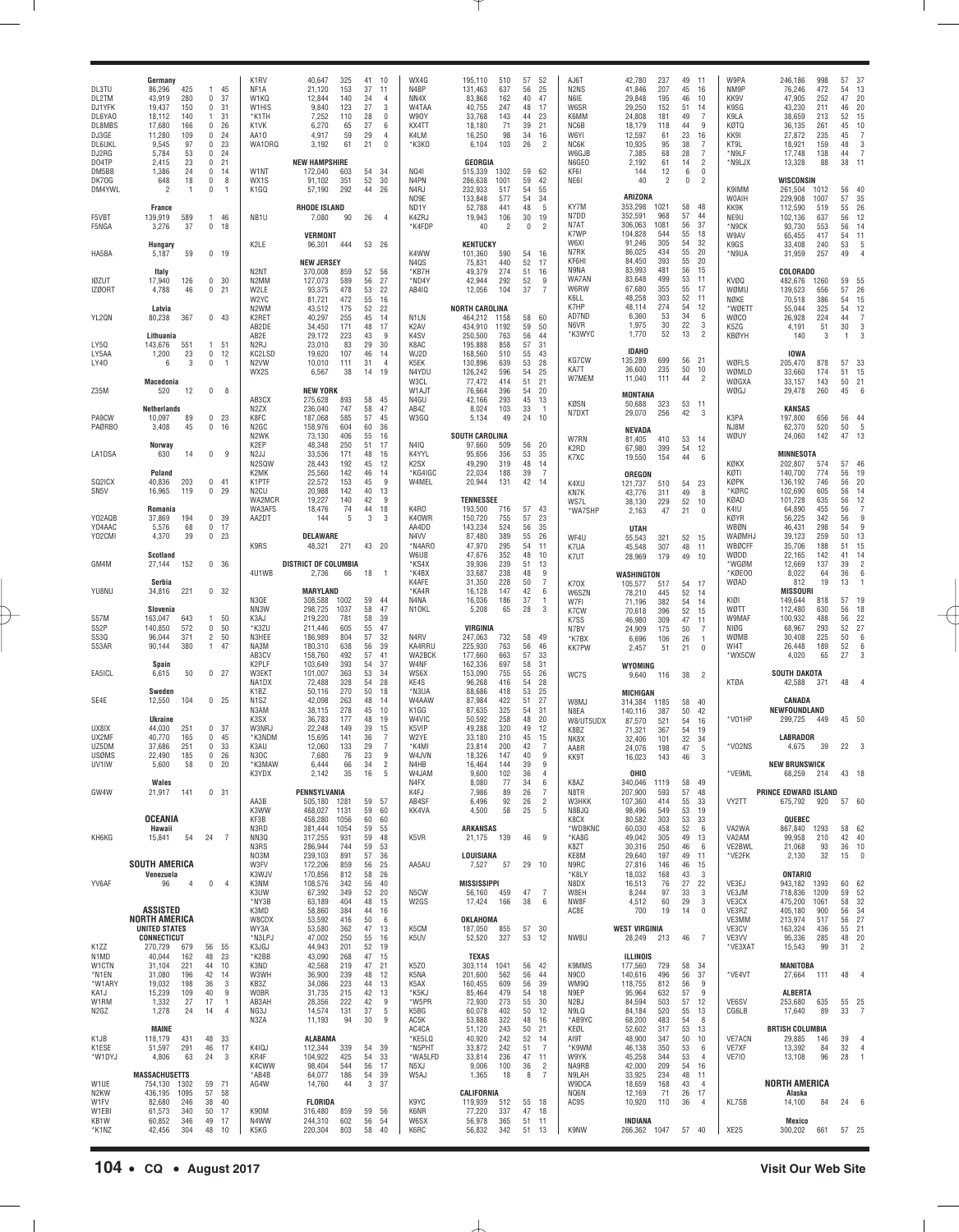**Germany**

| Call | Score | QSOs | Zones | Countries |
|---|---|---|---|---|
| DL3TU | 86,296 | 425 | 1 | 45 |
| DL2TM | 43,919 | 280 | 0 | 37 |
| DJ1YFK | 19,437 | 150 | 0 | 31 |
| DL6YAO | 18,112 | 140 | 1 | 31 |
| DL8MBS | 17,680 | 166 | 0 | 26 |
| DJ3GE | 11,280 | 109 | 0 | 24 |
| DL6UKL | 9,545 | 97 | 0 | 23 |
| DJ2RG | 5,784 | 53 | 0 | 24 |
| DO4TP | 2,415 | 23 | 0 | 21 |
| DM5BB | 1,386 | 24 | 0 | 14 |
| DK7OG | 648 | 18 | 0 | 8 |
| DM4YWL | 2 | 1 | 0 | 1 |

**France**

| Call | Score | QSOs | Zones | Countries |
|---|---|---|---|---|
| F5VBT | 139,919 | 589 | 1 | 46 |
| F5NGA | 3,276 | 37 | 0 | 18 |

**Hungary**

| Call | Score | QSOs | Zones | Countries |
|---|---|---|---|---|
| HA5BA | 5,187 | 59 | 0 | 19 |

**Italy**

| Call | Score | QSOs | Zones | Countries |
|---|---|---|---|---|
| IØZUT | 17,940 | 126 | 0 | 30 |
| IZØORT | 4,788 | 46 | 0 | 21 |

**Latvia**

| Call | Score | QSOs | Zones | Countries |
|---|---|---|---|---|
| YL2QN | 80,238 | 367 | 0 | 43 |

**Lithuania**

| Call | Score | QSOs | Zones | Countries |
|---|---|---|---|---|
| LY5Q | 143,676 | 551 | 1 | 51 |
| LY5AA | 1,200 | 23 | 0 | 12 |
| LY4O | 6 | 3 | 0 | 1 |

**Macedonia**

| Call | Score | QSOs | Zones | Countries |
|---|---|---|---|---|
| Z35M | 520 | 12 | 0 | 8 |

**Netherlands**

| Call | Score | QSOs | Zones | Countries |
|---|---|---|---|---|
| PA9CW | 10,097 | 89 | 0 | 23 |
| PAØRBO | 3,408 | 45 | 0 | 16 |

**Norway**

| Call | Score | QSOs | Zones | Countries |
|---|---|---|---|---|
| LA1DSA | 630 | 14 | 0 | 9 |

**Poland**

| Call | Score | QSOs | Zones | Countries |
|---|---|---|---|---|
| SQ2ICX | 40,836 | 203 | 0 | 41 |
| SN5V | 16,965 | 119 | 0 | 29 |

**Romania**

| Call | Score | QSOs | Zones | Countries |
|---|---|---|---|---|
| YO2AQB | 37,869 | 194 | 0 | 39 |
| YO4AAC | 5,576 | 68 | 0 | 17 |
| YO2CMI | 4,370 | 39 | 0 | 23 |

**Scotland**

| Call | Score | QSOs | Zones | Countries |
|---|---|---|---|---|
| GM4M | 27,144 | 152 | 0 | 36 |

**Serbia**

| Call | Score | QSOs | Zones | Countries |
|---|---|---|---|---|
| YU8NU | 34,816 | 221 | 0 | 32 |

**Slovenia**

| Call | Score | QSOs | Zones | Countries |
|---|---|---|---|---|
| S57M | 163,047 | 643 | 1 | 50 |
| S52P | 140,850 | 572 | 0 | 50 |
| S53Q | 96,044 | 371 | 2 | 50 |
| S53AR | 90,144 | 380 | 1 | 47 |

**Spain**

| Call | Score | QSOs | Zones | Countries |
|---|---|---|---|---|
| EA5ICL | 6,615 | 50 | 0 | 27 |

**Sweden**

| Call | Score | QSOs | Zones | Countries |
|---|---|---|---|---|
| SE4E | 12,550 | 104 | 0 | 25 |

**Ukraine**

| Call | Score | QSOs | Zones | Countries |
|---|---|---|---|---|
| UX8IX | 44,030 | 251 | 0 | 37 |
| UX2MF | 40,770 | 165 | 0 | 45 |
| UZ5DM | 37,686 | 251 | 0 | 33 |
| US0MS | 22,490 | 185 | 0 | 26 |
| UV1IW | 5,600 | 58 | 0 | 20 |

**Wales**

| Call | Score | QSOs | Zones | Countries |
|---|---|---|---|---|
| GW4W | 21,917 | 141 | 0 | 31 |

## OCEANIA

**Hawaii**

| Call | Score | QSOs | Zones | Countries |
|---|---|---|---|---|
| KH6KG | 15,841 | 54 | 24 | 7 |

## SOUTH AMERICA

**Venezuela**

| Call | Score | QSOs | Zones | Countries |
|---|---|---|---|---|
| YV6AF | 96 | 4 | 0 | 4 |

## ASSISTED

## NORTH AMERICA

### UNITED STATES

**CONNECTICUT**

| Call | Score | QSOs | Zones | Countries |
|---|---|---|---|---|
| K1ZZ | 270,729 | 679 | 56 | 55 |
| N1MD | 40,044 | 162 | 48 | 23 |
| W1CTN | 31,104 | 221 | 44 | 10 |
| *N1EN | 31,080 | 196 | 42 | 14 |
| *W1ARY | 19,032 | 198 | 36 | 3 |
| KA1J | 15,239 | 109 | 40 | 9 |
| W1RM | 1,332 | 27 | 17 | 1 |
| N2GZ | 1,278 | 24 | 14 | 4 |

**MAINE**

| Call | Score | QSOs | Zones | Countries |
|---|---|---|---|---|
| K1JB | 118,179 | 431 | 48 | 33 |
| K1ESE | 51,597 | 291 | 46 | 17 |
| *W1DYJ | 4,806 | 63 | 24 | 3 |

**MASSACHUSETTS**

| Call | Score | QSOs | Zones | Countries |
|---|---|---|---|---|
| W1UE | 754,130 | 1302 | 59 | 71 |
| N2KW | 436,195 | 1095 | 57 | 58 |
| W1FV | 82,680 | 246 | 38 | 40 |
| W1EBI | 61,573 | 340 | 50 | 17 |
| KB1W | 60,852 | 346 | 49 | 17 |
| *K1NZ | 42,456 | 304 | 48 | 10 |
| K1RV | 40,647 | 325 | 41 | 10 |
| NF1A | 21,120 | 153 | 37 | 11 |
| W1KQ | 12,844 | 140 | 34 | 4 |
| W1HIS | 9,840 | 123 | 27 | 3 |
| *K1TH | 7,252 | 110 | 28 | 0 |
| K1VK | 6,270 | 65 | 27 | 6 |
| AA1O | 4,917 | 59 | 29 | 4 |
| WA1DRQ | 3,192 | 61 | 21 | 0 |

**NEW HAMPSHIRE**

| Call | Score | QSOs | Zones | Countries |
|---|---|---|---|---|
| W1NT | 172,040 | 603 | 54 | 34 |
| WX1S | 91,102 | 351 | 52 | 30 |
| K1GQ | 57,190 | 292 | 44 | 26 |

**RHODE ISLAND**

| Call | Score | QSOs | Zones | Countries |
|---|---|---|---|---|
| NB1U | 7,080 | 90 | 26 | 4 |

**VERMONT**

| Call | Score | QSOs | Zones | Countries |
|---|---|---|---|---|
| K2LE | 96,301 | 444 | 53 | 26 |

**NEW JERSEY**

| Call | Score | QSOs | Zones | Countries |
|---|---|---|---|---|
| N2NT | 370,008 | 859 | 52 | 56 |
| N2MM | 127,073 | 589 | 56 | 27 |
| W2LE | 93,375 | 478 | 53 | 22 |
| W2YC | 81,721 | 472 | 55 | 16 |
| N2WM | 43,512 | 175 | 52 | 22 |
| K2RET | 40,297 | 255 | 45 | 14 |
| AB2DE | 34,450 | 171 | 48 | 17 |
| AB2E | 29,172 | 223 | 43 | 9 |
| N2RJ | 23,010 | 83 | 29 | 30 |
| KC2LSD | 19,620 | 107 | 46 | 14 |
| N2VW | 10,010 | 111 | 31 | 4 |
| WX2S | 6,567 | 38 | 14 | 19 |

**NEW YORK**

| Call | Score | QSOs | Zones | Countries |
|---|---|---|---|---|
| AB3CX | 275,628 | 893 | 58 | 45 |
| N2ZX | 236,040 | 747 | 58 | 47 |
| K8FC | 187,068 | 585 | 57 | 45 |
| N2GC | 158,976 | 604 | 60 | 36 |
| N2WK | 73,130 | 406 | 55 | 16 |
| K2EP | 48,348 | 250 | 51 | 17 |
| N2JJ | 33,536 | 171 | 48 | 16 |
| N2SQW | 28,443 | 192 | 45 | 12 |
| K2MK | 25,560 | 142 | 46 | 14 |
| K1PTF | 22,572 | 153 | 45 | 9 |
| N2CU | 20,988 | 142 | 40 | 13 |
| WA2MCR | 19,227 | 140 | 42 | 9 |
| WA3AFS | 18,476 | 74 | 44 | 18 |
| AA2DT | 144 | 5 | 3 | 3 |

**DELAWARE**

| Call | Score | QSOs | Zones | Countries |
|---|---|---|---|---|
| K9RS | 48,321 | 271 | 43 | 20 |

**DISTRICT OF COLUMBIA**

| Call | Score | QSOs | Zones | Countries |
|---|---|---|---|---|
| 4U1WB | 2,736 | 66 | 18 | 1 |

**MARYLAND**

| Call | Score | QSOs | Zones | Countries |
|---|---|---|---|---|
| N3QE | 308,588 | 1002 | 59 | 44 |
| NN3W | 298,725 | 1037 | 58 | 47 |
| K3AJ | 219,220 | 781 | 58 | 39 |
| *K3ZU | 211,446 | 605 | 55 | 47 |
| N3HEE | 186,989 | 804 | 57 | 32 |
| NA3M | 180,310 | 638 | 56 | 39 |
| AB3CV | 158,760 | 492 | 57 | 41 |
| K2PLF | 103,649 | 393 | 54 | 37 |
| W3EKT | 101,007 | 363 | 53 | 34 |
| NA1DX | 72,488 | 328 | 54 | 28 |
| K1BZ | 50,116 | 270 | 50 | 18 |
| N1SZ | 42,098 | 263 | 48 | 14 |
| N3AM | 38,115 | 278 | 45 | 10 |
| K3SX | 36,783 | 177 | 48 | 19 |
| W3NRJ | 22,248 | 149 | 39 | 15 |
| *K3NDM | 15,699 | 141 | 36 | 7 |
| K3AU | 12,060 | 133 | 29 | 7 |
| N3OC | 7,680 | 76 | 23 | 9 |
| *K3MAW | 6,444 | 66 | 34 | 2 |
| K3YDX | 2,142 | 35 | 16 | 5 |

**PENNSYLVANIA**

| Call | Score | QSOs | Zones | Countries |
|---|---|---|---|---|
| AA3B | 505,180 | 1281 | 59 | 57 |
| K3WW | 468,027 | 1131 | 59 | 60 |
| KF3B | 458,280 | 1056 | 60 | 60 |
| N3RD | 381,444 | 1054 | 59 | 55 |
| NN3Q | 317,255 | 931 | 59 | 48 |
| N3RS | 286,944 | 744 | 59 | 53 |
| NO3M | 239,103 | 891 | 57 | 36 |
| W3FV | 172,206 | 859 | 56 | 25 |
| K3WJV | 170,856 | 812 | 58 | 26 |
| K3NM | 108,576 | 342 | 56 | 40 |
| K3UW | 67,392 | 349 | 52 | 20 |
| *NY3B | 63,189 | 404 | 48 | 15 |
| K3MD | 58,860 | 384 | 44 | 16 |
| W8CDX | 53,592 | 416 | 50 | 6 |
| WY3A | 53,580 | 362 | 47 | 13 |
| *N3LPJ | 47,002 | 250 | 55 | 16 |
| K3JGJ | 44,943 | 201 | 52 | 19 |
| *K2BB | 43,090 | 268 | 47 | 15 |
| K3ND | 42,568 | 219 | 47 | 21 |
| W3WH | 36,900 | 239 | 48 | 12 |
| KB3Z | 34,086 | 223 | 44 | 13 |
| W0BR | 31,735 | 215 | 42 | 13 |
| AB3AH | 28,356 | 222 | 42 | 9 |
| NG3J | 14,574 | 131 | 37 | 5 |
| N3ZA | 11,193 | 94 | 30 | 9 |

**ALABAMA**

| Call | Score | QSOs | Zones | Countries |
|---|---|---|---|---|
| K4IQJ | 112,344 | 339 | 54 | 39 |
| KR4F | 104,922 | 425 | 54 | 33 |
| K4CWW | 98,404 | 544 | 56 | 17 |
| *AB4B | 64,077 | 186 | 54 | 39 |
| AG4W | 14,760 | 44 | 3 | 37 |

**FLORIDA**

| Call | Score | QSOs | Zones | Countries |
|---|---|---|---|---|
| K9OM | 316,480 | 859 | 59 | 56 |
| N4WW | 244,310 | 602 | 56 | 54 |
| K5KG | 220,304 | 803 | 58 | 40 |
| WX4G | 195,110 | 510 | 57 | 52 |
| N4BP | 131,463 | 637 | 56 | 25 |
| NN4X | 83,868 | 162 | 40 | 47 |
| W4TAA | 40,755 | 247 | 48 | 17 |
| W9OY | 33,768 | 143 | 44 | 23 |
| KX4TT | 18,180 | 71 | 39 | 21 |
| K4LM | 16,250 | 98 | 34 | 16 |
| *K3KO | 6,104 | 103 | 26 | 2 |

**GEORGIA**

| Call | Score | QSOs | Zones | Countries |
|---|---|---|---|---|
| NQ4I | 515,339 | 1302 | 59 | 62 |
| N4PN | 286,638 | 1001 | 59 | 42 |
| N4RJ | 232,933 | 517 | 54 | 55 |
| NO9E | 133,848 | 577 | 54 | 34 |
| ND1Y | 52,788 | 441 | 48 | 5 |
| K4ZRJ | 19,943 | 106 | 30 | 19 |
| *K4FDP | 40 | 2 | 0 | 2 |

**KENTUCKY**

| Call | Score | QSOs | Zones | Countries |
|---|---|---|---|---|
| K4WW | 101,360 | 590 | 54 | 16 |
| N4QS | 75,831 | 440 | 52 | 17 |
| *KB7H | 49,379 | 274 | 51 | 16 |
| *ND4Y | 42,944 | 292 | 52 | 9 |
| AB4IQ | 12,056 | 104 | 37 | 7 |

**NORTH CAROLINA**

| Call | Score | QSOs | Zones | Countries |
|---|---|---|---|---|
| N1LN | 464,212 | 1158 | 58 | 60 |
| K2AV | 434,910 | 1192 | 59 | 50 |
| K4SV | 250,500 | 763 | 56 | 44 |
| K3AC | 195,888 | 858 | 57 | 31 |
| WJ2D | 168,560 | 510 | 55 | 43 |
| K5EK | 130,896 | 639 | 53 | 28 |
| N4YDU | 126,242 | 596 | 54 | 25 |
| W3CL | 77,472 | 414 | 51 | 21 |
| W1AJT | 76,664 | 396 | 54 | 20 |
| N4GU | 42,166 | 293 | 45 | 13 |
| AB4Z | 8,024 | 103 | 33 | 1 |
| W3GQ | 5,134 | 49 | 24 | 10 |

**SOUTH CAROLINA**

| Call | Score | QSOs | Zones | Countries |
|---|---|---|---|---|
| N4IQ | 97,660 | 509 | 56 | 20 |
| K4YYL | 95,656 | 356 | 53 | 35 |
| K2SX | 49,290 | 319 | 48 | 14 |
| *KG4IGC | 22,034 | 188 | 39 | 7 |
| W4MEL | 20,944 | 131 | 42 | 14 |

**TENNESSEE**

| Call | Score | QSOs | Zones | Countries |
|---|---|---|---|---|
| K4RO | 193,500 | 716 | 57 | 43 |
| K4OWR | 150,720 | 755 | 57 | 23 |
| AA4DD | 143,234 | 524 | 56 | 35 |
| N4VV | 87,480 | 389 | 55 | 26 |
| *N4ARO | 47,970 | 295 | 54 | 11 |
| W6UB | 47,676 | 352 | 48 | 10 |
| *KS4X | 39,936 | 239 | 51 | 13 |
| *K4BX | 33,687 | 238 | 48 | 9 |
| K4AFE | 31,350 | 228 | 50 | 7 |
| *KA4R | 16,128 | 147 | 42 | 6 |
| N4NA | 16,036 | 186 | 37 | 1 |
| N1OKL | 5,208 | 65 | 28 | 3 |

**VIRGINIA**

| Call | Score | QSOs | Zones | Countries |
|---|---|---|---|---|
| N4RV | 247,063 | 732 | 58 | 49 |
| KA4RRU | 225,930 | 763 | 56 | 46 |
| WA2BCK | 177,660 | 663 | 57 | 33 |
| W4NF | 162,336 | 697 | 58 | 31 |
| WS6X | 153,090 | 755 | 55 | 26 |
| KE4S | 96,268 | 416 | 54 | 28 |
| *N3UA | 88,686 | 418 | 53 | 25 |
| W4AAW | 87,984 | 422 | 51 | 27 |
| K1GG | 87,635 | 325 | 54 | 31 |
| W4VIC | 50,592 | 258 | 48 | 20 |
| K5VIP | 49,288 | 320 | 49 | 12 |
| W2YE | 33,180 | 210 | 45 | 15 |
| *K4MI | 23,814 | 200 | 42 | 7 |
| W4JVN | 18,326 | 147 | 40 | 9 |
| N4HB | 16,464 | 144 | 39 | 9 |
| W4JAM | 9,600 | 102 | 36 | 4 |
| N4FX | 8,080 | 77 | 34 | 6 |
| K4FJ | 7,986 | 89 | 26 | 7 |
| AB4SF | 6,496 | 92 | 26 | 2 |
| KK4VA | 4,500 | 58 | 25 | 5 |

**ARKANSAS**

| Call | Score | QSOs | Zones | Countries |
|---|---|---|---|---|
| K5VR | 21,175 | 139 | 46 | 9 |

**LOUISIANA**

| Call | Score | QSOs | Zones | Countries |
|---|---|---|---|---|
| AA5AU | 7,527 | 57 | 29 | 10 |

**MISSISSIPPI**

| Call | Score | QSOs | Zones | Countries |
|---|---|---|---|---|
| N5CW | 56,160 | 459 | 47 | 7 |
| W2GS | 17,424 | 166 | 38 | 6 |

**OKLAHOMA**

| Call | Score | QSOs | Zones | Countries |
|---|---|---|---|---|
| K5CM | 187,050 | 855 | 57 | 30 |
| K5UV | 52,520 | 327 | 53 | 12 |

**TEXAS**

| Call | Score | QSOs | Zones | Countries |
|---|---|---|---|---|
| K5ZO | 303,114 | 1041 | 56 | 42 |
| K5NA | 201,600 | 562 | 56 | 44 |
| K5AX | 160,455 | 609 | 56 | 39 |
| *K5KJ | 85,464 | 479 | 54 | 18 |
| *W5PR | 72,930 | 273 | 55 | 30 |
| K5BG | 60,078 | 402 | 50 | 12 |
| AC5K | 53,888 | 322 | 48 | 16 |
| AC4CA | 51,120 | 243 | 50 | 21 |
| *KE5LQ | 40,920 | 242 | 52 | 14 |
| *N5PHT | 33,872 | 242 | 51 | 7 |
| *WA5LFD | 33,814 | 236 | 47 | 11 |
| N5XJ | 9,006 | 100 | 36 | 2 |
| W5AJ | 1,365 | 18 | 8 | 7 |

**CALIFORNIA**

| Call | Score | QSOs | Zones | Countries |
|---|---|---|---|---|
| K9YC | 119,939 | 512 | 55 | 18 |
| K6NR | 77,220 | 337 | 47 | 18 |
| W6SX | 56,978 | 365 | 51 | 11 |
| K6RC | 56,832 | 342 | 51 | 13 |
| AJ6T | 42,780 | 237 | 49 | 11 |
| N2NS | 41,846 | 207 | 45 | 16 |
| N6IE | 29,848 | 195 | 46 | 10 |
| W6SR | 29,250 | 152 | 51 | 14 |
| K6MM | 24,808 | 181 | 49 | 7 |
| NC6B | 18,179 | 118 | 44 | 9 |
| W6YI | 12,597 | 61 | 23 | 16 |
| NC6K | 10,935 | 95 | 38 | 7 |
| W6GJB | 7,385 | 68 | 28 | 7 |
| N6GEO | 2,192 | 61 | 14 | 2 |
| KF6I | 144 | 12 | 6 | 0 |
| NE6I | 40 | 2 | 0 | 2 |

**ARIZONA**

| Call | Score | QSOs | Zones | Countries |
|---|---|---|---|---|
| KY7M | 353,298 | 1021 | 58 | 48 |
| N7DD | 352,591 | 968 | 57 | 44 |
| N7AT | 306,063 | 1081 | 56 | 37 |
| K7WP | 104,828 | 544 | 55 | 18 |
| W6XI | 91,246 | 305 | 54 | 32 |
| N7RK | 86,025 | 434 | 55 | 20 |
| KF6HI | 84,450 | 393 | 55 | 20 |
| N9NA | 83,993 | 481 | 56 | 15 |
| WA7AN | 83,648 | 499 | 53 | 11 |
| W6RW | 67,680 | 355 | 55 | 17 |
| K6LL | 48,258 | 303 | 52 | 11 |
| K7HP | 48,114 | 274 | 54 | 12 |
| AD7ND | 6,360 | 53 | 34 | 6 |
| N6VR | 1,975 | 30 | 22 | 3 |
| *K3WYC | 1,770 | 52 | 13 | 2 |

**IDAHO**

| Call | Score | QSOs | Zones | Countries |
|---|---|---|---|---|
| KG7CW | 135,289 | 699 | 56 | 21 |
| KA7T | 36,600 | 235 | 50 | 10 |
| W7MEM | 11,040 | 111 | 44 | 2 |

**MONTANA**

| Call | Score | QSOs | Zones | Countries |
|---|---|---|---|---|
| KØSN | 50,688 | 323 | 53 | 11 |
| N7DXT | 29,070 | 256 | 42 | 3 |

**NEVADA**

| Call | Score | QSOs | Zones | Countries |
|---|---|---|---|---|
| W7RN | 81,405 | 410 | 53 | 14 |
| K2RD | 67,980 | 399 | 54 | 12 |
| K7XC | 19,550 | 154 | 44 | 6 |

**OREGON**

| Call | Score | QSOs | Zones | Countries |
|---|---|---|---|---|
| K4XU | 121,737 | 510 | 54 | 23 |
| KN7K | 43,776 | 311 | 49 | 8 |
| WS7L | 38,130 | 229 | 52 | 10 |
| *WA7SHP | 2,163 | 47 | 21 | 0 |

**UTAH**

| Call | Score | QSOs | Zones | Countries |
|---|---|---|---|---|
| WF4U | 55,543 | 321 | 52 | 15 |
| K7UA | 45,548 | 307 | 48 | 11 |
| K7UT | 28,969 | 179 | 49 | 10 |

**WASHINGTON**

| Call | Score | QSOs | Zones | Countries |
|---|---|---|---|---|
| K7OX | 105,577 | 517 | 54 | 17 |
| W6SZN | 78,210 | 445 | 52 | 14 |
| W7FI | 71,196 | 382 | 54 | 14 |
| K7CW | 70,618 | 396 | 52 | 15 |
| K7SS | 46,980 | 309 | 47 | 11 |
| N7BV | 24,909 | 175 | 50 | 7 |
| *K7BX | 6,696 | 106 | 26 | 1 |
| KK7PW | 2,457 | 51 | 21 | 0 |

**WYOMING**

| Call | Score | QSOs | Zones | Countries |
|---|---|---|---|---|
| WC7S | 9,640 | 116 | 38 | 2 |

**MICHIGAN**

| Call | Score | QSOs | Zones | Countries |
|---|---|---|---|---|
| W8MJ | 314,384 | 1185 | 58 | 40 |
| N8EA | 140,116 | 387 | 50 | 42 |
| W8/UT5UDX | 87,570 | 521 | 54 | 16 |
| K8BZ | 71,321 | 367 | 54 | 19 |
| NK8X | 32,406 | 101 | 32 | 34 |
| AA8R | 24,076 | 198 | 47 | 5 |
| KK9T | 16,023 | 143 | 46 | 3 |

**OHIO**

| Call | Score | QSOs | Zones | Countries |
|---|---|---|---|---|
| K8AZ | 340,046 | 1119 | 58 | 49 |
| N8TR | 207,900 | 593 | 57 | 48 |
| W3HKK | 107,360 | 414 | 55 | 33 |
| N8BJQ | 98,496 | 549 | 53 | 19 |
| K8CX | 80,582 | 303 | 53 | 33 |
| *WD8KNC | 60,030 | 458 | 52 | 6 |
| *KA8G | 49,042 | 305 | 49 | 13 |
| K8ZT | 30,316 | 250 | 46 | 6 |
| KE8M | 29,640 | 197 | 49 | 11 |
| N9RC | 27,816 | 146 | 46 | 15 |
| *K8LY | 18,032 | 168 | 43 | 3 |
| N8DX | 16,513 | 76 | 27 | 22 |
| W8EH | 8,244 | 97 | 33 | 3 |
| NW8F | 4,512 | 60 | 29 | 3 |
| AC8E | 700 | 19 | 14 | 0 |

**WEST VIRGINIA**

| Call | Score | QSOs | Zones | Countries |
|---|---|---|---|---|
| NW8U | 28,249 | 213 | 46 | 7 |

**ILLINOIS**

| Call | Score | QSOs | Zones | Countries |
|---|---|---|---|---|
| K9MMS | 177,560 | 729 | 58 | 34 |
| N9CO | 140,616 | 496 | 56 | 37 |
| WM9Q | 118,755 | 812 | 56 | 9 |
| N9EP | 95,964 | 632 | 57 | 9 |
| N2BJ | 84,594 | 503 | 57 | 12 |
| N9LQ | 84,184 | 520 | 55 | 13 |
| *AB9YC | 68,200 | 483 | 54 | 8 |
| KE0L | 52,602 | 317 | 53 | 13 |
| AI9T | 48,900 | 347 | 50 | 10 |
| *K9WM | 46,138 | 350 | 53 | 6 |
| W9YK | 45,258 | 344 | 53 | 4 |
| NA9RB | 42,000 | 209 | 54 | 16 |
| N9LAH | 33,925 | 234 | 48 | 11 |
| W9DCA | 18,659 | 168 | 43 | 4 |
| NQ6N | 12,169 | 71 | 26 | 17 |
| AC9S | 10,920 | 110 | 36 | 4 |

**INDIANA**

| Call | Score | QSOs | Zones | Countries |
|---|---|---|---|---|
| K9NW | 266,362 | 1047 | 57 | 40 |
| W9PA | 246,186 | 998 | 57 | 37 |
| NM9P | 76,246 | 472 | 54 | 13 |
| KK9V | 47,905 | 252 | 47 | 20 |
| K9SG | 43,230 | 211 | 46 | 20 |
| K9LA | 38,659 | 213 | 52 | 15 |
| KØTQ | 36,135 | 261 | 45 | 10 |
| KK9I | 27,872 | 235 | 45 | 7 |
| KT9L | 18,921 | 159 | 48 | 3 |
| *N9LF | 17,748 | 138 | 44 | 7 |
| *N9LJX | 13,328 | 88 | 38 | 11 |

**WISCONSIN**

| Call | Score | QSOs | Zones | Countries |
|---|---|---|---|---|
| K9IMM | 261,504 | 1012 | 56 | 40 |
| W0AIH | 229,908 | 1007 | 57 | 35 |
| KK9K | 112,590 | 519 | 55 | 26 |
| NE9U | 102,136 | 637 | 56 | 12 |
| *N9CK | 93,730 | 553 | 56 | 14 |
| W9AV | 65,455 | 417 | 54 | 11 |
| K9GS | 33,408 | 240 | 53 | 5 |
| *N9UA | 31,959 | 257 | 49 | 4 |

**COLORADO**

| Call | Score | QSOs | Zones | Countries |
|---|---|---|---|---|
| KVØQ | 482,676 | 1260 | 59 | 55 |
| WØMU | 139,523 | 656 | 57 | 26 |
| NØKE | 70,518 | 386 | 54 | 15 |
| *WØETT | 55,044 | 325 | 54 | 12 |
| WØCO | 26,928 | 224 | 44 | 7 |
| K5ZG | 4,191 | 51 | 30 | 3 |
| KBØYH | 140 | 3 | 1 | 3 |

**IOWA**

| Call | Score | QSOs | Zones | Countries |
|---|---|---|---|---|
| WØFLS | 205,470 | 878 | 57 | 33 |
| WØMLD | 33,660 | 174 | 51 | 15 |
| WØGXA | 33,157 | 143 | 50 | 21 |
| WØGJ | 29,478 | 260 | 45 | 6 |

**KANSAS**

| Call | Score | QSOs | Zones | Countries |
|---|---|---|---|---|
| K3PA | 197,800 | 656 | 56 | 44 |
| NJ8M | 62,370 | 520 | 50 | 5 |
| WØUY | 24,060 | 142 | 47 | 13 |

**MINNESOTA**

| Call | Score | QSOs | Zones | Countries |
|---|---|---|---|---|
| KØKX | 202,807 | 574 | 57 | 46 |
| KØTI | 140,700 | 774 | 56 | 19 |
| KØPK | 136,192 | 746 | 56 | 20 |
| *KØRC | 102,690 | 605 | 56 | 14 |
| KØAD | 101,728 | 635 | 56 | 12 |
| K4IU | 64,890 | 455 | 56 | 7 |
| KØYR | 56,225 | 342 | 56 | 9 |
| WBØN | 46,431 | 298 | 54 | 9 |
| WAØMHJ | 39,123 | 259 | 50 | 13 |
| WBØCFF | 35,706 | 188 | 51 | 15 |
| WØDD | 22,165 | 142 | 41 | 14 |
| *WGØM | 12,669 | 137 | 39 | 2 |
| *KØEOO | 8,022 | 64 | 36 | 6 |
| WØAD | 812 | 19 | 13 | 1 |

**MISSOURI**

| Call | Score | QSOs | Zones | Countries |
|---|---|---|---|---|
| KIØI | 149,644 | 818 | 57 | 19 |
| WØTT | 112,480 | 630 | 56 | 18 |
| W9MAF | 100,932 | 488 | 56 | 22 |
| NIØG | 68,967 | 293 | 52 | 27 |
| WØMB | 30,408 | 225 | 50 | 6 |
| WI4T | 26,448 | 189 | 52 | 6 |
| *WX5CW | 4,020 | 65 | 27 | 3 |

**SOUTH DAKOTA**

| Call | Score | QSOs | Zones | Countries |
|---|---|---|---|---|
| KTØA | 42,588 | 371 | 48 | 4 |

### CANADA

**NEWFOUNDLAND**

| Call | Score | QSOs | Zones | Countries |
|---|---|---|---|---|
| *VO1HP | 299,725 | 449 | 45 | 50 |

**LABRADOR**

| Call | Score | QSOs | Zones | Countries |
|---|---|---|---|---|
| *VO2NS | 4,675 | 39 | 22 | 3 |

**NEW BRUNSWICK**

| Call | Score | QSOs | Zones | Countries |
|---|---|---|---|---|
| *VE9ML | 68,259 | 214 | 43 | 18 |

**PRINCE EDWARD ISLAND**

| Call | Score | QSOs | Zones | Countries |
|---|---|---|---|---|
| VY2TT | 675,792 | 920 | 57 | 60 |

**QUEBEC**

| Call | Score | QSOs | Zones | Countries |
|---|---|---|---|---|
| VA2WA | 867,840 | 1293 | 58 | 62 |
| VA2AM | 99,958 | 210 | 42 | 40 |
| VE2BWL | 21,068 | 93 | 36 | 10 |
| *VE2FK | 2,130 | 32 | 15 | 0 |

**ONTARIO**

| Call | Score | QSOs | Zones | Countries |
|---|---|---|---|---|
| VE3EJ | 943,182 | 1393 | 60 | 62 |
| VE3JM | 718,836 | 1209 | 59 | 52 |
| VE3CX | 475,200 | 1061 | 58 | 32 |
| VE3RZ | 405,180 | 900 | 56 | 34 |
| VE3MM | 213,974 | 517 | 56 | 27 |
| VE3CV | 163,324 | 436 | 55 | 21 |
| VE3VV | 95,336 | 285 | 48 | 20 |
| *VE3XAT | 15,543 | 99 | 31 | 2 |

**MANITOBA**

| Call | Score | QSOs | Zones | Countries |
|---|---|---|---|---|
| *VE4VT | 27,664 | 111 | 48 | 4 |

**ALBERTA**

| Call | Score | QSOs | Zones | Countries |
|---|---|---|---|---|
| VE6SV | 253,680 | 635 | 55 | 25 |
| CG6LB | 17,640 | 89 | 33 | 7 |

**BRTISH COLUMBIA**

| Call | Score | QSOs | Zones | Countries |
|---|---|---|---|---|
| VE7ACN | 29,885 | 146 | 39 | 4 |
| VE7XF | 13,392 | 84 | 32 | 4 |
| VE7IO | 13,108 | 96 | 28 | 1 |

## NORTH AMERICA

**Alaska**

| Call | Score | QSOs | Zones | Countries |
|---|---|---|---|---|
| KL7SB | 14,100 | 84 | 24 | 6 |

**Mexico**

| Call | Score | QSOs | Zones | Countries |
|---|---|---|---|---|
| XE2S | 300,202 | 661 | 57 | 25 |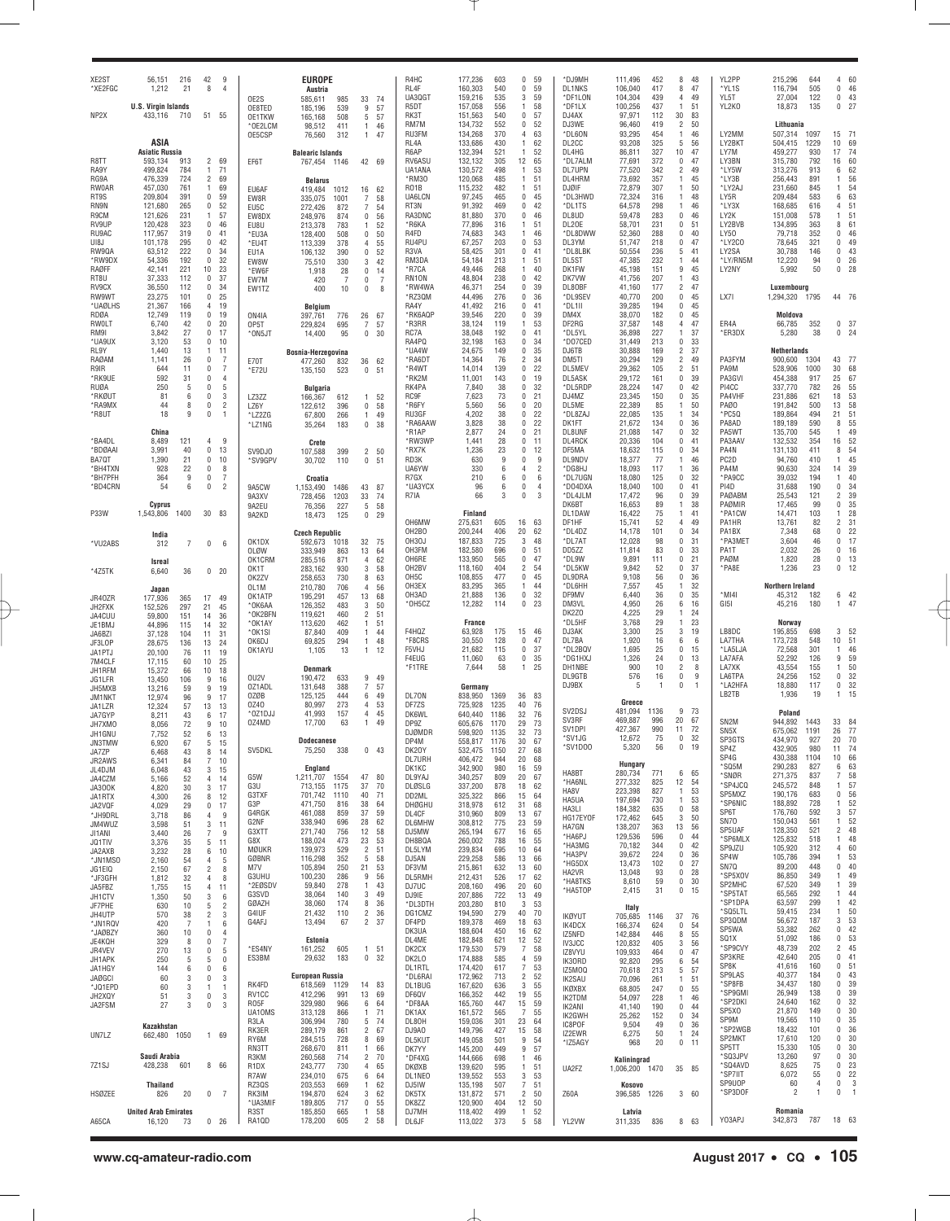| Call | Score | QSOs | Zones | Countries |
|---|---|---|---|---|
| XE2ST | 56,151 | 216 | 42 | 9 |
| *XE2FGC | 1,212 | 21 | 8 | 4 |
| **U.S. Virgin Islands** | | | | |
| NP2X | 433,116 | 710 | 51 | 55 |
| **ASIA** | | | | |
| **Asiatic Russia** | | | | |
| R8TT | 593,134 | 913 | 2 | 69 |
| RA9Y | 499,824 | 784 | 1 | 71 |
| RG9A | 476,339 | 724 | 2 | 69 |
| RW0AR | 457,030 | 761 | 1 | 69 |
| RT9S | 209,804 | 391 | 0 | 59 |
| RN9N | 121,680 | 265 | 0 | 52 |
| R9CM | 121,626 | 231 | 1 | 57 |
| RV9UP | 120,428 | 323 | 0 | 46 |
| RU9AC | 117,957 | 319 | 0 | 41 |
| UI8J | 101,178 | 295 | 0 | 42 |
| RW9QA | 63,512 | 222 | 0 | 34 |
| *RW9DX | 54,336 | 192 | 0 | 32 |
| RA0FF | 42,141 | 221 | 10 | 23 |
| RT8U | 37,333 | 112 | 0 | 37 |
| RV9CX | 36,550 | 112 | 0 | 34 |
| RW9WT | 23,275 | 101 | 0 | 25 |
| *UA0LHS | 21,367 | 166 | 4 | 19 |
| RD0A | 12,749 | 119 | 0 | 19 |
| RW0LT | 6,740 | 42 | 0 | 20 |
| RM9I | 3,842 | 27 | 0 | 17 |
| *UA9UX | 3,120 | 53 | 0 | 10 |
| RL9Y | 1,440 | 13 | 1 | 11 |
| RA0AM | 1,141 | 26 | 0 | 7 |
| R9IR | 644 | 11 | 0 | 7 |
| *RK9UE | 592 | 31 | 0 | 4 |
| RU0A | 250 | 5 | 0 | 5 |
| *RK0UT | 81 | 6 | 0 | 3 |
| *RA9MX | 44 | 8 | 0 | 2 |
| *R8UT | 18 | 9 | 0 | 1 |
| **China** | | | | |
| *BA4DL | 8,489 | 121 | 4 | 9 |
| *BD0AAI | 3,991 | 40 | 0 | 13 |
| BA7QT | 1,390 | 21 | 0 | 10 |
| *BH4TXN | 928 | 22 | 0 | 8 |
| *BH7PFH | 364 | 9 | 0 | 7 |
| *BD4CRN | 54 | 6 | 0 | 2 |
| **Cyprus** | | | | |
| P33W | 1,543,806 | 1400 | 30 | 83 |
| **India** | | | | |
| *VU2ABS | 312 | 7 | 0 | 6 |
| **Isreal** | | | | |
| *4Z5TK | 6,640 | 36 | 0 | 20 |
| **Japan** | | | | |
| JR4OZR | 177,936 | 365 | 17 | 49 |
| JH2FXK | 152,526 | 297 | 21 | 45 |
| JA4CUU | 59,800 | 151 | 14 | 36 |
| JE1BMJ | 44,896 | 115 | 14 | 32 |
| JA6BZI | 37,128 | 104 | 11 | 31 |
| JF3LOP | 28,675 | 136 | 13 | 24 |
| JA1PTJ | 20,100 | 76 | 11 | 19 |
| 7M4CLF | 17,115 | 60 | 10 | 25 |
| JH1RFM | 15,372 | 66 | 10 | 18 |
| JG1LFR | 13,450 | 106 | 9 | 16 |
| JH5MXB | 13,216 | 59 | 9 | 19 |
| JM1NKT | 12,974 | 96 | 9 | 17 |
| JA1LZR | 12,324 | 57 | 13 | 13 |
| JA7GYP | 8,211 | 43 | 6 | 17 |
| JH7XMO | 8,056 | 72 | 9 | 10 |
| JH1GNU | 7,752 | 52 | 6 | 13 |
| JN3TMW | 6,920 | 67 | 5 | 15 |
| JA7ZP | 6,468 | 43 | 8 | 14 |
| JR2AWS | 6,341 | 84 | 7 | 10 |
| JL4DJM | 6,048 | 43 | 3 | 15 |
| JA4CZM | 5,166 | 52 | 4 | 14 |
| JA3OOK | 4,820 | 30 | 3 | 17 |
| JA1RTX | 4,300 | 26 | 8 | 12 |
| JA2VQF | 4,029 | 29 | 0 | 17 |
| *JH9DRL | 3,718 | 86 | 4 | 9 |
| JM4WUZ | 3,598 | 51 | 3 | 11 |
| JI1ANI | 3,440 | 26 | 7 | 9 |
| JQ1TIV | 3,376 | 35 | 5 | 11 |
| JA2AXB | 3,232 | 28 | 6 | 10 |
| *JN1MSO | 2,160 | 54 | 4 | 5 |
| JG1EIQ | 2,150 | 67 | 2 | 8 |
| *JF3GFH | 1,812 | 32 | 4 | 8 |
| JA5FBZ | 1,755 | 15 | 4 | 11 |
| JH1CTV | 1,350 | 50 | 3 | 6 |
| JF7PHE | 630 | 10 | 5 | 2 |
| JH4UTP | 570 | 38 | 2 | 3 |
| *JN1RQV | 420 | 7 | 1 | 6 |
| *JA0BZY | 360 | 10 | 0 | 4 |
| JE4KQH | 329 | 8 | 0 | 7 |
| JR4VEV | 270 | 13 | 0 | 5 |
| JH1APK | 250 | 5 | 5 | 0 |
| JA1HGY | 144 | 6 | 0 | 6 |
| JA0GCI | 60 | 3 | 0 | 3 |
| *JQ1EPD | 60 | 3 | 1 | 1 |
| JH2XQY | 51 | 3 | 0 | 3 |
| JA2FSM | 27 | 3 | 0 | 3 |
| **Kazakhstan** | | | | |
| UN7LZ | 662,480 | 1050 | 1 | 69 |
| **Saudi Arabia** | | | | |
| 7Z1SJ | 428,238 | 601 | 8 | 66 |
| **Thailand** | | | | |
| HS0ZEE | 826 | 20 | 0 | 7 |
| **United Arab Emirates** | | | | |
| A65CA | 16,120 | 73 | 0 | 26 |
| **EUROPE** | | | | |
| **Austria** | | | | |
| OE2S | 585,611 | 985 | 33 | 74 |
| OE8TED | 185,196 | 539 | 9 | 57 |
| OE1TKW | 165,168 | 508 | 5 | 57 |
| *OE2LCM | 98,512 | 411 | 1 | 46 |
| OE5CSP | 76,560 | 312 | 1 | 47 |
| **Balearic Islands** | | | | |
| EF6T | 767,454 | 1146 | 42 | 69 |
| **Belarus** | | | | |
| EU6AF | 419,484 | 1012 | 16 | 62 |
| EW8R | 335,075 | 1001 | 7 | 58 |
| EU5C | 272,426 | 872 | 7 | 54 |
| EW8DX | 248,976 | 874 | 0 | 56 |
| EU8U | 213,378 | 783 | 1 | 52 |
| *EU3A | 128,400 | 508 | 0 | 50 |
| *EU4T | 113,339 | 378 | 4 | 55 |
| EU1A | 106,132 | 390 | 0 | 52 |
| EW8W | 75,510 | 330 | 3 | 42 |
| *EW6F | 1,918 | 28 | 0 | 14 |
| EW7M | 420 | 7 | 0 | 7 |
| EW1TZ | 400 | 10 | 0 | 8 |
| **Belgium** | | | | |
| ON4IA | 397,761 | 776 | 26 | 67 |
| OP5T | 229,824 | 695 | 7 | 57 |
| *ON5JT | 14,400 | 95 | 0 | 30 |
| **Bosnia-Herzegovina** | | | | |
| E70T | 477,260 | 832 | 36 | 62 |
| *E72U | 135,150 | 523 | 0 | 51 |
| **Bulgaria** | | | | |
| LZ3ZZ | 166,367 | 612 | 1 | 52 |
| LZ6Y | 122,612 | 396 | 0 | 58 |
| *LZ2ZG | 67,800 | 266 | 1 | 49 |
| *LZ1NG | 35,264 | 183 | 0 | 38 |
| **Crete** | | | | |
| SV9DJO | 107,588 | 399 | 2 | 50 |
| *SV9GPV | 30,702 | 110 | 0 | 51 |
| **Croatia** | | | | |
| 9A5CW | 1,153,490 | 1486 | 43 | 87 |
| 9A3XV | 728,456 | 1203 | 33 | 74 |
| 9A2EU | 76,356 | 227 | 5 | 58 |
| 9A2KD | 18,473 | 125 | 0 | 29 |
| **Czech Republic** | | | | |
| OK1DX | 592,673 | 1018 | 32 | 75 |
| OL0W | 333,949 | 863 | 13 | 64 |
| OK1CRM | 285,516 | 871 | 4 | 62 |
| OK1T | 283,162 | 930 | 3 | 58 |
| OK2ZV | 258,653 | 730 | 8 | 63 |
| OL1M | 210,780 | 706 | 4 | 56 |
| OK1ATP | 195,291 | 457 | 13 | 68 |
| *OK6AA | 126,352 | 483 | 3 | 50 |
| *OK2BFN | 119,621 | 460 | 2 | 51 |
| *OK1AY | 113,620 | 462 | 1 | 51 |
| *OK1SI | 87,840 | 409 | 1 | 44 |
| OK6DJ | 69,825 | 294 | 1 | 48 |
| OK1AYU | 1,105 | 13 | 1 | 12 |
| **Denmark** | | | | |
| OU2V | 190,472 | 633 | 9 | 49 |
| OZ1ADL | 131,648 | 388 | 7 | 57 |
| OZ0B | 125,125 | 444 | 6 | 49 |
| OZ4O | 80,997 | 273 | 4 | 53 |
| *OZ1DJJ | 41,993 | 157 | 4 | 45 |
| OZ4MD | 17,700 | 63 | 1 | 49 |
| **Dodecanese** | | | | |
| SV5DKL | 75,250 | 338 | 0 | 43 |
| **England** | | | | |
| G5W | 1,211,707 | 1554 | 47 | 80 |
| G3U | 713,155 | 1175 | 37 | 70 |
| G3TXF | 701,742 | 1110 | 40 | 71 |
| G3P | 471,750 | 816 | 38 | 64 |
| G4RGK | 461,088 | 859 | 37 | 59 |
| G2NF | 338,940 | 696 | 28 | 62 |
| G3XTT | 271,740 | 756 | 12 | 58 |
| G8X | 188,624 | 473 | 23 | 53 |
| M0UKR | 139,973 | 529 | 2 | 51 |
| G0BNR | 116,298 | 352 | 5 | 58 |
| M7V | 105,894 | 250 | 21 | 53 |
| G3UHU | 100,230 | 286 | 9 | 56 |
| *2E0SDV | 59,840 | 278 | 1 | 43 |
| G3SVD | 38,064 | 140 | 3 | 49 |
| G0AZH | 38,060 | 174 | 8 | 36 |
| G4IUF | 21,432 | 110 | 2 | 36 |
| G4AFJ | 13,494 | 67 | 2 | 37 |
| **Estonia** | | | | |
| *ES4NY | 161,252 | 605 | 1 | 51 |
| ES3BM | 29,632 | 183 | 0 | 32 |
| **European Russia** | | | | |
| RK4FD | 618,569 | 1129 | 14 | 83 |
| RV1CC | 412,296 | 991 | 13 | 69 |
| RO5F | 329,980 | 966 | 6 | 64 |
| UA1OMS | 313,128 | 866 | 1 | 71 |
| R3LA | 306,994 | 780 | 5 | 74 |
| RK3ER | 289,179 | 861 | 2 | 67 |
| RY6M | 284,515 | 728 | 8 | 69 |
| RN3TT | 268,670 | 811 | 1 | 66 |
| R3KM | 260,568 | 714 | 2 | 70 |
| R1DX | 243,777 | 730 | 4 | 65 |
| R7AW | 234,010 | 675 | 6 | 64 |
| RZ3QS | 203,553 | 669 | 1 | 62 |
| RK3IM | 194,870 | 624 | 3 | 62 |
| *UA3MIF | 189,805 | 717 | 0 | 55 |
| R3ST | 185,850 | 665 | 1 | 58 |
| RA1QD | 178,200 | 605 | 2 | 58 |
| R4HC | 177,236 | 603 | 0 | 59 |
| RL4F | 160,303 | 540 | 0 | 59 |
| UA3QGT | 159,216 | 535 | 3 | 59 |
| R5DT | 157,058 | 556 | 1 | 58 |
| RK3T | 151,563 | 540 | 0 | 57 |
| RM7M | 134,732 | 552 | 0 | 52 |
| RU3FM | 134,268 | 370 | 4 | 63 |
| RL4A | 133,686 | 430 | 1 | 62 |
| R6AP | 132,394 | 521 | 1 | 52 |
| RV6ASU | 132,132 | 305 | 12 | 65 |
| UA1ANA | 130,572 | 498 | 1 | 53 |
| *RM3O | 120,068 | 485 | 1 | 51 |
| RO1B | 115,232 | 482 | 1 | 51 |
| UA6LCN | 97,245 | 465 | 0 | 45 |
| RT3N | 91,392 | 469 | 0 | 42 |
| RA3DNC | 81,880 | 370 | 0 | 46 |
| *R6KA | 77,896 | 316 | 1 | 51 |
| R4FD | 74,683 | 343 | 1 | 46 |
| RU4PU | 67,257 | 203 | 0 | 53 |
| R3VA | 58,425 | 301 | 0 | 41 |
| RM3DA | 54,184 | 213 | 1 | 51 |
| *R7CA | 49,446 | 268 | 1 | 40 |
| RN1ON | 48,804 | 238 | 0 | 42 |
| *RW4WA | 46,371 | 254 | 0 | 39 |
| *RZ3QM | 44,496 | 276 | 0 | 36 |
| RA4Y | 41,492 | 216 | 0 | 41 |
| *RK6AQP | 39,546 | 220 | 0 | 39 |
| *R3RR | 38,124 | 119 | 1 | 53 |
| RC7A | 38,048 | 192 | 0 | 41 |
| RA4PQ | 32,193 | 163 | 0 | 34 |
| *UA4W | 24,675 | 149 | 0 | 35 |
| *RA6DT | 14,364 | 76 | 2 | 34 |
| *R4WT | 14,014 | 139 | 0 | 22 |
| *RK2M | 11,001 | 143 | 0 | 19 |
| RK4PA | 7,840 | 38 | 0 | 32 |
| RC9F | 7,623 | 73 | 0 | 21 |
| *R6FY | 5,560 | 56 | 0 | 20 |
| RU3GF | 4,202 | 38 | 0 | 22 |
| *RA6AAW | 3,828 | 38 | 0 | 22 |
| *R1AP | 2,877 | 24 | 0 | 21 |
| *RW3WP | 1,441 | 28 | 0 | 11 |
| *RX7K | 1,236 | 23 | 0 | 12 |
| RD3K | 630 | 9 | 0 | 9 |
| UA6YW | 330 | 6 | 4 | 2 |
| R7GX | 210 | 6 | 0 | 6 |
| *UA3YCX | 96 | 6 | 0 | 4 |
| R7IA | 66 | 3 | 0 | 3 |
| **Finland** | | | | |
| OH6MW | 275,631 | 605 | 16 | 63 |
| OH2BO | 200,244 | 406 | 20 | 62 |
| OH3OJ | 187,833 | 725 | 3 | 48 |
| OH3FM | 182,580 | 696 | 0 | 51 |
| OH6RE | 133,950 | 565 | 0 | 47 |
| OH2BV | 118,160 | 404 | 2 | 54 |
| OH5C | 108,855 | 477 | 0 | 45 |
| OH3EX | 83,295 | 365 | 1 | 44 |
| OH3AD | 21,888 | 136 | 0 | 32 |
| *OH5CZ | 12,282 | 114 | 0 | 23 |
| **France** | | | | |
| F4HQZ | 63,928 | 175 | 15 | 46 |
| *F8CRS | 30,550 | 128 | 0 | 47 |
| F5VHJ | 21,682 | 115 | 0 | 37 |
| F4EUG | 11,060 | 63 | 0 | 35 |
| *F1TRE | 7,644 | 58 | 1 | 25 |
| **Germany** | | | | |
| DL7ON | 838,950 | 1369 | 36 | 83 |
| DF7ZS | 725,928 | 1235 | 40 | 76 |
| DK6WL | 640,440 | 1186 | 32 | 76 |
| DP9Z | 605,676 | 1170 | 29 | 73 |
| DJ0MDR | 598,920 | 1135 | 32 | 73 |
| DP4M | 558,817 | 1176 | 30 | 67 |
| DK20Y | 532,475 | 1150 | 27 | 68 |
| DL7URH | 406,472 | 944 | 20 | 68 |
| DK1KC | 342,900 | 980 | 16 | 59 |
| DL9YAJ | 340,257 | 809 | 20 | 67 |
| DL0SLG | 337,200 | 878 | 18 | 62 |
| DD2ML | 325,322 | 866 | 15 | 64 |
| DH0GHU | 318,978 | 612 | 31 | 68 |
| DL4CF | 310,960 | 809 | 13 | 67 |
| DL6MHW | 308,812 | 775 | 23 | 59 |
| DJ5MW | 265,194 | 677 | 16 | 65 |
| DH8BQA | 260,002 | 788 | 16 | 55 |
| DL5LYM | 239,834 | 695 | 10 | 64 |
| DJ5AN | 229,258 | 586 | 13 | 66 |
| DF3VM | 215,861 | 632 | 13 | 60 |
| DL5RMH | 212,431 | 526 | 17 | 62 |
| DJ7UC | 208,160 | 496 | 20 | 60 |
| DJ9IE | 207,886 | 722 | 13 | 49 |
| *DL3DTH | 203,280 | 810 | 3 | 53 |
| DG1CMZ | 194,590 | 279 | 40 | 70 |
| DF4PD | 189,378 | 469 | 18 | 63 |
| DK3UA | 188,604 | 450 | 16 | 62 |
| DL4ME | 182,848 | 621 | 12 | 52 |
| DK2CX | 179,530 | 579 | 7 | 58 |
| DK2LO | 174,888 | 585 | 4 | 59 |
| DL1RTL | 174,420 | 617 | 7 | 53 |
| *DL6RAI | 172,962 | 713 | 2 | 52 |
| DL1BUG | 167,620 | 636 | 3 | 55 |
| DF6QV | 166,352 | 442 | 19 | 55 |
| *DF8AA | 165,760 | 447 | 15 | 59 |
| DK1AX | 161,572 | 565 | 7 | 55 |
| DL8OH | 159,036 | 301 | 23 | 64 |
| DJ9AO | 149,796 | 427 | 15 | 58 |
| DL5KUT | 149,058 | 501 | 9 | 54 |
| DK7YY | 145,200 | 449 | 9 | 57 |
| *DF4XG | 144,666 | 698 | 1 | 46 |
| DK0XB | 139,620 | 595 | 1 | 51 |
| DL1NEO | 139,552 | 553 | 3 | 53 |
| DJ5IW | 135,198 | 507 | 7 | 51 |
| DK5TX | 131,872 | 571 | 2 | 50 |
| DK8ZZ | 120,900 | 404 | 12 | 50 |
| DJ7MH | 118,402 | 499 | 1 | 52 |
| DL6JF | 113,022 | 373 | 5 | 58 |
| *DJ9MH | 111,496 | 452 | 8 | 48 |
| DL1NKS | 106,040 | 417 | 8 | 47 |
| *DF1LON | 104,304 | 439 | 4 | 49 |
| *DF1LX | 100,256 | 437 | 1 | 51 |
| DJ4AX | 97,971 | 112 | 30 | 83 |
| DJ3WE | 96,460 | 419 | 2 | 50 |
| *DL6ON | 93,295 | 454 | 1 | 46 |
| DL2CC | 93,208 | 325 | 5 | 56 |
| DL4HG | 86,811 | 327 | 10 | 47 |
| *DL7ALM | 77,691 | 372 | 0 | 57 |
| DL7UPN | 77,520 | 342 | 2 | 49 |
| DL4HRM | 73,692 | 357 | 1 | 45 |
| DJ0IF | 72,879 | 307 | 1 | 50 |
| *DL3HWD | 72,324 | 316 | 1 | 48 |
| *DL1TS | 64,578 | 298 | 1 | 46 |
| DL8UD | 59,478 | 283 | 0 | 46 |
| DL2OE | 58,701 | 231 | 0 | 51 |
| *DL8DWW | 52,360 | 288 | 0 | 40 |
| DL3YM | 51,747 | 218 | 0 | 47 |
| *DL8LBK | 50,554 | 236 | 5 | 41 |
| DL5ST | 47,385 | 232 | 1 | 44 |
| DK1FW | 45,198 | 151 | 9 | 45 |
| DK7VW | 41,756 | 207 | 1 | 43 |
| DL8OBF | 41,160 | 177 | 2 | 47 |
| *DL9SEV | 40,770 | 200 | 0 | 45 |
| *DL1II | 39,285 | 194 | 0 | 45 |
| DM4X | 38,070 | 182 | 0 | 45 |
| DF2RG | 37,587 | 148 | 4 | 47 |
| *DL5YL | 36,898 | 227 | 1 | 37 |
| *DO7CED | 31,449 | 213 | 0 | 33 |
| DJ6TB | 30,888 | 169 | 2 | 37 |
| DM5TI | 30,294 | 129 | 2 | 49 |
| DL5MEV | 29,362 | 105 | 2 | 51 |
| DL5ASK | 29,172 | 161 | 0 | 39 |
| *DL5RDP | 28,224 | 147 | 0 | 42 |
| DJ4MZ | 23,345 | 150 | 0 | 35 |
| DL5ME | 22,389 | 85 | 1 | 50 |
| *DL8ZAJ | 22,085 | 135 | 1 | 34 |
| DK1FT | 21,672 | 134 | 0 | 36 |
| DL8UNF | 21,088 | 147 | 0 | 32 |
| DL4RCK | 20,336 | 104 | 0 | 41 |
| DF5MA | 18,632 | 115 | 0 | 34 |
| DL9NDV | 18,377 | 77 | 1 | 46 |
| *DG9HJ | 18,093 | 117 | 1 | 36 |
| *DL7UGN | 18,080 | 125 | 0 | 32 |
| *DO4DXA | 18,040 | 100 | 0 | 41 |
| *DL4JLM | 17,472 | 96 | 0 | 39 |
| DK6BT | 16,653 | 89 | 1 | 38 |
| DL1DAW | 16,422 | 75 | 1 | 41 |
| DF1HF | 15,741 | 52 | 4 | 49 |
| *DL4DZ | 14,178 | 101 | 0 | 34 |
| *DL7AT | 12,028 | 98 | 0 | 31 |
| DD5ZZ | 11,814 | 83 | 0 | 33 |
| *DL9W | 9,891 | 111 | 0 | 21 |
| *DL5KW | 9,842 | 52 | 0 | 37 |
| DL9DRA | 9,108 | 56 | 0 | 36 |
| *DL6HH | 7,557 | 45 | 1 | 32 |
| DF9MV | 6,440 | 36 | 0 | 35 |
| DM3VL | 4,950 | 26 | 6 | 16 |
| DK2ZO | 4,225 | 29 | 1 | 24 |
| *DL5HF | 3,768 | 29 | 1 | 23 |
| DJ3AK | 3,300 | 25 | 3 | 19 |
| DL7BA | 1,920 | 16 | 6 | 6 |
| *DL2BQV | 1,695 | 25 | 0 | 15 |
| *DG1HXJ | 1,326 | 24 | 0 | 13 |
| DH1NBE | 900 | 10 | 2 | 8 |
| DL9GTB | 576 | 16 | 0 | 9 |
| DJ9BX | 5 | 1 | 0 | 1 |
| **Greece** | | | | |
| SV2DSJ | 481,094 | 1136 | 9 | 73 |
| SV3RF | 469,887 | 996 | 20 | 67 |
| SV1DPI | 427,367 | 990 | 11 | 72 |
| *SV1JG | 12,672 | 75 | 0 | 32 |
| *SV1DOO | 5,320 | 56 | 0 | 19 |
| **Hungary** | | | | |
| HA8BT | 280,734 | 771 | 6 | 65 |
| *HA6NL | 277,332 | 825 | 12 | 54 |
| HA8V | 223,398 | 827 | 1 | 53 |
| HA5UA | 197,694 | 730 | 1 | 53 |
| HA3LI | 184,382 | 635 | 0 | 58 |
| HG17EYOF | 172,462 | 645 | 3 | 50 |
| HA7GN | 138,207 | 363 | 13 | 56 |
| *HA6PJ | 129,536 | 596 | 0 | 44 |
| *HA3MG | 70,182 | 344 | 0 | 42 |
| *HA3PV | 39,672 | 224 | 0 | 36 |
| *HG5DX | 13,473 | 102 | 0 | 27 |
| HA2VR | 13,048 | 93 | 0 | 28 |
| *HA8TKS | 8,610 | 59 | 0 | 30 |
| *HA5TOP | 2,415 | 31 | 0 | 15 |
| **Italy** | | | | |
| IK0YUT | 705,685 | 1146 | 37 | 76 |
| IK4DCX | 166,374 | 624 | 0 | 54 |
| IZ5NFD | 142,884 | 446 | 8 | 55 |
| IV3JCC | 120,832 | 405 | 3 | 56 |
| IZ8VYU | 109,933 | 464 | 0 | 47 |
| IK3ORD | 92,820 | 295 | 6 | 54 |
| IZ5MOQ | 70,618 | 213 | 5 | 57 |
| IK2SAU | 70,096 | 261 | 1 | 51 |
| IK0XBX | 68,805 | 247 | 0 | 55 |
| IK2TDM | 54,097 | 228 | 1 | 46 |
| IK2ANI | 41,140 | 190 | 0 | 44 |
| IK2GWH | 25,262 | 152 | 0 | 34 |
| IC8POF | 9,504 | 49 | 0 | 36 |
| IZ2EWR | 6,275 | 50 | 1 | 24 |
| *IZ5AGY | 968 | 20 | 0 | 11 |
| **Kaliningrad** | | | | |
| UA2FZ | 1,006,200 | 1470 | 35 | 85 |
| **Kosovo** | | | | |
| Z60A | 396,585 | 1226 | 3 | 60 |
| **Latvia** | | | | |
| YL2VW | 311,335 | 836 | 8 | 63 |
| YL2PP | 215,296 | 644 | 4 | 60 |
| *YL1S | 116,794 | 505 | 0 | 46 |
| YL5T | 27,004 | 122 | 0 | 43 |
| YL2KO | 18,873 | 135 | 0 | 27 |
| **Lithuania** | | | | |
| LY2MM | 507,314 | 1097 | 15 | 71 |
| LY2BKT | 504,415 | 1229 | 10 | 69 |
| LY7M | 459,277 | 930 | 17 | 74 |
| LY3BN | 315,780 | 792 | 16 | 60 |
| *LY5W | 313,276 | 913 | 6 | 62 |
| *LY3B | 256,443 | 891 | 1 | 56 |
| *LY2AJ | 231,660 | 845 | 1 | 54 |
| LY5R | 209,484 | 583 | 6 | 63 |
| *LY3X | 168,685 | 616 | 4 | 51 |
| LY2K | 151,008 | 578 | 1 | 51 |
| LY2BVB | 134,895 | 363 | 8 | 61 |
| LY5O | 79,718 | 352 | 0 | 46 |
| *LY2CO | 78,645 | 321 | 0 | 49 |
| LY2SA | 30,788 | 146 | 0 | 43 |
| *LY/RN5M | 12,220 | 94 | 0 | 26 |
| LY2NY | 5,992 | 50 | 0 | 28 |
| **Luxembourg** | | | | |
| LX7I | 1,294,320 | 1795 | 44 | 76 |
| **Moldova** | | | | |
| ER4A | 66,785 | 352 | 0 | 37 |
| *ER3DX | 5,280 | 38 | 0 | 24 |
| **Netherlands** | | | | |
| PA3FYM | 900,600 | 1304 | 43 | 77 |
| PA9M | 528,906 | 1000 | 30 | 68 |
| PA3GVI | 454,388 | 917 | 25 | 67 |
| PI4CC | 337,770 | 782 | 26 | 55 |
| PA4VHF | 231,886 | 621 | 18 | 53 |
| PA0O | 191,842 | 500 | 13 | 58 |
| *PC5Q | 189,864 | 494 | 21 | 51 |
| PA8AD | 189,189 | 590 | 8 | 55 |
| PA5WT | 135,700 | 545 | 1 | 49 |
| PA3AAV | 132,532 | 354 | 16 | 52 |
| PA4N | 131,130 | 411 | 8 | 54 |
| PC2D | 94,760 | 410 | 1 | 45 |
| PA4M | 90,630 | 324 | 14 | 39 |
| *PA9CC | 39,032 | 194 | 1 | 40 |
| PI4D | 31,688 | 190 | 0 | 34 |
| PA0ABM | 25,543 | 121 | 2 | 39 |
| PA0MIR | 17,465 | 99 | 0 | 35 |
| *PA1CW | 14,471 | 103 | 1 | 28 |
| PA1HR | 13,761 | 82 | 2 | 31 |
| PA1BX | 7,348 | 68 | 0 | 22 |
| *PA3MET | 3,604 | 46 | 0 | 17 |
| PA1T | 2,032 | 26 | 0 | 16 |
| PA0M | 1,820 | 28 | 0 | 13 |
| *PA8E | 1,236 | 23 | 0 | 12 |
| **Northern Ireland** | | | | |
| *MI4I | 45,312 | 182 | 6 | 42 |
| GI5I | 45,216 | 180 | 1 | 47 |
| **Norway** | | | | |
| LB8DC | 195,855 | 698 | 3 | 52 |
| LA7THA | 173,728 | 548 | 10 | 51 |
| *LA5LJA | 72,568 | 301 | 1 | 46 |
| LA7AFA | 52,292 | 126 | 9 | 59 |
| LA7XK | 43,554 | 155 | 1 | 50 |
| LA6TPA | 24,256 | 152 | 0 | 32 |
| *LA2HFA | 18,880 | 117 | 0 | 32 |
| LB2TB | 1,936 | 19 | 1 | 15 |
| **Poland** | | | | |
| SN2M | 944,892 | 1443 | 33 | 84 |
| SN5X | 675,062 | 1191 | 26 | 77 |
| SP3GTS | 434,970 | 927 | 20 | 70 |
| SP4Z | 432,905 | 980 | 11 | 74 |
| SP4G | 430,388 | 1104 | 10 | 66 |
| *SQ5M | 290,283 | 827 | 6 | 63 |
| *SN0R | 271,375 | 837 | 7 | 58 |
| *SP4JCQ | 245,572 | 848 | 1 | 57 |
| SP5MXZ | 190,176 | 683 | 0 | 56 |
| *SP6NIC | 188,892 | 728 | 1 | 52 |
| SP6T | 176,760 | 592 | 3 | 57 |
| SN7O | 150,043 | 561 | 1 | 52 |
| SP5UAF | 128,350 | 521 | 2 | 48 |
| *SP6MLX | 125,832 | 518 | 1 | 48 |
| SP9JZU | 105,920 | 312 | 4 | 60 |
| SP4W | 105,786 | 394 | 1 | 53 |
| SN7Q | 89,200 | 448 | 0 | 40 |
| *SP5XOV | 86,850 | 349 | 1 | 49 |
| SP2MHC | 67,520 | 349 | 1 | 39 |
| *SP5TAT | 65,565 | 292 | 1 | 44 |
| *SP1DPA | 63,597 | 299 | 1 | 42 |
| *SQ5LTL | 59,415 | 234 | 1 | 50 |
| SP3QDM | 56,672 | 187 | 3 | 53 |
| SP5WA | 53,382 | 262 | 0 | 42 |
| SQ1X | 51,092 | 186 | 0 | 53 |
| *SP9CVY | 48,739 | 202 | 2 | 45 |
| SP3KRE | 42,640 | 205 | 0 | 41 |
| SP8K | 41,616 | 160 | 0 | 51 |
| SP9LAS | 40,377 | 184 | 0 | 43 |
| *SP8FB | 34,437 | 180 | 0 | 39 |
| *SP9GMI | 26,949 | 138 | 0 | 39 |
| *SP2DKI | 24,640 | 162 | 0 | 32 |
| SP5XO | 21,870 | 149 | 0 | 30 |
| SP9M | 19,565 | 110 | 0 | 35 |
| *SP2WGB | 18,432 | 101 | 0 | 36 |
| SP2MKT | 17,610 | 120 | 0 | 30 |
| SP5TT | 15,330 | 105 | 0 | 30 |
| *SQ3JPV | 13,260 | 97 | 0 | 30 |
| *SQ4AVD | 8,625 | 75 | 0 | 23 |
| *SP7IIT | 6,072 | 55 | 0 | 22 |
| SP9UOP | 60 | 4 | 0 | 3 |
| *SP3DOF | 2 | 1 | 0 | 1 |
| **Romania** | | | | |
| YO3APJ | 342,873 | 787 | 18 | 63 |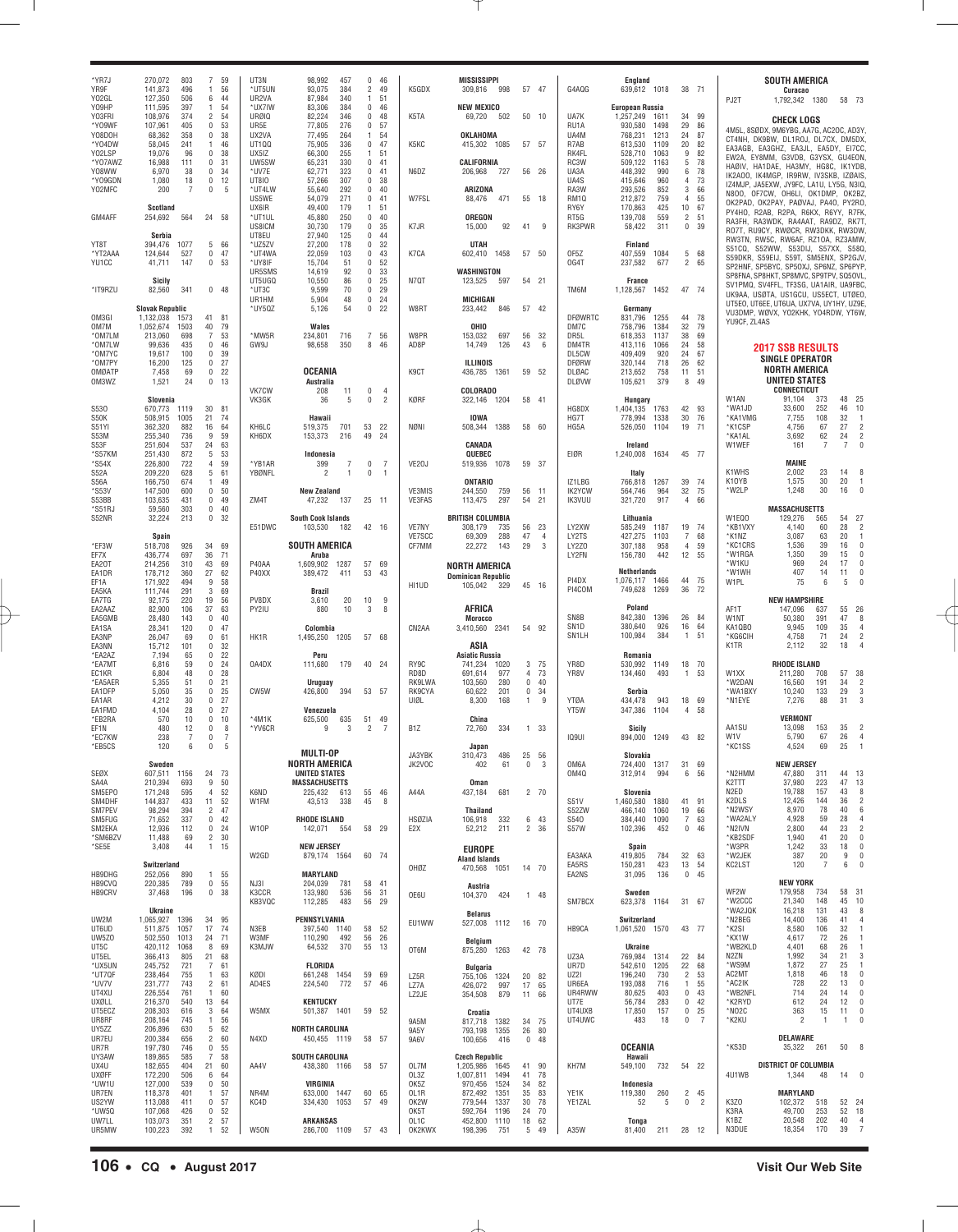| Call | Score | QSOs | Zones | Countries |
|---|---|---|---|---|
| *YR7J | 270,072 | 803 | 7 | 59 |
| YR9F | 141,873 | 496 | 1 | 56 |
| YO2GL | 127,350 | 506 | 6 | 44 |
| YO9HP | 111,595 | 397 | 1 | 54 |
| YO3FRI | 108,976 | 374 | 2 | 54 |
| *YO9WF | 107,961 | 405 | 0 | 53 |
| YO8DOH | 68,362 | 358 | 0 | 38 |
| *YO4DW | 58,045 | 241 | 1 | 46 |
| YO2LSP | 19,076 | 96 | 0 | 38 |
| *YO7AWZ | 16,988 | 111 | 0 | 31 |
| YO8WW | 6,970 | 38 | 0 | 34 |
| *YO9GDN | 1,080 | 18 | 0 | 12 |
| YO2MFC | 200 | 7 | 0 | 5 |

**Scotland**

| | | | | |
|---|---|---|---|---|
| GM4AFF | 254,692 | 564 | 24 | 58 |

**Serbia**

| | | | | |
|---|---|---|---|---|
| YT8T | 394,476 | 1077 | 5 | 66 |
| *YT2AAA | 124,644 | 527 | 0 | 47 |
| YU1CC | 41,711 | 147 | 0 | 53 |

**Sicily**

| | | | | |
|---|---|---|---|---|
| *IT9RZU | 82,560 | 341 | 0 | 48 |

**Slovak Republic**

| | | | | |
|---|---|---|---|---|
| OM3GI | 1,132,038 | 1573 | 41 | 81 |
| OM7M | 1,052,674 | 1503 | 40 | 79 |
| *OM7LM | 213,060 | 698 | 7 | 53 |
| OM8LW | 99,636 | 435 | 0 | 46 |
| *OM7YC | 19,617 | 100 | 0 | 39 |
| *OM7PY | 16,200 | 125 | 0 | 27 |
| OM0ATP | 7,458 | 69 | 0 | 22 |
| OM3WZ | 1,521 | 24 | 0 | 13 |

**Slovenia**

| | | | | |
|---|---|---|---|---|
| S53O | 670,773 | 1119 | 30 | 81 |
| S50K | 508,915 | 1005 | 21 | 74 |
| S51YI | 362,320 | 882 | 16 | 64 |
| S53M | 255,340 | 736 | 9 | 59 |
| S53F | 251,604 | 537 | 24 | 63 |
| *S57KM | 251,430 | 872 | 5 | 53 |
| *S54X | 226,800 | 722 | 4 | 59 |
| S52A | 209,220 | 628 | 5 | 61 |
| S56A | 166,750 | 674 | 1 | 49 |
| *S53V | 147,500 | 600 | 0 | 50 |
| S53BB | 103,635 | 431 | 0 | 49 |
| *S51RJ | 59,560 | 303 | 0 | 40 |
| S52NR | 32,224 | 213 | 0 | 32 |

**Spain**

| | | | | |
|---|---|---|---|---|
| *EF3W | 518,708 | 926 | 34 | 69 |
| EF7X | 436,774 | 697 | 36 | 71 |
| EA2OT | 214,256 | 310 | 43 | 69 |
| EA1DR | 178,712 | 360 | 27 | 62 |
| EF1A | 171,922 | 494 | 9 | 58 |
| EA5KA | 111,744 | 291 | 3 | 69 |
| EA7TG | 92,175 | 220 | 19 | 56 |
| EA2AAZ | 82,900 | 106 | 37 | 63 |
| EA5GMB | 28,480 | 143 | 0 | 40 |
| EA1SA | 28,341 | 120 | 0 | 47 |
| EA3NP | 26,047 | 69 | 0 | 61 |
| EA3NN | 15,712 | 101 | 0 | 32 |
| *EA2AZ | 7,194 | 65 | 0 | 22 |
| *EA7MT | 6,816 | 59 | 0 | 24 |
| EC1KR | 6,804 | 48 | 0 | 28 |
| *EA5AER | 5,355 | 51 | 0 | 21 |
| EA1DFP | 5,050 | 35 | 0 | 25 |
| EA1AR | 4,212 | 30 | 0 | 27 |
| EA1FMD | 4,104 | 28 | 0 | 27 |
| *EB2RA | 570 | 10 | 0 | 10 |
| EF1N | 480 | 12 | 0 | 8 |
| *EC7KW | 238 | 7 | 0 | 7 |
| *EB5CS | 120 | 6 | 0 | 5 |

**Sweden**

| | | | | |
|---|---|---|---|---|
| SE0X | 607,511 | 1156 | 24 | 73 |
| SA4A | 210,394 | 693 | 9 | 50 |
| SM5EPO | 171,248 | 595 | 4 | 52 |
| SM4DHF | 144,837 | 433 | 11 | 52 |
| SM7PEV | 98,294 | 394 | 2 | 47 |
| SM5FUG | 71,652 | 337 | 0 | 42 |
| SM2EKA | 12,936 | 112 | 0 | 24 |
| *SM6BZV | 11,488 | 69 | 2 | 30 |
| *SE5E | 3,408 | 44 | 1 | 15 |

**Switzerland**

| | | | | |
|---|---|---|---|---|
| HB9DHG | 252,056 | 890 | 1 | 55 |
| HB9CVQ | 220,385 | 789 | 0 | 55 |
| HB9CRV | 37,468 | 196 | 0 | 38 |

**Ukraine**

| | | | | |
|---|---|---|---|---|
| UW2M | 1,065,927 | 1396 | 34 | 95 |
| UT6UD | 511,875 | 1057 | 17 | 74 |
| UW5ZO | 502,550 | 1013 | 24 | 71 |
| UT5C | 420,112 | 1068 | 8 | 69 |
| UT5EL | 366,413 | 805 | 21 | 68 |
| *UX5UN | 245,752 | 721 | 7 | 61 |
| *UT7QF | 238,464 | 755 | 1 | 63 |
| *UV7V | 231,777 | 743 | 2 | 61 |
| UT4XU | 226,554 | 761 | 1 | 60 |
| UX0LL | 216,370 | 540 | 13 | 64 |
| UT5ECZ | 208,303 | 616 | 3 | 64 |
| UR8RF | 208,164 | 745 | 1 | 56 |
| UY5ZZ | 206,896 | 630 | 5 | 62 |
| UR7EU | 200,384 | 656 | 2 | 60 |
| UR7R | 197,780 | 746 | 0 | 55 |
| UY3AW | 189,865 | 585 | 7 | 58 |
| UX4U | 182,655 | 404 | 21 | 60 |
| UX0FF | 172,200 | 506 | 6 | 64 |
| *UW1U | 127,000 | 539 | 0 | 50 |
| UR7EN | 118,378 | 401 | 1 | 57 |
| US2YW | 113,088 | 411 | 0 | 57 |
| *UW5Q | 107,068 | 426 | 0 | 52 |
| UW7LL | 103,073 | 351 | 2 | 57 |
| UR5MW | 100,223 | 392 | 1 | 52 |
| UT3N | 98,992 | 457 | 0 | 46 |
| *UT5UN | 93,075 | 384 | 2 | 49 |
| UR2VA | 87,984 | 340 | 1 | 51 |
| *UX7IW | 83,306 | 384 | 0 | 46 |
| UR0IQ | 82,224 | 346 | 0 | 48 |
| UR5E | 77,805 | 276 | 0 | 57 |
| UX2VA | 77,495 | 264 | 1 | 54 |
| UT1QQ | 75,905 | 336 | 0 | 47 |
| UX5IZ | 66,300 | 255 | 1 | 51 |
| UW5SW | 65,231 | 330 | 0 | 41 |
| *UV7E | 62,771 | 323 | 0 | 41 |
| UT8IO | 57,266 | 307 | 0 | 38 |
| *UT4LW | 55,640 | 292 | 0 | 40 |
| US5WE | 54,079 | 271 | 0 | 41 |
| UX6IR | 49,400 | 179 | 1 | 51 |
| *UT1UL | 45,880 | 250 | 0 | 40 |
| US8ICM | 30,730 | 179 | 0 | 35 |
| UT8EU | 27,940 | 125 | 0 | 44 |
| *UZ5ZV | 27,200 | 178 | 0 | 32 |
| *UT4WA | 22,059 | 103 | 0 | 43 |
| *UY8IF | 15,704 | 51 | 0 | 52 |
| UR5SMS | 14,619 | 92 | 0 | 33 |
| UT5UGQ | 10,550 | 86 | 0 | 25 |
| *UT3C | 9,599 | 70 | 0 | 29 |
| UR1HM | 5,904 | 48 | 0 | 24 |
| *UY5QZ | 5,126 | 54 | 0 | 22 |

**Wales**

| | | | | |
|---|---|---|---|---|
| *MW5R | 234,801 | 716 | 7 | 56 |
| GW9J | 98,658 | 350 | 8 | 46 |

**OCEANIA**

**Australia**

| | | | | |
|---|---|---|---|---|
| VK7CW | 208 | 11 | 0 | 4 |
| VK3GK | 36 | 5 | 0 | 2 |

**Hawaii**

| | | | | |
|---|---|---|---|---|
| KH6LC | 519,375 | 701 | 53 | 22 |
| KH6DX | 153,373 | 216 | 49 | 24 |

**Indonesia**

| | | | | |
|---|---|---|---|---|
| *YB1AR | 399 | 7 | 0 | 7 |
| YB0NFL | 2 | 1 | 0 | 1 |

**New Zealand**

| | | | | |
|---|---|---|---|---|
| ZM4T | 47,232 | 137 | 25 | 11 |

**South Cook Islands**

| | | | | |
|---|---|---|---|---|
| E51DWC | 103,530 | 182 | 42 | 16 |

**SOUTH AMERICA**

**Aruba**

| | | | | |
|---|---|---|---|---|
| P40AA | 1,609,902 | 1287 | 57 | 69 |
| P40XX | 389,472 | 411 | 53 | 43 |

**Brazil**

| | | | | |
|---|---|---|---|---|
| PV8DX | 3,610 | 20 | 10 | 9 |
| PY2IU | 880 | 10 | 3 | 8 |

**Colombia**

| | | | | |
|---|---|---|---|---|
| HK1R | 1,495,250 | 1205 | 57 | 68 |

**Peru**

| | | | | |
|---|---|---|---|---|
| OA4DX | 111,680 | 179 | 40 | 24 |

**Uruguay**

| | | | | |
|---|---|---|---|---|
| CW5W | 426,800 | 394 | 53 | 57 |

**Venezuela**

| | | | | |
|---|---|---|---|---|
| *4M1K | 625,500 | 635 | 51 | 49 |
| *YV6CR | 9 | 3 | 2 | 7 |

**MULTI-OP**
**NORTH AMERICA**
**UNITED STATES**

**MASSACHUSETTS**

| | | | | |
|---|---|---|---|---|
| K6ND | 225,432 | 613 | 55 | 46 |
| W1FM | 43,513 | 338 | 45 | 8 |

**RHODE ISLAND**

| | | | | |
|---|---|---|---|---|
| W1OP | 142,071 | 554 | 58 | 29 |

**NEW JERSEY**

| | | | | |
|---|---|---|---|---|
| W2GD | 879,174 | 1564 | 60 | 74 |

**MARYLAND**

| | | | | |
|---|---|---|---|---|
| NJ3I | 204,039 | 781 | 58 | 41 |
| K3CCR | 133,980 | 536 | 56 | 31 |
| KB3VQC | 112,485 | 483 | 56 | 29 |

**PENNSYLVANIA**

| | | | | |
|---|---|---|---|---|
| N3EB | 397,540 | 1140 | 58 | 52 |
| W3MF | 110,290 | 492 | 56 | 26 |
| K3MJW | 64,532 | 370 | 55 | 13 |

**FLORIDA**

| | | | | |
|---|---|---|---|---|
| K0DI | 661,248 | 1454 | 59 | 69 |
| AD4ES | 224,540 | 772 | 57 | 46 |

**KENTUCKY**

| | | | | |
|---|---|---|---|---|
| W5MX | 501,387 | 1401 | 59 | 52 |

**NORTH CAROLINA**

| | | | | |
|---|---|---|---|---|
| N4XD | 450,455 | 1119 | 58 | 57 |

**SOUTH CAROLINA**

| | | | | |
|---|---|---|---|---|
| AA4V | 438,380 | 1166 | 58 | 57 |

**VIRGINIA**

| | | | | |
|---|---|---|---|---|
| NR4M | 633,000 | 1447 | 60 | 65 |
| KC4D | 334,430 | 1053 | 57 | 49 |

**ARKANSAS**

| | | | | |
|---|---|---|---|---|
| W5ON | 286,700 | 1109 | 57 | 43 |

**MISSISSIPPI**

| | | | | |
|---|---|---|---|---|
| K5GDX | 309,816 | 998 | 57 | 47 |

**NEW MEXICO**

| | | | | |
|---|---|---|---|---|
| K5TA | 69,720 | 502 | 50 | 10 |

**OKLAHOMA**

| | | | | |
|---|---|---|---|---|
| K5KC | 415,302 | 1085 | 57 | 57 |

**CALIFORNIA**

| | | | | |
|---|---|---|---|---|
| N6DZ | 206,968 | 727 | 56 | 26 |

**ARIZONA**

| | | | | |
|---|---|---|---|---|
| W7FSL | 88,476 | 471 | 55 | 18 |

**OREGON**

| | | | | |
|---|---|---|---|---|
| K7JR | 15,000 | 92 | 41 | 9 |

**UTAH**

| | | | | |
|---|---|---|---|---|
| K7CA | 602,410 | 1458 | 57 | 50 |

**WASHINGTON**

| | | | | |
|---|---|---|---|---|
| N7QT | 123,525 | 597 | 54 | 21 |

**MICHIGAN**

| | | | | |
|---|---|---|---|---|
| W8RT | 233,442 | 846 | 57 | 42 |

**OHIO**

| | | | | |
|---|---|---|---|---|
| W8PR | 153,032 | 697 | 56 | 32 |
| AD8P | 14,749 | 126 | 43 | 6 |

**ILLINOIS**

| | | | | |
|---|---|---|---|---|
| K9CT | 436,785 | 1361 | 59 | 52 |

**COLORADO**

| | | | | |
|---|---|---|---|---|
| K0RF | 322,146 | 1204 | 58 | 41 |

**IOWA**

| | | | | |
|---|---|---|---|---|
| N0NI | 508,344 | 1388 | 58 | 60 |

**CANADA**

**QUEBEC**

| | | | | |
|---|---|---|---|---|
| VE2OJ | 519,936 | 1078 | 59 | 37 |

**ONTARIO**

| | | | | |
|---|---|---|---|---|
| VE3MIS | 244,550 | 759 | 56 | 11 |
| VE3FAS | 113,475 | 297 | 54 | 21 |

**BRITISH COLUMBIA**

| | | | | |
|---|---|---|---|---|
| VE7NY | 308,179 | 735 | 56 | 23 |
| VE7SCC | 69,309 | 288 | 47 | 4 |
| CF7MM | 22,272 | 143 | 29 | 3 |

**NORTH AMERICA**

**Dominican Republic**

| | | | | |
|---|---|---|---|---|
| HI1UD | 105,042 | 329 | 45 | 16 |

**AFRICA**

**Morocco**

| | | | | |
|---|---|---|---|---|
| CN2AA | 3,410,560 | 2341 | 54 | 92 |

**ASIA**

**Asiatic Russia**

| | | | | |
|---|---|---|---|---|
| RY9C | 741,234 | 1020 | 3 | 75 |
| RD8D | 691,614 | 977 | 4 | 73 |
| RK9LWA | 103,560 | 280 | 0 | 40 |
| RK9CYA | 60,622 | 201 | 0 | 34 |
| UI0L | 8,300 | 168 | 1 | 9 |

**China**

| | | | | |
|---|---|---|---|---|
| B1Z | 72,760 | 334 | 1 | 33 |

**Japan**

| | | | | |
|---|---|---|---|---|
| JA3YBK | 310,473 | 486 | 25 | 56 |
| JK2VOC | 402 | 61 | 0 | 3 |

**Oman**

| | | | | |
|---|---|---|---|---|
| A44A | 437,184 | 681 | 2 | 70 |

**Thailand**

| | | | | |
|---|---|---|---|---|
| HS0ZIA | 106,918 | 332 | 6 | 43 |
| E2X | 52,212 | 211 | 2 | 36 |

**EUROPE**

**Aland Islands**

| | | | | |
|---|---|---|---|---|
| OH0Z | 470,568 | 1051 | 14 | 70 |

**Austria**

| | | | | |
|---|---|---|---|---|
| OE6U | 104,370 | 424 | 1 | 48 |

**Belarus**

| | | | | |
|---|---|---|---|---|
| EU1WW | 527,008 | 1112 | 16 | 70 |

**Belgium**

| | | | | |
|---|---|---|---|---|
| OT6M | 875,280 | 1263 | 42 | 78 |

**Bulgaria**

| | | | | |
|---|---|---|---|---|
| LZ5R | 755,106 | 1324 | 20 | 82 |
| LZ7A | 426,072 | 997 | 17 | 65 |
| LZ2JE | 354,508 | 879 | 11 | 66 |

**Croatia**

| | | | | |
|---|---|---|---|---|
| 9A5M | 817,718 | 1382 | 34 | 75 |
| 9A5Y | 793,198 | 1355 | 26 | 80 |
| 9A6V | 100,656 | 416 | 0 | 48 |

**Czech Republic**

| | | | | |
|---|---|---|---|---|
| OL7M | 1,205,986 | 1645 | 41 | 90 |
| OL3Z | 1,007,811 | 1494 | 41 | 78 |
| OK5Z | 970,456 | 1524 | 34 | 82 |
| OL1R | 872,492 | 1351 | 35 | 83 |
| OK2W | 779,544 | 1337 | 30 | 78 |
| OK5T | 592,764 | 1196 | 24 | 70 |
| OL1C | 452,800 | 1110 | 18 | 62 |
| OK2KWX | 198,396 | 751 | 5 | 49 |

**England**

| | | | | |
|---|---|---|---|---|
| G4AQG | 639,612 | 1018 | 38 | 71 |

**European Russia**

| | | | | |
|---|---|---|---|---|
| UA7K | 1,257,249 | 1611 | 34 | 99 |
| RU1A | 930,580 | 1498 | 29 | 86 |
| UA4M | 768,231 | 1213 | 24 | 87 |
| R7AB | 613,530 | 1109 | 20 | 82 |
| RK4FL | 528,710 | 1063 | 9 | 82 |
| RC3W | 509,122 | 1163 | 5 | 78 |
| UA3A | 448,392 | 990 | 6 | 78 |
| UA4S | 415,646 | 960 | 4 | 73 |
| RA3W | 293,526 | 852 | 3 | 66 |
| RM1Q | 212,872 | 759 | 4 | 55 |
| RY6Y | 170,863 | 425 | 10 | 67 |
| RT5G | 139,708 | 559 | 2 | 51 |
| RK3PWR | 58,422 | 311 | 0 | 39 |

**Finland**

| | | | | |
|---|---|---|---|---|
| OF5Z | 407,559 | 1084 | 5 | 68 |
| OG4T | 237,582 | 677 | 2 | 65 |

**France**

| | | | | |
|---|---|---|---|---|
| TM6M | 1,128,567 | 1452 | 47 | 74 |

**Germany**

| | | | | |
|---|---|---|---|---|
| DF0WRTC | 831,796 | 1255 | 44 | 78 |
| DM7C | 758,796 | 1384 | 32 | 79 |
| DR5L | 618,353 | 1137 | 38 | 69 |
| DM4TR | 413,116 | 1066 | 24 | 58 |
| DL5CW | 409,409 | 920 | 24 | 67 |
| DF0RW | 320,144 | 718 | 26 | 62 |
| DL0AC | 213,652 | 758 | 11 | 51 |
| DL0VW | 105,621 | 379 | 8 | 49 |

**Hungary**

| | | | | |
|---|---|---|---|---|
| HG8DX | 1,404,135 | 1763 | 42 | 93 |
| HG7T | 778,994 | 1338 | 30 | 76 |
| HG5A | 526,050 | 1104 | 19 | 71 |

**Ireland**

| | | | | |
|---|---|---|---|---|
| EI0R | 1,240,008 | 1634 | 45 | 77 |

**Italy**

| | | | | |
|---|---|---|---|---|
| IZ1LBG | 766,818 | 1267 | 39 | 74 |
| IK2YCW | 564,746 | 964 | 32 | 75 |
| IK3VUU | 321,720 | 917 | 4 | 66 |

**Lithuania**

| | | | | |
|---|---|---|---|---|
| LY2XW | 585,249 | 1187 | 19 | 74 |
| LY2TS | 427,275 | 1103 | 7 | 68 |
| LY2ZO | 307,188 | 958 | 4 | 59 |
| LY2FN | 156,780 | 442 | 12 | 55 |

**Netherlands**

| | | | | |
|---|---|---|---|---|
| PI4DX | 1,076,117 | 1466 | 44 | 75 |
| PI4COM | 749,628 | 1269 | 36 | 72 |

**Poland**

| | | | | |
|---|---|---|---|---|
| SN8B | 842,380 | 1396 | 26 | 84 |
| SN1D | 380,640 | 926 | 16 | 64 |
| SN1LH | 100,984 | 384 | 1 | 51 |

**Romania**

| | | | | |
|---|---|---|---|---|
| YR8D | 530,992 | 1149 | 18 | 70 |
| YR8V | 134,460 | 493 | 1 | 53 |

**Serbia**

| | | | | |
|---|---|---|---|---|
| YT0A | 434,478 | 943 | 18 | 69 |
| YT5W | 347,386 | 1104 | 4 | 58 |

**Sicily**

| | | | | |
|---|---|---|---|---|
| IQ9UI | 894,000 | 1249 | 43 | 82 |

**Slovakia**

| | | | | |
|---|---|---|---|---|
| OM6A | 724,400 | 1317 | 31 | 69 |
| OM4Q | 312,914 | 994 | 6 | 56 |

**Slovenia**

| | | | | |
|---|---|---|---|---|
| S51V | 1,460,580 | 1880 | 41 | 91 |
| S52ZW | 466,140 | 1060 | 19 | 66 |
| S54O | 384,440 | 1090 | 7 | 63 |
| S57W | 102,396 | 452 | 0 | 46 |

**Spain**

| | | | | |
|---|---|---|---|---|
| EA3AKA | 419,805 | 784 | 32 | 63 |
| EA5RS | 150,281 | 423 | 13 | 54 |
| EA2NS | 31,095 | 136 | 0 | 45 |

**Sweden**

| | | | | |
|---|---|---|---|---|
| SM7BCX | 623,378 | 1164 | 31 | 67 |

**Switzerland**

| | | | | |
|---|---|---|---|---|
| HB9CA | 1,061,520 | 1570 | 43 | 77 |

**Ukraine**

| | | | | |
|---|---|---|---|---|
| UZ3A | 769,984 | 1314 | 22 | 84 |
| UR7D | 542,610 | 1205 | 22 | 68 |
| UZ2I | 196,240 | 730 | 2 | 53 |
| UR6EA | 193,088 | 716 | 1 | 55 |
| UR4RWW | 80,625 | 403 | 0 | 43 |
| UT7E | 56,784 | 283 | 0 | 42 |
| UT4UXB | 17,850 | 157 | 0 | 25 |
| UT4UWC | 483 | 18 | 0 | 7 |

**OCEANIA**

**Hawaii**

| | | | | |
|---|---|---|---|---|
| KH7M | 549,100 | 732 | 54 | 22 |

**Indonesia**

| | | | | |
|---|---|---|---|---|
| YE1K | 119,380 | 260 | 2 | 45 |
| YE1ZAL | 52 | 5 | 0 | 2 |

**Tonga**

| | | | | |
|---|---|---|---|---|
| A35W | 81,400 | 211 | 28 | 12 |

**SOUTH AMERICA**

**Curacao**

| | | | | |
|---|---|---|---|---|
| PJ2T | 1,792,342 | 1380 | 58 | 73 |

**CHECK LOGS**

4M5L, 8S0DX, 9M6YBG, AA7G, AC2OC, AD3Y, CT4NH, DK9BW, DL1ROJ, DL7CX, DM5DX, EA3AGB, EA3GHZ, EA3JL, EA5DY, EI7CC, EW2A, EY8MM, G3VDB, G3YSX, GU4EON, HA0IV, HA1DAE, HA3MY, HG8C, IK1YDB, IK2AOO, IK4MGP, IR9RW, IV3SKB, IZ0AIS, IZ4MJP, JA5EXW, JY9FC, LA1U, LY5G, N3IQ, N8OO, OF7CW, OH6LI, OK1DMP, OK2BZ, OK2PAD, OK2PAY, PA0VAJ, PA4O, PY2RO, PY4HO, R2AB, R2PA, R6KX, R6YY, R7FK, RA3FH, RA3WDK, RA4AAT, RA9DZ, RK7T, RO7T, RU3CY, RW0CR, RW3DKK, RW3DW, RW3TN, RW5C, RW6AF, RZ1OA, RZ3AMW, S51CQ, S52WW, S53DIJ, S57XX, S58Q, S59DKR, S59EIJ, S59T, SM5ENX, SP2GJV, SP2HNF, SP5BYC, SP5OXJ, SP6NZ, SP6PYP, SP8FNA, SP8HKT, SP8MVC, SP9TPV, SQ5OVL, SV1PMQ, SV4FFL, TF3SG, UA1AIR, UA9FBC, UK9AA, US0TA, US1GCU, US5ECT, UT0EO, UT5EO, UT6EE, UT6UA, UX7VA, UY1HY, UZ9E, VU3DMP, W0VX, YO2KHK, YO4RDW, YT6W, YU9CF, ZL4AS

## 2017 SSB RESULTS

**SINGLE OPERATOR**
**NORTH AMERICA**
**UNITED STATES**

**CONNECTICUT**

| | | | | |
|---|---|---|---|---|
| W1AN | 91,104 | 373 | 48 | 25 |
| *WA1JD | 33,600 | 252 | 46 | 10 |
| *KA1VMG | 7,755 | 108 | 32 | 1 |
| *K1CSP | 4,756 | 67 | 27 | 2 |
| *KA1AL | 3,692 | 62 | 24 | 2 |
| W1WEF | 161 | 7 | 7 | 0 |

**MAINE**

| | | | | |
|---|---|---|---|---|
| K1WHS | 2,002 | 23 | 14 | 8 |
| K1OYB | 1,575 | 30 | 20 | 1 |
| *W2LP | 1,248 | 30 | 16 | 0 |

**MASSACHUSETTS**

| | | | | |
|---|---|---|---|---|
| W1EOO | 129,276 | 565 | 54 | 27 |
| *KB1VXY | 4,140 | 60 | 28 | 2 |
| *K1NZ | 3,087 | 63 | 20 | 1 |
| *KC1CRS | 1,536 | 39 | 16 | 0 |
| *W1RGA | 1,350 | 39 | 15 | 0 |
| *W1KU | 969 | 24 | 17 | 0 |
| *W1WH | 407 | 14 | 11 | 0 |
| W1PL | 75 | 6 | 5 | 0 |

**NEW HAMPSHIRE**

| | | | | |
|---|---|---|---|---|
| AF1T | 147,096 | 637 | 55 | 26 |
| W1NT | 50,380 | 391 | 47 | 8 |
| KA1QBO | 9,945 | 109 | 35 | 4 |
| *KG6CIH | 4,758 | 71 | 24 | 2 |
| K1TR | 2,112 | 32 | 18 | 4 |

**RHODE ISLAND**

| | | | | |
|---|---|---|---|---|
| W1XX | 211,280 | 708 | 57 | 38 |
| *W2DAN | 16,560 | 191 | 34 | 2 |
| *WA1BXY | 10,240 | 133 | 29 | 3 |
| *N1EYE | 7,276 | 88 | 31 | 3 |

**VERMONT**

| | | | | |
|---|---|---|---|---|
| AA1SU | 13,098 | 153 | 35 | 2 |
| W1V | 5,790 | 67 | 26 | 4 |
| *KC1SS | 4,524 | 69 | 25 | 1 |

**NEW JERSEY**

| | | | | |
|---|---|---|---|---|
| *N2HMM | 47,880 | 311 | 44 | 13 |
| K2TTT | 37,980 | 223 | 47 | 13 |
| N2ED | 19,788 | 157 | 43 | 8 |
| K2DLS | 12,426 | 144 | 36 | 2 |
| *N2WSY | 8,970 | 78 | 40 | 6 |
| *WA2ALY | 4,928 | 59 | 28 | 4 |
| *N2IVN | 2,800 | 44 | 23 | 2 |
| *KB2SDF | 1,940 | 41 | 20 | 0 |
| *W3PR | 1,242 | 33 | 18 | 0 |
| *W2JEK | 387 | 20 | 9 | 0 |
| KC2LST | 120 | 7 | 6 | 0 |

**NEW YORK**

| | | | | |
|---|---|---|---|---|
| WF2W | 179,958 | 734 | 58 | 31 |
| *W2CCC | 21,340 | 148 | 45 | 10 |
| *WA2JQK | 16,218 | 131 | 43 | 8 |
| *N2BEG | 14,400 | 136 | 41 | 4 |
| *K2SI | 8,580 | 106 | 32 | 1 |
| *KX1W | 4,617 | 72 | 26 | 1 |
| *WB2KLD | 4,401 | 68 | 26 | 1 |
| N2ZN | 1,992 | 34 | 21 | 3 |
| *WS9M | 1,872 | 27 | 25 | 1 |
| AC2MT | 1,818 | 46 | 18 | 0 |
| *AC2IK | 728 | 22 | 13 | 0 |
| *WB2NFL | 714 | 24 | 14 | 0 |
| *K2RYD | 612 | 24 | 12 | 0 |
| *NO2C | 363 | 15 | 11 | 0 |
| *K2KU | 2 | 1 | 1 | 0 |

**DELAWARE**

| | | | | |
|---|---|---|---|---|
| *KS3D | 35,322 | 261 | 50 | 8 |

**DISTRICT OF COLUMBIA**

| | | | | |
|---|---|---|---|---|
| 4U1WB | 1,344 | 48 | 14 | 0 |

**MARYLAND**

| | | | | |
|---|---|---|---|---|
| K3ZO | 102,372 | 518 | 52 | 24 |
| K3RA | 49,700 | 253 | 52 | 18 |
| K1BZ | 20,548 | 202 | 40 | 4 |
| N3DUE | 18,354 | 170 | 39 | 7 |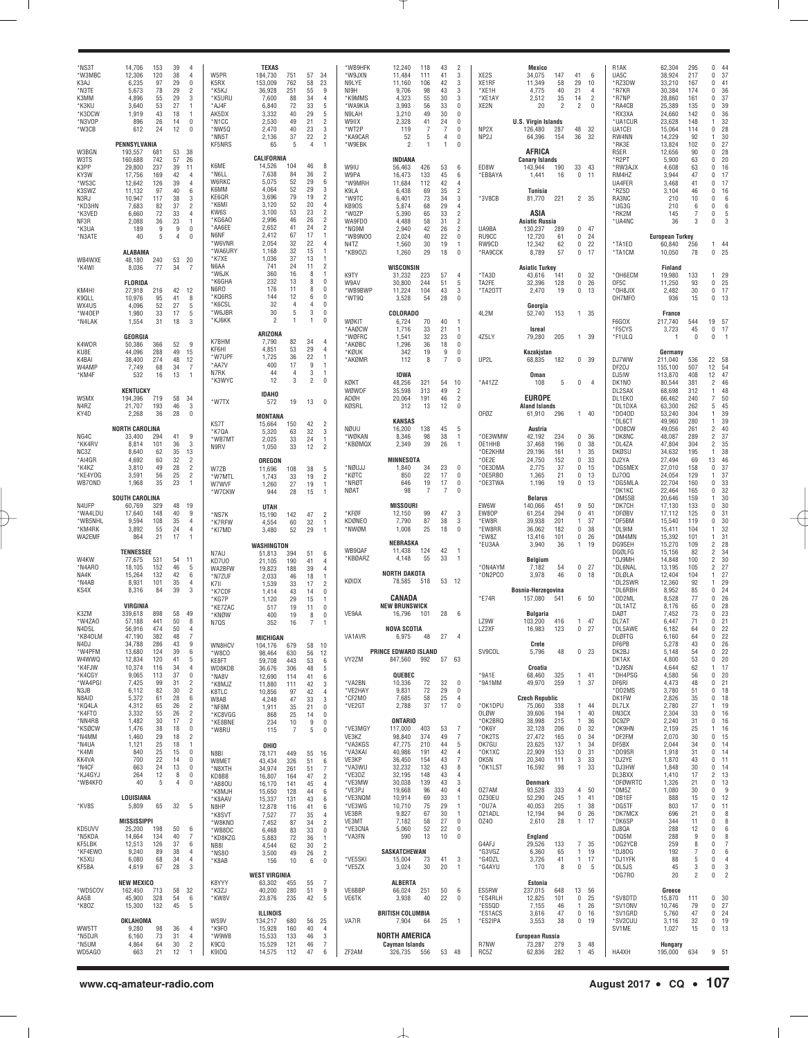| Call | Score | QSOs | Zones | Countries |
|---|---|---|---|---|
| *NS3T | 14,706 | 153 | 39 | 4 |
| *W3MBC | 12,306 | 120 | 38 | 4 |
| K3AJ | 6,235 | 97 | 29 | 0 |
| *N3TE | 5,673 | 78 | 29 | 2 |
| K3MM | 4,896 | 55 | 29 | 3 |
| *K3KU | 3,640 | 53 | 27 | 1 |
| *K3DCW | 1,919 | 43 | 18 | 1 |
| *N3VOP | 896 | 26 | 14 | 0 |
| *W3CB | 612 | 24 | 12 | 0 |

**PENNSYLVANIA**

| Call | Score | QSOs | Zones | Countries |
|---|---|---|---|---|
| W3BGN | 193,557 | 681 | 53 | 38 |
| W3TS | 160,688 | 742 | 57 | 26 |
| K3PP | 29,800 | 237 | 39 | 11 |
| KY3W | 17,756 | 169 | 42 | 4 |
| *WS3C | 12,642 | 126 | 39 | 4 |
| K3SWZ | 11,132 | 97 | 40 | 6 |
| N3RJ | 10,947 | 117 | 38 | 3 |
| *KD3HN | 7,683 | 82 | 37 | 2 |
| *K3VED | 6,660 | 72 | 33 | 4 |
| NF3R | 2,088 | 36 | 23 | 1 |
| *K3UA | 189 | 9 | 9 | 0 |
| *N3ATE | 40 | 5 | 4 | 0 |

**ALABAMA**

| Call | Score | QSOs | Zones | Countries |
|---|---|---|---|---|
| WB4WXE | 48,180 | 240 | 53 | 20 |
| *K4WI | 8,036 | 77 | 34 | 7 |

**FLORIDA**

| Call | Score | QSOs | Zones | Countries |
|---|---|---|---|---|
| KM4HI | 27,918 | 216 | 42 | 12 |
| K9QLL | 10,976 | 95 | 41 | 8 |
| WX4US | 4,096 | 52 | 27 | 5 |
| *W4OEP | 1,980 | 33 | 17 | 5 |
| *N4LAK | 1,554 | 31 | 18 | 3 |

**GEORGIA**

| Call | Score | QSOs | Zones | Countries |
|---|---|---|---|---|
| K4WDR | 50,386 | 366 | 52 | 9 |
| KU8E | 44,096 | 288 | 49 | 15 |
| K4BAI | 38,400 | 274 | 48 | 12 |
| W4AMP | 7,749 | 68 | 34 | 7 |
| *KM4F | 532 | 16 | 13 | 1 |

**KENTUCKY**

| Call | Score | QSOs | Zones | Countries |
|---|---|---|---|---|
| W5MX | 194,396 | 719 | 58 | 34 |
| N4RZ | 21,707 | 193 | 46 | 3 |
| KY4D | 2,268 | 36 | 28 | 0 |

**NORTH CAROLINA**

| Call | Score | QSOs | Zones | Countries |
|---|---|---|---|---|
| NG4C | 33,400 | 294 | 41 | 9 |
| *KK4RV | 8,814 | 101 | 36 | 3 |
| NC3Z | 8,640 | 62 | 35 | 13 |
| *AI4GR | 4,692 | 60 | 32 | 2 |
| *K4KZ | 3,810 | 49 | 28 | 2 |
| *KE4YOG | 3,591 | 56 | 25 | 2 |
| WB7OND | 1,968 | 35 | 23 | 1 |

**SOUTH CAROLINA**

| Call | Score | QSOs | Zones | Countries |
|---|---|---|---|---|
| N4UFP | 60,769 | 329 | 48 | 19 |
| *WA4LDU | 17,640 | 148 | 40 | 9 |
| *WB5NHL | 9,594 | 108 | 35 | 4 |
| *KM4RK | 3,892 | 55 | 24 | 4 |
| WA2EMF | 864 | 21 | 17 | 1 |

**TENNESSEE**

| Call | Score | QSOs | Zones | Countries |
|---|---|---|---|---|
| W4KW | 77,675 | 531 | 54 | 11 |
| *N4ARO | 18,105 | 152 | 46 | 5 |
| NA4K | 15,264 | 132 | 42 | 6 |
| *N4AB | 8,931 | 101 | 35 | 4 |
| KS4X | 8,316 | 84 | 39 | 3 |

**VIRGINIA**

| Call | Score | QSOs | Zones | Countries |
|---|---|---|---|---|
| K3ZM | 339,618 | 898 | 58 | 49 |
| *W4ZAO | 57,188 | 441 | 50 | 8 |
| N4DSL | 56,916 | 474 | 50 | 4 |
| *KB4OLM | 47,190 | 382 | 48 | 7 |
| N4DJ | 34,788 | 286 | 43 | 9 |
| *W4PFM | 13,680 | 124 | 39 | 6 |
| W4WWQ | 12,834 | 120 | 41 | 5 |
| *K4FJW | 10,374 | 116 | 34 | 4 |
| *K4CGY | 9,065 | 113 | 37 | 0 |
| *WA4PGI | 7,425 | 99 | 31 | 2 |
| N3JB | 6,112 | 82 | 30 | 2 |
| N8AID | 5,372 | 61 | 28 | 6 |
| *KO4LA | 4,312 | 65 | 26 | 2 |
| *K4FTO | 3,332 | 55 | 26 | 2 |
| *NN4RB | 1,482 | 30 | 17 | 2 |
| *KS0CW | 1,476 | 38 | 18 | 0 |
| *N4MM | 1,460 | 29 | 18 | 2 |
| *N4UA | 1,121 | 25 | 18 | 1 |
| *K4MI | 840 | 25 | 15 | 0 |
| KK4VA | 700 | 22 | 14 | 0 |
| *N4CF | 663 | 24 | 13 | 0 |
| *KJ4GYJ | 264 | 12 | 8 | 0 |
| *WB4KFO | 40 | 5 | 4 | 0 |

**LOUISIANA**

| Call | Score | QSOs | Zones | Countries |
|---|---|---|---|---|
| *KV8S | 5,809 | 65 | 32 | 5 |

**MISSISSIPPI**

| Call | Score | QSOs | Zones | Countries |
|---|---|---|---|---|
| KD5UVV | 25,200 | 198 | 50 | 6 |
| *N5KDA | 14,664 | 134 | 40 | 7 |
| KF5LBK | 12,513 | 126 | 37 | 6 |
| *KF4EWO | 9,240 | 89 | 38 | 4 |
| *K5XU | 6,080 | 68 | 34 | 4 |
| KF5BA | 4,619 | 67 | 28 | 3 |

**NEW MEXICO**

| Call | Score | QSOs | Zones | Countries |
|---|---|---|---|---|
| *WD5COV | 162,450 | 713 | 58 | 32 |
| AA5B | 45,900 | 328 | 54 | 6 |
| *K8OZ | 15,300 | 132 | 45 | 5 |

**OKLAHOMA**

| Call | Score | QSOs | Zones | Countries |
|---|---|---|---|---|
| WW5TT | 9,280 | 98 | 36 | 4 |
| *N5DJR | 6,160 | 73 | 31 | 4 |
| *N5UM | 4,864 | 64 | 30 | 2 |
| WD5AGO | 663 | 21 | 12 | 1 |

**TEXAS**

| Call | Score | QSOs | Zones | Countries |
|---|---|---|---|---|
| W5PR | 184,730 | 751 | 57 | 34 |
| K5RX | 153,009 | 762 | 58 | 23 |
| *K5KJ | 36,928 | 251 | 55 | 9 |
| *K5URU | 7,600 | 88 | 34 | 4 |
| *AJ4F | 6,840 | 72 | 33 | 5 |
| AK5DX | 3,332 | 40 | 29 | 5 |
| *N1CC | 2,530 | 49 | 21 | 2 |
| *NW5Q | 2,470 | 40 | 23 | 3 |
| *NN5T | 2,136 | 37 | 22 | 2 |
| KF5NRS | 65 | 5 | 4 | 1 |

**CALIFORNIA**

| Call | Score | QSOs | Zones | Countries |
|---|---|---|---|---|
| K6ME | 14,526 | 104 | 46 | 8 |
| *N6LL | 7,638 | 84 | 36 | 2 |
| W6RKC | 5,075 | 52 | 29 | 6 |
| K6MM | 4,064 | 52 | 29 | 3 |
| KE6QR | 3,696 | 79 | 19 | 2 |
| *K6MI | 3,120 | 52 | 20 | 4 |
| KW6S | 3,100 | 53 | 23 | 2 |
| *KG6AO | 2,996 | 46 | 26 | 2 |
| *AA6EE | 2,652 | 41 | 24 | 2 |
| N6NF | 2,412 | 67 | 17 | 1 |
| *W6VNR | 2,054 | 32 | 22 | 4 |
| *WA6URY | 1,168 | 32 | 15 | 1 |
| *K7XE | 1,036 | 37 | 13 | 1 |
| N6AA | 741 | 24 | 11 | 2 |
| *W6JK | 360 | 16 | 8 | 1 |
| *K6GHA | 232 | 13 | 8 | 0 |
| N6RO | 176 | 11 | 8 | 0 |
| *KQ6RS | 144 | 12 | 6 | 0 |
| *K6CSL | 32 | 4 | 4 | 0 |
| *W6JBR | 30 | 5 | 3 | 0 |
| *KJ6KK | 2 | 1 | 1 | 0 |

**ARIZONA**

| Call | Score | QSOs | Zones | Countries |
|---|---|---|---|---|
| K7BHM | 7,790 | 82 | 34 | 4 |
| KF6HI | 4,851 | 53 | 29 | 4 |
| *W7UPF | 1,725 | 36 | 22 | 1 |
| *AA7V | 400 | 17 | 9 | 1 |
| N7RK | 44 | 4 | 3 | 1 |
| *K3WYC | 12 | 3 | 2 | 0 |

**IDAHO**

| Call | Score | QSOs | Zones | Countries |
|---|---|---|---|---|
| *W7TX | 572 | 19 | 13 | 0 |

**MONTANA**

| Call | Score | QSOs | Zones | Countries |
|---|---|---|---|---|
| KS7T | 15,664 | 150 | 42 | 2 |
| *K7QA | 5,320 | 63 | 32 | 3 |
| *WB7MT | 2,025 | 33 | 24 | 1 |
| N9RV | 1,050 | 33 | 12 | 2 |

**OREGON**

| Call | Score | QSOs | Zones | Countries |
|---|---|---|---|---|
| W7ZB | 11,696 | 108 | 38 | 5 |
| *W7MTL | 1,743 | 33 | 19 | 2 |
| W7WVF | 1,260 | 27 | 19 | 1 |
| *W7CKW | 944 | 28 | 15 | 1 |

**UTAH**

| Call | Score | QSOs | Zones | Countries |
|---|---|---|---|---|
| *NS7K | 15,190 | 142 | 47 | 2 |
| *K7RFW | 4,554 | 60 | 32 | 1 |
| *KI7MD | 3,480 | 52 | 29 | 1 |

**WASHINGTON**

| Call | Score | QSOs | Zones | Countries |
|---|---|---|---|---|
| N7AU | 51,813 | 394 | 51 | 6 |
| KD7UO | 21,105 | 190 | 41 | 4 |
| WA2BFW | 19,823 | 188 | 39 | 4 |
| *N7ZUF | 2,033 | 46 | 18 | 1 |
| K7II | 1,539 | 33 | 17 | 2 |
| *K7CDF | 1,414 | 43 | 14 | 0 |
| *KG7P | 1,120 | 29 | 15 | 1 |
| *KE7ZAC | 517 | 19 | 11 | 0 |
| *KN0W | 400 | 19 | 8 | 0 |
| N7GS | 352 | 16 | 7 | 1 |

**MICHIGAN**

| Call | Score | QSOs | Zones | Countries |
|---|---|---|---|---|
| WN8HCV | 104,176 | 679 | 58 | 10 |
| *W8CO | 98,464 | 630 | 56 | 12 |
| KE8FT | 59,708 | 443 | 53 | 6 |
| WD8KDB | 36,676 | 306 | 48 | 5 |
| *NA8V | 12,690 | 114 | 41 | 6 |
| *K8MJZ | 11,880 | 111 | 42 | 3 |
| K8TLC | 10,856 | 97 | 42 | 4 |
| W8AB | 4,248 | 47 | 33 | 3 |
| *NF8M | 1,911 | 35 | 21 | 0 |
| *KC8VGG | 868 | 25 | 14 | 0 |
| *KE8BNE | 234 | 10 | 9 | 0 |
| *W8RU | 115 | 7 | 5 | 0 |

**OHIO**

| Call | Score | QSOs | Zones | Countries |
|---|---|---|---|---|
| N8BI | 78,171 | 449 | 55 | 16 |
| W8MET | 43,434 | 326 | 51 | 6 |
| *N8XTH | 34,974 | 261 | 51 | 7 |
| KD8BB | 16,807 | 164 | 47 | 2 |
| *AB8OU | 16,170 | 141 | 45 | 4 |
| *K8MJH | 15,650 | 128 | 44 | 6 |
| *K8AAV | 15,337 | 131 | 43 | 6 |
| N8HP | 12,878 | 116 | 41 | 6 |
| *K8SVT | 7,527 | 77 | 35 | 4 |
| *W8KNO | 7,452 | 87 | 34 | 2 |
| *WB8DC | 6,468 | 83 | 33 | 0 |
| *KD8KZG | 5,883 | 72 | 36 | 1 |
| NB8I | 4,544 | 62 | 30 | 2 |
| *NS8O | 3,500 | 49 | 26 | 2 |
| *K8AB | 156 | 10 | 6 | 0 |

**WEST VIRGINIA**

| Call | Score | QSOs | Zones | Countries |
|---|---|---|---|---|
| K8YYY | 63,302 | 455 | 55 | 7 |
| *K3ZJ | 40,200 | 280 | 51 | 9 |
| *KW8V | 23,876 | 235 | 42 | 5 |

**ILLINOIS**

| Call | Score | QSOs | Zones | Countries |
|---|---|---|---|---|
| WS9V | 134,217 | 680 | 56 | 25 |
| *K9FO | 15,928 | 160 | 40 | 4 |
| *W9WB | 15,533 | 133 | 46 | 3 |
| K9CQ | 15,529 | 121 | 46 | 7 |
| K9IDQ | 14,575 | 112 | 47 | 6 |

| Call | Score | QSOs | Zones | Countries |
|---|---|---|---|---|
| *WB9HFK | 12,240 | 118 | 43 | 2 |
| *W9JXN | 11,484 | 111 | 41 | 3 |
| N9LYE | 11,160 | 106 | 42 | 3 |
| NI9H | 9,706 | 98 | 43 | 3 |
| *K9MMS | 4,323 | 55 | 30 | 3 |
| *WA9KIA | 3,993 | 56 | 33 | 0 |
| N9LAH | 3,210 | 49 | 30 | 0 |
| W9IIX | 2,328 | 41 | 24 | 0 |
| *WT2P | 119 | 7 | 7 | 0 |
| *KA9CAR | 52 | 5 | 4 | 0 |
| *W9EBK | 2 | 1 | 1 | 0 |

**INDIANA**

| Call | Score | QSOs | Zones | Countries |
|---|---|---|---|---|
| W9IU | 56,463 | 426 | 53 | 6 |
| W9PA | 16,473 | 133 | 45 | 6 |
| *W9MRH | 11,684 | 112 | 42 | 4 |
| K9LA | 6,438 | 69 | 35 | 2 |
| *W9TC | 6,401 | 73 | 34 | 3 |
| KB9OS | 5,874 | 68 | 29 | 4 |
| *W0ZP | 5,390 | 65 | 33 | 2 |
| WA9FDO | 4,488 | 58 | 31 | 2 |
| *NG9M | 2,940 | 42 | 26 | 2 |
| *WB9NOO | 2,024 | 40 | 22 | 0 |
| N4TZ | 1,560 | 30 | 19 | 1 |
| *KB9OZI | 1,260 | 29 | 18 | 0 |

**WISCONSIN**

| Call | Score | QSOs | Zones | Countries |
|---|---|---|---|---|
| K9TY | 31,232 | 223 | 57 | 4 |
| W9AV | 30,800 | 244 | 51 | 5 |
| *WB9BWP | 11,224 | 104 | 43 | 3 |
| *WT9Q | 3,528 | 54 | 28 | 0 |

**COLORADO**

| Call | Score | QSOs | Zones | Countries |
|---|---|---|---|---|
| W0KIT | 6,724 | 70 | 40 | 1 |
| *AA0CW | 1,716 | 33 | 21 | 1 |
| *W0FRC | 1,541 | 32 | 23 | 0 |
| *AK0BC | 1,296 | 36 | 18 | 0 |
| *K0UK | 342 | 19 | 9 | 0 |
| *AK0MR | 112 | 8 | 7 | 0 |

**IOWA**

| Call | Score | QSOs | Zones | Countries |
|---|---|---|---|---|
| K0KT | 48,256 | 321 | 54 | 10 |
| W0WDF | 35,598 | 313 | 49 | 2 |
| AD0H | 20,064 | 191 | 46 | 2 |
| K0SRL | 312 | 13 | 12 | 0 |

**KANSAS**

| Call | Score | QSOs | Zones | Countries |
|---|---|---|---|---|
| N0UU | 16,200 | 138 | 45 | 5 |
| *W0KAN | 8,346 | 98 | 38 | 1 |
| *KB0MQX | 2,349 | 39 | 26 | 1 |

**MINNESOTA**

| Call | Score | QSOs | Zones | Countries |
|---|---|---|---|---|
| *N0UJJ | 1,840 | 34 | 23 | 0 |
| *K0TC | 850 | 22 | 17 | 0 |
| *NR0T | 646 | 19 | 17 | 0 |
| N0AT | 98 | 7 | 7 | 0 |

**MISSOURI**

| Call | Score | QSOs | Zones | Countries |
|---|---|---|---|---|
| *KF0F | 12,150 | 99 | 47 | 3 |
| KD0NEO | 7,790 | 87 | 38 | 3 |
| *NW0M | 1,008 | 25 | 18 | 0 |

**NEBRASKA**

| Call | Score | QSOs | Zones | Countries |
|---|---|---|---|---|
| WB0QAF | 11,438 | 124 | 42 | 1 |
| *KB0ARZ | 4,148 | 55 | 33 | 1 |

**NORTH DAKOTA**

| Call | Score | QSOs | Zones | Countries |
|---|---|---|---|---|
| K0IDX | 78,585 | 518 | 53 | 12 |

**CANADA**

**NEW BRUNSWICK**

| Call | Score | QSOs | Zones | Countries |
|---|---|---|---|---|
| VE9AA | 16,796 | 101 | 28 | 6 |

**NOVA SCOTIA**

| Call | Score | QSOs | Zones | Countries |
|---|---|---|---|---|
| VA1AVR | 6,975 | 48 | 27 | 4 |

**PRINCE EDWARD ISLAND**

| Call | Score | QSOs | Zones | Countries |
|---|---|---|---|---|
| VY2ZM | 847,560 | 992 | 57 | 63 |

**QUEBEC**

| Call | Score | QSOs | Zones | Countries |
|---|---|---|---|---|
| *VA2BN | 10,336 | 72 | 32 | 0 |
| *VE2HAY | 9,831 | 72 | 29 | 0 |
| *CF2MO | 7,685 | 58 | 25 | 4 |
| *VE2GT | 2,788 | 37 | 17 | 0 |

**ONTARIO**

| Call | Score | QSOs | Zones | Countries |
|---|---|---|---|---|
| *VE3MGY | 117,000 | 403 | 53 | 7 |
| VE3KZ | 98,840 | 374 | 49 | 7 |
| *VA3KGS | 47,775 | 210 | 44 | 5 |
| *VA3KAI | 40,986 | 191 | 42 | 4 |
| VE3KP | 36,450 | 154 | 43 | 7 |
| *VA3WU | 32,232 | 132 | 43 | 8 |
| *VE3DZ | 32,195 | 148 | 43 | 4 |
| *VE3MW | 30,038 | 139 | 43 | 3 |
| *VE3PJ | 19,668 | 96 | 40 | 4 |
| *VE3NQM | 10,914 | 69 | 33 | 1 |
| *VE3WG | 10,710 | 75 | 29 | 1 |
| VE3BR | 9,827 | 67 | 30 | 1 |
| VE3MT | 7,182 | 58 | 27 | 0 |
| *VE3CNA | 5,060 | 52 | 22 | 0 |
| *VA3FN | 590 | 13 | 10 | 0 |

**SASKATCHEWAN**

| Call | Score | QSOs | Zones | Countries |
|---|---|---|---|---|
| *VE5SKI | 15,004 | 73 | 41 | 3 |
| *VE5ZX | 3,024 | 30 | 20 | 1 |

**ALBERTA**

| Call | Score | QSOs | Zones | Countries |
|---|---|---|---|---|
| VE6BBP | 66,024 | 251 | 50 | 6 |
| VE6TK | 3,938 | 40 | 22 | 0 |

**BRITISH COLUMBIA**

| Call | Score | QSOs | Zones | Countries |
|---|---|---|---|---|
| VA7IR | 7,904 | 64 | 25 | 1 |

**NORTH AMERICA**

**Cayman Islands**

| Call | Score | QSOs | Zones | Countries |
|---|---|---|---|---|
| ZF2AM | 326,735 | 556 | 53 | 48 |

**Mexico**

| Call | Score | QSOs | Zones | Countries |
|---|---|---|---|---|
| XE2S | 34,075 | 147 | 41 | 6 |
| XE1RF | 11,349 | 58 | 29 | 10 |
| *XE1H | 4,775 | 40 | 21 | 4 |
| *XE1AY | 2,512 | 35 | 14 | 2 |
| XE2N | 20 | 2 | 2 | 0 |

**U.S. Virgin Islands**

| Call | Score | QSOs | Zones | Countries |
|---|---|---|---|---|
| NP2X | 126,480 | 287 | 48 | 32 |
| NP2J | 64,396 | 154 | 36 | 32 |

**AFRICA**

**Canary Islands**

| Call | Score | QSOs | Zones | Countries |
|---|---|---|---|---|
| ED8W | 143,944 | 190 | 33 | 43 |
| *EB8AYA | 1,441 | 16 | 0 | 11 |

**Tunisia**

| Call | Score | QSOs | Zones | Countries |
|---|---|---|---|---|
| *3V8CB | 81,770 | 221 | 2 | 35 |

**ASIA**

**Asiatic Russia**

| Call | Score | QSOs | Zones | Countries |
|---|---|---|---|---|
| UA9BA | 130,237 | 289 | 0 | 47 |
| RU9CC | 12,720 | 61 | 0 | 24 |
| RW9CD | 12,342 | 62 | 0 | 22 |
| *RA9CCK | 8,789 | 57 | 0 | 17 |

**Asiatic Turkey**

| Call | Score | QSOs | Zones | Countries |
|---|---|---|---|---|
| *TA3D | 43,616 | 141 | 0 | 32 |
| TA2FE | 32,396 | 128 | 0 | 26 |
| *TA2OTT | 2,470 | 19 | 0 | 13 |

**Georgia**

| Call | Score | QSOs | Zones | Countries |
|---|---|---|---|---|
| 4L2M | 52,740 | 153 | 1 | 35 |

**Isreal**

| Call | Score | QSOs | Zones | Countries |
|---|---|---|---|---|
| 4Z5LY | 79,280 | 205 | 1 | 39 |

**Kazakjstan**

| Call | Score | QSOs | Zones | Countries |
|---|---|---|---|---|
| UP2L | 68,835 | 182 | 0 | 39 |

**Oman**

| Call | Score | QSOs | Zones | Countries |
|---|---|---|---|---|
| *A41ZZ | 108 | 5 | 0 | 4 |

**EUROPE**

**Aland Islands**

| Call | Score | QSOs | Zones | Countries |
|---|---|---|---|---|
| OF0Z | 61,910 | 296 | 1 | 40 |

**Austria**

| Call | Score | QSOs | Zones | Countries |
|---|---|---|---|---|
| *OE3WMW | 42,192 | 234 | 0 | 36 |
| OE1HHB | 37,468 | 196 | 0 | 38 |
| *OE2KHM | 29,196 | 161 | 1 | 35 |
| *OE2E | 24,750 | 152 | 0 | 33 |
| *OE3DMA | 2,775 | 37 | 0 | 15 |
| *OE5RBO | 1,365 | 21 | 0 | 13 |
| *OE3TWA | 1,196 | 19 | 0 | 13 |

**Belarus**

| Call | Score | QSOs | Zones | Countries |
|---|---|---|---|---|
| EW6W | 140,066 | 451 | 9 | 50 |
| EW8OP | 61,254 | 294 | 0 | 41 |
| *EW8R | 39,938 | 201 | 1 | 37 |
| *EW8RR | 36,062 | 182 | 0 | 38 |
| *EW8Z | 13,416 | 101 | 0 | 26 |
| *EU3AA | 3,940 | 36 | 1 | 19 |

**Belgium**

| Call | Score | QSOs | Zones | Countries |
|---|---|---|---|---|
| *ON4AYM | 7,182 | 54 | 0 | 27 |
| *ON2PCO | 3,978 | 46 | 0 | 18 |

**Bosnia-Herzegovina**

| Call | Score | QSOs | Zones | Countries |
|---|---|---|---|---|
| *E74R | 157,080 | 541 | 6 | 50 |

**Bulgaria**

| Call | Score | QSOs | Zones | Countries |
|---|---|---|---|---|
| LZ9W | 103,200 | 416 | 1 | 47 |
| LZ2XF | 16,983 | 123 | 0 | 27 |

**Crete**

| Call | Score | QSOs | Zones | Countries |
|---|---|---|---|---|
| SV9COL | 5,796 | 48 | 0 | 23 |

**Croatia**

| Call | Score | QSOs | Zones | Countries |
|---|---|---|---|---|
| *9A1E | 68,460 | 325 | 1 | 41 |
| *9A1MM | 49,970 | 259 | 1 | 37 |

**Czech Republic**

| Call | Score | QSOs | Zones | Countries |
|---|---|---|---|---|
| *OK1DPU | 75,060 | 338 | 1 | 44 |
| OL0W | 39,606 | 194 | 1 | 40 |
| *OK2BRQ | 38,998 | 215 | 1 | 36 |
| *OK6Y | 32,128 | 206 | 0 | 32 |
| *OK2TS | 27,472 | 165 | 0 | 34 |
| OK7GU | 23,625 | 137 | 1 | 34 |
| *OK1XC | 22,909 | 153 | 0 | 31 |
| OK5N | 20,340 | 111 | 3 | 33 |
| *OK1LST | 16,592 | 98 | 1 | 33 |

**Denmark**

| Call | Score | QSOs | Zones | Countries |
|---|---|---|---|---|
| OZ7AM | 93,528 | 333 | 4 | 50 |
| OZ30EU | 52,290 | 245 | 1 | 41 |
| *OU7A | 40,053 | 205 | 1 | 38 |
| OZ1ADL | 12,194 | 94 | 0 | 26 |
| OZ4O | 2,610 | 28 | 1 | 17 |

**England**

| Call | Score | QSOs | Zones | Countries |
|---|---|---|---|---|
| G4AFJ | 29,526 | 133 | 7 | 35 |
| *G3VGZ | 6,360 | 65 | 1 | 19 |
| *G4DZL | 3,726 | 41 | 1 | 17 |
| *G4AYU | 170 | 8 | 0 | 5 |

**Estonia**

| Call | Score | QSOs | Zones | Countries |
|---|---|---|---|---|
| ES5RW | 237,015 | 648 | 13 | 56 |
| *ES4RLH | 12,825 | 101 | 0 | 25 |
| *ES5QD | 7,155 | 46 | 1 | 26 |
| *ES1ACS | 3,616 | 47 | 0 | 16 |
| *ES2IPA | 3,553 | 38 | 0 | 19 |

**European Russia**

| Call | Score | QSOs | Zones | Countries |
|---|---|---|---|---|
| R7NW | 73,287 | 279 | 3 | 48 |
| RC5Z | 62,836 | 282 | 1 | 45 |
| R1AK | 62,304 | 295 | 0 | 44 |
| UA5C | 38,924 | 217 | 0 | 37 |
| *RZ3DW | 33,210 | 167 | 0 | 41 |
| *R7KR | 30,384 | 174 | 0 | 36 |
| *R7NP | 28,860 | 161 | 0 | 37 |
| *RA4CB | 25,389 | 135 | 0 | 39 |
| *RX3XA | 24,660 | 142 | 0 | 36 |
| *UA1CUR | 23,628 | 148 | 1 | 32 |
| UA1CEI | 15,064 | 114 | 0 | 28 |
| RW4NN | 14,229 | 92 | 1 | 30 |
| *RK3E | 13,824 | 102 | 0 | 27 |
| R5ER | 12,656 | 90 | 0 | 28 |
| *R2PT | 5,900 | 63 | 0 | 20 |
| *RW3AJX | 4,608 | 63 | 0 | 16 |
| RM4HZ | 3,944 | 47 | 0 | 17 |
| UA4FER | 3,468 | 41 | 0 | 17 |
| *RZ5D | 3,104 | 46 | 0 | 16 |
| RA3NC | 210 | 10 | 0 | 6 |
| *UG3G | 210 | 6 | 0 | 6 |
| *RK2M | 145 | 7 | 0 | 5 |
| *UA4NC | 36 | 3 | 0 | 3 |

**European Turkey**

| Call | Score | QSOs | Zones | Countries |
|---|---|---|---|---|
| *TA1ED | 60,840 | 256 | 1 | 44 |
| *TA1CM | 10,050 | 78 | 0 | 25 |

**Finland**

| Call | Score | QSOs | Zones | Countries |
|---|---|---|---|---|
| *OH6ECM | 19,980 | 133 | 1 | 29 |
| OF5C | 11,250 | 93 | 0 | 25 |
| *OH8JIX | 2,482 | 30 | 0 | 17 |
| OH7MFO | 936 | 15 | 0 | 13 |

**France**

| Call | Score | QSOs | Zones | Countries |
|---|---|---|---|---|
| F6GOX | 217,740 | 544 | 19 | 57 |
| *F5CYS | 3,723 | 45 | 0 | 17 |
| *F1ULQ | 1 | 0 | 0 | 1 |

**Germany**

| Call | Score | QSOs | Zones | Countries |
|---|---|---|---|---|
| DJ7WW | 211,040 | 536 | 22 | 58 |
| DF2DJ | 155,100 | 507 | 12 | 54 |
| DJ5IW | 113,870 | 408 | 12 | 47 |
| DK1NO | 80,544 | 381 | 2 | 46 |
| DL2SAX | 68,698 | 312 | 1 | 48 |
| DL1EKO | 66,462 | 240 | 7 | 50 |
| *DL1DXA | 63,300 | 262 | 5 | 45 |
| *DO4OD | 53,240 | 304 | 1 | 39 |
| *DL6CT | 49,960 | 280 | 1 | 39 |
| *DO8CW | 49,056 | 261 | 2 | 40 |
| *DK8NC | 48,087 | 289 | 2 | 37 |
| *DL4ZA | 47,804 | 304 | 2 | 35 |
| DK0SU | 34,632 | 195 | 1 | 38 |
| DJ2YA | 27,494 | 69 | 13 | 46 |
| *DG5MEX | 27,010 | 158 | 0 | 37 |
| DJ7OQ | 24,054 | 129 | 1 | 37 |
| *DG5MLA | 22,704 | 160 | 0 | 33 |
| *DK1KC | 22,464 | 165 | 0 | 32 |
| *DM5SB | 20,646 | 159 | 1 | 30 |
| *DK7CH | 17,130 | 133 | 0 | 30 |
| *DF0BV | 17,112 | 125 | 0 | 31 |
| *DF5BM | 15,540 | 119 | 0 | 30 |
| *DL9IM | 15,411 | 104 | 1 | 32 |
| *DM4MN | 15,392 | 101 | 1 | 31 |
| DG9SEH | 15,270 | 109 | 2 | 28 |
| DG0LFG | 15,156 | 82 | 2 | 34 |
| *DJ9MH | 14,848 | 100 | 2 | 30 |
| *DL6NAL | 13,195 | 105 | 2 | 27 |
| *DL0LA | 12,404 | 104 | 1 | 27 |
| *DL2SWR | 12,360 | 92 | 1 | 29 |
| *DL6RBH | 8,952 | 85 | 0 | 24 |
| *DD2ML | 8,528 | 77 | 0 | 26 |
| *DL1ATZ | 8,176 | 65 | 0 | 28 |
| DA0T | 7,452 | 73 | 0 | 23 |
| DL7AT | 6,447 | 71 | 0 | 21 |
| *DL5AWE | 6,182 | 64 | 0 | 22 |
| DL0FTG | 6,160 | 64 | 0 | 22 |
| DF6PB | 5,278 | 43 | 0 | 26 |
| DK2BJ | 5,148 | 54 | 0 | 22 |
| DK1AX | 4,800 | 53 | 0 | 20 |
| *DJ9SN | 4,644 | 62 | 1 | 17 |
| *DH4PSG | 4,580 | 56 | 0 | 20 |
| DF6RI | 4,473 | 48 | 0 | 21 |
| *DO2MS | 3,780 | 51 | 0 | 18 |
| DK1FW | 2,826 | 35 | 0 | 18 |
| DL7LX | 2,780 | 27 | 1 | 19 |
| DN3CX | 2,304 | 33 | 0 | 16 |
| DC9ZP | 2,240 | 31 | 0 | 16 |
| *DK9HN | 2,159 | 25 | 1 | 16 |
| *DF2FM | 2,070 | 30 | 0 | 15 |
| DF5BX | 2,044 | 34 | 0 | 14 |
| *DO9SR | 1,918 | 31 | 0 | 14 |
| *DJ2YE | 1,870 | 43 | 0 | 11 |
| *DJ3HW | 1,848 | 30 | 0 | 14 |
| DL3BXX | 1,410 | 17 | 2 | 13 |
| *DF0WRTC | 1,326 | 21 | 0 | 13 |
| *DM5Z | 1,080 | 30 | 0 | 9 |
| *DB1EF | 888 | 15 | 0 | 12 |
| *DG5TF | 803 | 17 | 0 | 11 |
| *DK7MCX | 696 | 21 | 0 | 8 |
| *DK6SP | 344 | 11 | 0 | 8 |
| DJ8QA | 288 | 12 | 0 | 6 |
| *DQ5M | 288 | 9 | 0 | 8 |
| *DG2YCB | 259 | 8 | 0 | 7 |
| *DJ8OG | 192 | 7 | 0 | 6 |
| *DJ1YFK | 88 | 5 | 0 | 4 |
| *DL5JS | 45 | 3 | 0 | 3 |
| *DG7RO | 20 | 2 | 0 | 2 |

**Greece**

| Call | Score | QSOs | Zones | Countries |
|---|---|---|---|---|
| *SV8DTD | 15,870 | 111 | 0 | 30 |
| *SV1ONV | 10,746 | 79 | 0 | 27 |
| *SV1GRD | 5,760 | 47 | 0 | 24 |
| *SV2CUU | 3,116 | 32 | 0 | 19 |
| SV1ME | 1,027 | 15 | 0 | 13 |

**Hungary**

| Call | Score | QSOs | Zones | Countries |
|---|---|---|---|---|
| HA4XH | 195,000 | 634 | 9 | 51 |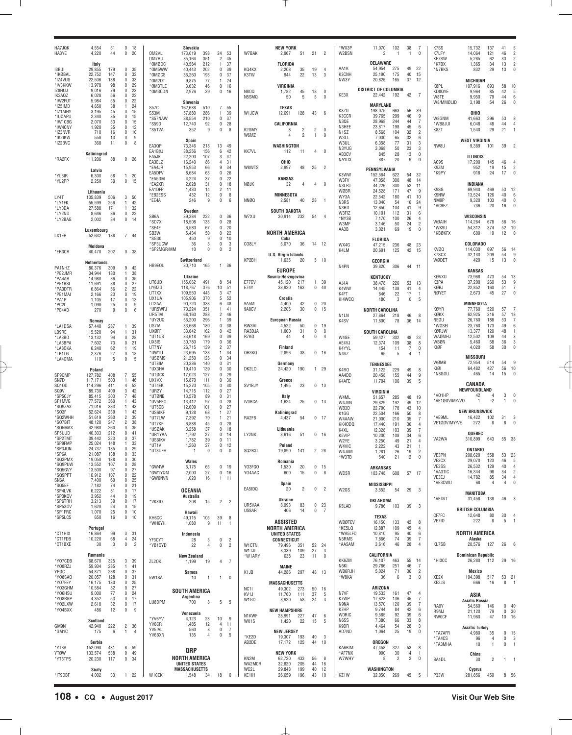| Call | Score | QSOs | Zones | Countries |
|---|---|---|---|---|
| HA7JQK | 4,554 | 51 | 0 | 18 |
| HA3YE | 4,220 | 44 | 0 | 20 |

**Italy**

| Call | Score | QSOs | Zones | Countries |
|---|---|---|---|---|
| I3BUI | 29,855 | 179 | 0 | 35 |
| *IK0BAL | 22,752 | 147 | 0 | 32 |
| *IZ4VUS | 22,506 | 138 | 0 | 33 |
| *IV3KKW | 13,978 | 98 | 0 | 29 |
| IZ8HUJ | 9,016 | 79 | 0 | 23 |
| IK2AQZ | 6,028 | 56 | 0 | 22 |
| *IW2FUT | 5,984 | 55 | 0 | 22 |
| *IZ5IMD | 4,650 | 38 | 1 | 24 |
| *IZ1MHY | 3,195 | 45 | 0 | 15 |
| *IU0APU | 2,340 | 35 | 0 | 15 |
| *IW1CBG | 2,070 | 33 | 0 | 15 |
| *IW4CNY | 1,920 | 35 | 0 | 12 |
| *IZ3NVR | 710 | 16 | 0 | 10 |
| *IK2IKW | 558 | 13 | 0 | 9 |
| *IZ2BVC | 368 | 11 | 0 | 8 |

**Kaliningrad**

| Call | Score | QSOs | Zones | Countries |
|---|---|---|---|---|
| *RA2FX | 11,206 | 88 | 0 | 26 |

**Latvia**

| Call | Score | QSOs | Zones | Countries |
|---|---|---|---|---|
| *YL3IR | 6,300 | 58 | 1 | 20 |
| *YL2PP | 2,250 | 30 | 0 | 15 |

**Lithuania**

| Call | Score | QSOs | Zones | Countries |
|---|---|---|---|---|
| LY4T | 135,839 | 506 | 3 | 50 |
| *LY1FK | 55,599 | 256 | 1 | 42 |
| *LY3DA | 27,588 | 171 | 1 | 32 |
| *LY2ND | 8,646 | 86 | 0 | 22 |
| *LY2BAG | 2,002 | 34 | 0 | 14 |

**Luxembourg**

| Call | Score | QSOs | Zones | Countries |
|---|---|---|---|---|
| LX1ER | 52,632 | 188 | 7 | 44 |

**Moldova**

| Call | Score | QSOs | Zones | Countries |
|---|---|---|---|---|
| *ER3CR | 40,470 | 202 | 0 | 38 |

**Netherlands**

| Call | Score | QSOs | Zones | Countries |
|---|---|---|---|---|
| PA1NHZ | 80,376 | 309 | 9 | 42 |
| *PE2JMR | 34,944 | 180 | 1 | 38 |
| *PA4AR | 14,980 | 86 | 0 | 35 |
| *PE1BSI | 11,691 | 88 | 0 | 27 |
| *PA3DTR | 6,864 | 56 | 2 | 22 |
| *PE1MAI | 2,166 | 23 | 0 | 19 |
| *PA1P | 1,105 | 17 | 0 | 13 |
| *PC2L | 1,098 | 25 | 0 | 9 |
| *PE4AD | 270 | 9 | 0 | 6 |

**Norway**

| Call | Score | QSOs | Zones | Countries |
|---|---|---|---|---|
| *LA1DSA | 57,440 | 287 | 1 | 39 |
| LB9RE | 15,520 | 94 | 1 | 31 |
| *LA3BO | 13,132 | 94 | 0 | 28 |
| *LA3BPA | 7,602 | 73 | 0 | 21 |
| *LA8OKA | 6,240 | 62 | 1 | 19 |
| *LB1LG | 2,376 | 27 | 0 | 18 |
| *LA4GMA | 110 | 5 | 0 | 5 |

**Poland**

| Call | Score | QSOs | Zones | Countries |
|---|---|---|---|---|
| SP9QMP | 127,782 | 408 | 7 | 55 |
| SN7D | 117,171 | 503 | 1 | 46 |
| SQ1OD | 114,296 | 411 | 4 | 52 |
| SQ9V | 89,730 | 409 | 3 | 42 |
| *SP5CJY | 85,415 | 303 | 7 | 48 |
| SP1MVG | 77,572 | 360 | 1 | 43 |
| *SQ9ZAX | 71,016 | 333 | 1 | 43 |
| *SO3F | 52,624 | 239 | 1 | 43 |
| *SQ2WHH | 51,619 | 260 | 2 | 39 |
| *SO7BIT | 48,120 | 247 | 2 | 38 |
| *SO5MAX | 42,980 | 260 | 0 | 35 |
| SP5UUD | 40,303 | 212 | 0 | 41 |
| *SP2TMT | 39,442 | 223 | 0 | 37 |
| *SP9FMP | 25,024 | 148 | 1 | 33 |
| *SP3JUN | 24,737 | 185 | 0 | 29 |
| *SP6A | 21,087 | 138 | 0 | 33 |
| *SQ3PMX | 19,050 | 138 | 0 | 30 |
| *SQ9PUW | 13,552 | 107 | 0 | 28 |
| *SQ5GVY | 13,500 | 97 | 0 | 27 |
| *SQ9PPT | 10,912 | 107 | 0 | 22 |
| SN6A | 7,400 | 60 | 0 | 25 |
| *SQ5EF | 7,182 | 74 | 0 | 21 |
| *SP4LVK | 6,222 | 81 | 0 | 17 |
| *SP3KQV | 3,952 | 44 | 0 | 19 |
| *SP6TRH | 3,213 | 39 | 0 | 17 |
| *SP5XOV | 1,620 | 24 | 0 | 15 |
| *SP1FRC | 1,070 | 25 | 0 | 10 |
| *SP5LCS | 650 | 16 | 0 | 10 |

**Portugal**

| Call | Score | QSOs | Zones | Countries |
|---|---|---|---|---|
| *CT1HIX | 16,864 | 99 | 3 | 31 |
| *CT1FDB | 10,220 | 68 | 4 | 24 |
| *CT1BXE | 30 | 3 | 0 | 2 |

**Romania**

| Call | Score | QSOs | Zones | Countries |
|---|---|---|---|---|
| *YO7CDB | 68,670 | 325 | 3 | 39 |
| *YO8RZJ | 59,934 | 285 | 1 | 41 |
| YP0C | 54,871 | 288 | 0 | 37 |
| *YO8SAO | 20,057 | 128 | 0 | 31 |
| *YO7FEY | 16,175 | 130 | 0 | 25 |
| *YO3GHM | 10,584 | 82 | 0 | 27 |
| *YO6HSU | 9,000 | 77 | 0 | 24 |
| *YO8RKP | 4,352 | 53 | 0 | 17 |
| *YO2LXW | 2,618 | 32 | 0 | 17 |
| *YO4BXX | 486 | 12 | 0 | 9 |

**Scotland**

| Call | Score | QSOs | Zones | Countries |
|---|---|---|---|---|
| GM9N | 42,940 | 222 | 2 | 36 |
| *GM1C | 175 | 6 | 1 | 4 |

**Serbia**

| Call | Score | QSOs | Zones | Countries |
|---|---|---|---|---|
| *YT8A | 152,090 | 431 | 8 | 59 |
| YT0W | 133,574 | 538 | 0 | 49 |
| *YT3TPS | 20,230 | 117 | 0 | 34 |

**Sicily**

| Call | Score | QSOs | Zones | Countries |
|---|---|---|---|---|
| *IT9DBF | 4,002 | 33 | 1 | 22 |

**Slovakia**

| Call | Score | QSOs | Zones | Countries |
|---|---|---|---|---|
| OM2VL | 173,019 | 398 | 24 | 53 |
| OM7RU | 85,164 | 351 | 2 | 45 |
| *OM0DC | 40,584 | 212 | 1 | 37 |
| *OM5WW | 40,443 | 202 | 0 | 39 |
| *OM0CS | 36,260 | 193 | 0 | 37 |
| *OM2DT | 9,875 | 77 | 1 | 24 |
| *OM3TLE | 3,632 | 46 | 0 | 16 |
| *OM3CDN | 2,976 | 39 | 0 | 16 |

**Slovenia**

| Call | Score | QSOs | Zones | Countries |
|---|---|---|---|---|
| S57C | 162,688 | 510 | 7 | 55 |
| S53M | 57,880 | 286 | 1 | 39 |
| *S57NAW | 38,554 | 210 | 0 | 37 |
| *S59D | 12,740 | 92 | 0 | 28 |
| *S51VA | 352 | 9 | 0 | 8 |

**Spain**

| Call | Score | QSOs | Zones | Countries |
|---|---|---|---|---|
| EA3QP | 73,346 | 218 | 13 | 49 |
| EA1BXJ | 38,256 | 156 | 6 | 42 |
| EA5JK | 22,200 | 107 | 3 | 37 |
| EA3ELZ | 16,240 | 86 | 4 | 31 |
| *EA4JR | 15,953 | 66 | 9 | 34 |
| EA5DFV | 8,684 | 63 | 0 | 26 |
| *EA5DM | 4,224 | 37 | 0 | 22 |
| *EA2XR | 2,628 | 31 | 0 | 18 |
| EA1DFP | 1,430 | 14 | 2 | 11 |
| *EB2ESS | 432 | 12 | 0 | 8 |
| *EE4A | 246 | 9 | 0 | 6 |

**Sweden**

| Call | Score | QSOs | Zones | Countries |
|---|---|---|---|---|
| SB6A | 39,384 | 222 | 0 | 36 |
| *SD7X | 18,508 | 133 | 0 | 28 |
| *SE4E | 6,580 | 67 | 0 | 20 |
| SB3W | 5,434 | 50 | 0 | 22 |
| *SG30 | 450 | 9 | 0 | 10 |
| *SP3UCW | 36 | 3 | 0 | 3 |
| *SP2MGR/MM | 10 | 0 | 0 | 2 |

**Switzerland**

| Call | Score | QSOs | Zones | Countries |
|---|---|---|---|---|
| HB9EOU | 30,710 | 165 | 1 | 36 |

**Ukraine**

| Call | Score | QSOs | Zones | Countries |
|---|---|---|---|---|
| UT6UD | 155,062 | 491 | 8 | 54 |
| UY0ZG | 118,767 | 376 | 10 | 51 |
| UT1XX | 109,550 | 443 | 3 | 47 |
| UX1UA | 105,906 | 370 | 5 | 52 |
| UT2AA | 90,720 | 338 | 6 | 48 |
| *UR5WFJ | 70,224 | 351 | 1 | 41 |
| UR5TM | 68,160 | 288 | 2 | 46 |
| *UY2UQ | 56,200 | 296 | 1 | 39 |
| US7IA | 33,668 | 180 | 0 | 38 |
| UX0FF | 33,642 | 162 | 0 | 42 |
| *UT1US | 33,618 | 169 | 0 | 39 |
| UX5IS | 30,780 | 179 | 0 | 36 |
| UT7NY | 26,715 | 139 | 2 | 37 |
| *UW1U | 23,695 | 138 | 1 | 34 |
| *US0MS | 21,250 | 128 | 0 | 34 |
| *UT8IM | 20,336 | 140 | 0 | 31 |
| *UX3HA | 19,410 | 139 | 0 | 30 |
| *UT0CK | 17,023 | 127 | 0 | 29 |
| UX1VX | 15,870 | 111 | 0 | 30 |
| *UT4EK | 15,270 | 105 | 0 | 30 |
| *UR2Y | 14,715 | 112 | 0 | 27 |
| *UT0NB | 13,578 | 89 | 0 | 31 |
| *UV5EEO | 13,412 | 97 | 0 | 28 |
| *UT5CB | 12,609 | 101 | 0 | 27 |
| *US6IKF | 9,128 | 68 | 1 | 27 |
| *UT7LW | 7,392 | 70 | 1 | 21 |
| *UT7KF | 6,888 | 45 | 0 | 28 |
| *US0AK | 3,258 | 37 | 0 | 18 |
| *UR1YAA | 1,792 | 27 | 0 | 14 |
| *US6IKV | 1,782 | 39 | 0 | 11 |
| *UT1V | 1,260 | 27 | 0 | 12 |
| *UT3UFH | 1 | 0 | 0 | 0 |

**Wales**

| Call | Score | QSOs | Zones | Countries |
|---|---|---|---|---|
| *GW4W | 6,175 | 65 | 0 | 19 |
| *GW1YQM | 2,000 | 27 | 0 | 16 |
| *GW0NVN | 1,020 | 16 | 1 | 11 |

## OCEANIA

**Australia**

| Call | Score | QSOs | Zones | Countries |
|---|---|---|---|---|
| *VK3IO | 208 | 15 | 2 | 2 |

**Hawaii**

| Call | Score | QSOs | Zones | Countries |
|---|---|---|---|---|
| KH6CC | 49,115 | 105 | 39 | 8 |
| *WH6YH | 1,080 | 9 | 11 | 1 |

**Indonesia**

| Call | Score | QSOs | Zones | Countries |
|---|---|---|---|---|
| YF3CYT | 28 | 3 | 0 | 2 |
| *YB1CYD | 22 | 4 | 0 | 2 |

**New Zealand**

| Call | Score | QSOs | Zones | Countries |
|---|---|---|---|---|
| ZL2OK | 1,199 | 19 | 4 | 7 |

**Samoa**

| Call | Score | QSOs | Zones | Countries |
|---|---|---|---|---|
| 5W1SA | 10 | 1 | 1 | 0 |

## SOUTH AMERICA

**Argentina**

| Call | Score | QSOs | Zones | Countries |
|---|---|---|---|---|
| LU8DPM | 700 | 8 | 5 | 5 |

**Venezuela**

| Call | Score | QSOs | Zones | Countries |
|---|---|---|---|---|
| *YV6YV | 4,123 | 23 | 10 | 9 |
| YV6CR | 1,485 | 12 | 4 | 11 |
| YV5IAL | 560 | 8 | 0 | 7 |
| YV6BXN | 135 | 4 | 0 | 5 |

## QRP

## NORTH AMERICA

**UNITED STATES**

**MASSACHUSETTS**

| Call | Score | QSOs | Zones | Countries |
|---|---|---|---|---|
| W1CEK | 1,548 | 34 | 18 | 0 |

**NEW YORK**

| Call | Score | QSOs | Zones | Countries |
|---|---|---|---|---|
| W7BAK | 2,967 | 51 | 21 | 2 |

**FLORIDA**

| Call | Score | QSOs | Zones | Countries |
|---|---|---|---|---|
| KO4KX | 2,208 | 35 | 19 | 4 |
| K3TW | 944 | 22 | 13 | 3 |

**VIRGINIA**

| Call | Score | QSOs | Zones | Countries |
|---|---|---|---|---|
| N8OQ | 1,782 | 45 | 18 | 0 |
| N5SMQ | 50 | 5 | 5 | 0 |

**TEXAS**

| Call | Score | QSOs | Zones | Countries |
|---|---|---|---|---|
| W1JCW | 12,691 | 128 | 43 | 6 |

**CALIFORNIA**

| Call | Score | QSOs | Zones | Countries |
|---|---|---|---|---|
| K2GMY | 8 | 2 | 2 | 0 |
| W6MZ | 4 | 2 | 1 | 0 |

**WASHINGTON**

| Call | Score | QSOs | Zones | Countries |
|---|---|---|---|---|
| KK7VL | 112 | 11 | 4 | 0 |

**OHIO**

| Call | Score | QSOs | Zones | Countries |
|---|---|---|---|---|
| W8WTS | 2,997 | 48 | 25 | 2 |

**KANSAS**

| Call | Score | QSOs | Zones | Countries |
|---|---|---|---|---|
| N0JK | 32 | 4 | 4 | 0 |

**MINNESOTA**

| Call | Score | QSOs | Zones | Countries |
|---|---|---|---|---|
| NN0Q | 2,581 | 40 | 28 | 1 |

**SOUTH DAKOTA**

| Call | Score | QSOs | Zones | Countries |
|---|---|---|---|---|
| W7XU | 30,914 | 232 | 54 | 4 |

**NORTH AMERICA**

**Cuba**

| Call | Score | QSOs | Zones | Countries |
|---|---|---|---|---|
| CO8LY | 5,070 | 36 | 14 | 12 |

**U.S. Virgin Islands**

| Call | Score | QSOs | Zones | Countries |
|---|---|---|---|---|
| KP2BH | 1,635 | 20 | 5 | 10 |

**EUROPE**

**Bosnia-Herzegovina**

| Call | Score | QSOs | Zones | Countries |
|---|---|---|---|---|
| E77CV | 45,120 | 217 | 1 | 39 |
| E74Y | 33,920 | 163 | 0 | 40 |

**Croatia**

| Call | Score | QSOs | Zones | Countries |
|---|---|---|---|---|
| 9A5M | 4,400 | 42 | 0 | 20 |
| 9A8CV | 2,205 | 30 | 0 | 15 |

**European Russia**

| Call | Score | QSOs | Zones | Countries |
|---|---|---|---|---|
| RW3AI | 4,522 | 50 | 0 | 19 |
| RA3DJA | 1,000 | 31 | 0 | 8 |
| R7KO | 44 | 4 | 0 | 4 |

**Finland**

| Call | Score | QSOs | Zones | Countries |
|---|---|---|---|---|
| OH3KQ | 2,896 | 38 | 0 | 16 |

**Germany**

| Call | Score | QSOs | Zones | Countries |
|---|---|---|---|---|
| DK2LO | 24,420 | 190 | 1 | 29 |

**Greece**

| Call | Score | QSOs | Zones | Countries |
|---|---|---|---|---|
| SV1BJY | 1,495 | 23 | 0 | 13 |

**Italy**

| Call | Score | QSOs | Zones | Countries |
|---|---|---|---|---|
| IV3BCA | 1,624 | 25 | 0 | 14 |

**Kaliningrad**

| Call | Score | QSOs | Zones | Countries |
|---|---|---|---|---|
| RA2FB | 4,437 | 54 | 0 | 17 |

**Lithuania**

| Call | Score | QSOs | Zones | Countries |
|---|---|---|---|---|
| LY2NK | 3,616 | 51 | 0 | 16 |

**Poland**

| Call | Score | QSOs | Zones | Countries |
|---|---|---|---|---|
| SQ2BXI | 19,890 | 141 | 2 | 28 |

**Romania**

| Call | Score | QSOs | Zones | Countries |
|---|---|---|---|---|
| YO3FGO | 1,530 | 20 | 0 | 15 |
| YO4AAC | 600 | 15 | 0 | 8 |

**Spain**

| Call | Score | QSOs | Zones | Countries |
|---|---|---|---|---|
| EA5IDQ | 20 | 2 | 0 | 2 |

**Ukraine**

| Call | Score | QSOs | Zones | Countries |
|---|---|---|---|---|
| UR5VAA | 8,993 | 83 | 0 | 23 |
| US8AR | 406 | 14 | 0 | 7 |

## ASSISTED

## NORTH AMERICA

**UNITED STATES**

**CONNECTICUT**

| Call | Score | QSOs | Zones | Countries |
|---|---|---|---|---|
| W1CTN | 79,496 | 351 | 52 | 24 |
| W1TJL | 8,339 | 109 | 27 | 4 |
| *W1ARY | 638 | 23 | 11 | 0 |

**MAINE**

| Call | Score | QSOs | Zones | Countries |
|---|---|---|---|---|
| K1JB | 44,286 | 297 | 48 | 13 |

**MASSACHUSETTS**

| Call | Score | QSOs | Zones | Countries |
|---|---|---|---|---|
| NC1I | 49,302 | 273 | 50 | 16 |
| KV1J | 11,760 | 111 | 37 | 5 |
| W1GD | 3,920 | 58 | 24 | 4 |

**NEW HAMPSHIRE**

| Call | Score | QSOs | Zones | Countries |
|---|---|---|---|---|
| N1KWF | 28,991 | 227 | 47 | 6 |
| WX1S | 1,420 | 22 | 15 | 5 |

**NEW JERSEY**

| Call | Score | QSOs | Zones | Countries |
|---|---|---|---|---|
| *KE2D | 19,307 | 193 | 40 | 3 |
| AB2DE | 17,172 | 125 | 44 | 10 |

**NEW YORK**

| Call | Score | QSOs | Zones | Countries |
|---|---|---|---|---|
| KN2M | 62,720 | 433 | 56 | 8 |
| WA2MCR | 32,820 | 205 | 44 | 16 |
| WC2L | 29,848 | 199 | 40 | 12 |
| KE1IH | 26,659 | 196 | 43 | 10 |
| *WX3P | 11,070 | 102 | 38 | 7 |
| W2BSN | 2 | 1 | 1 | 0 |

**DELAWARE**

| Call | Score | QSOs | Zones | Countries |
|---|---|---|---|---|
| AA1K | 54,954 | 275 | 49 | 22 |
| K3CNH | 25,190 | 175 | 40 | 15 |
| NW3Y | 20,825 | 165 | 37 | 12 |

**DISTRICT OF COLUMBIA**

| Call | Score | QSOs | Zones | Countries |
|---|---|---|---|---|
| KE3X | 22,442 | 192 | 42 | 7 |

**MARYLAND**

| Call | Score | QSOs | Zones | Countries |
|---|---|---|---|---|
| K3ZU | 198,075 | 663 | 56 | 39 |
| K3CCR | 39,765 | 299 | 46 | 9 |
| N3QE | 28,968 | 244 | 44 | 7 |
| N3HEE | 23,817 | 198 | 45 | 6 |
| N1SZ | 8,568 | 104 | 32 | 2 |
| W3LL | 7,030 | 65 | 32 | 6 |
| W3UL | 6,358 | 77 | 31 | 3 |
| N3YUG | 3,068 | 50 | 23 | 3 |
| AB3CV | 845 | 28 | 13 | 0 |
| NA1DX | 387 | 20 | 9 | 0 |

**PENNSYLVANIA**

| Call | Score | QSOs | Zones | Countries |
|---|---|---|---|---|
| K3WW | 152,564 | 622 | 54 | 32 |
| W3FV | 47,058 | 300 | 48 | 14 |
| N3LPJ | 44,226 | 300 | 52 | 11 |
| W0BR | 24,528 | 171 | 47 | 9 |
| WY3A | 22,542 | 180 | 41 | 10 |
| N3RS | 13,040 | 54 | 16 | 24 |
| N3RD | 12,650 | 104 | 41 | 9 |
| W3FIZ | 10,101 | 112 | 31 | 6 |
| *NY3B | 7,170 | 100 | 26 | 4 |
| W3MF | 3,146 | 50 | 24 | 2 |
| AA3B | 3,021 | 69 | 19 | 0 |

**FLORIDA**

| Call | Score | QSOs | Zones | Countries |
|---|---|---|---|---|
| WX4G | 47,215 | 236 | 48 | 23 |
| K4LM | 20,691 | 125 | 42 | 15 |

**GEORGIA**

| Call | Score | QSOs | Zones | Countries |
|---|---|---|---|---|
| N4PN | 39,820 | 306 | 44 | 11 |

**KENTUCKY**

| Call | Score | QSOs | Zones | Countries |
|---|---|---|---|---|
| AJ4A | 38,478 | 226 | 53 | 13 |
| K4WW | 14,445 | 138 | 41 | 4 |
| K4FT | 846 | 22 | 17 | 1 |
| KI4WCQ | 180 | 3 | 0 | 5 |

**NORTH CAROLINA**

| Call | Score | QSOs | Zones | Countries |
|---|---|---|---|---|
| N1LN | 27,864 | 218 | 46 | 8 |
| K4SV | 11,800 | 78 | 36 | 14 |

**SOUTH CAROLINA**

| Call | Score | QSOs | Zones | Countries |
|---|---|---|---|---|
| W4GE | 59,427 | 302 | 48 | 23 |
| AE4VJ | 12,374 | 109 | 38 | 8 |
| K4YYL | 154 | 11 | 7 | 0 |
| N4VZ | 65 | 5 | 4 | 1 |

**TENNESSEE**

| Call | Score | QSOs | Zones | Countries |
|---|---|---|---|---|
| K4RO | 31,122 | 229 | 49 | 8 |
| AA4DD | 20,458 | 155 | 44 | 9 |
| K4AFE | 11,704 | 106 | 39 | 5 |

**VIRGINIA**

| Call | Score | QSOs | Zones | Countries |
|---|---|---|---|---|
| W4ML | 51,657 | 285 | 48 | 19 |
| W4JVN | 29,829 | 192 | 49 | 12 |
| WB3D | 22,790 | 178 | 43 | 10 |
| K1GG | 22,504 | 166 | 50 | 8 |
| W4AAW | 21,000 | 210 | 35 | 7 |
| KK4ODQ | 17,440 | 191 | 36 | 4 |
| K4XL | 12,328 | 103 | 39 | 7 |
| K5VIP | 10,200 | 108 | 34 | 6 |
| W2YE | 3,250 | 49 | 21 | 4 |
| W4VIC | 2,222 | 43 | 21 | 1 |
| W4JAM | 1,281 | 26 | 19 | 2 |
| *W3TB | 540 | 21 | 12 | 0 |

**ARKANSAS**

| Call | Score | QSOs | Zones | Countries |
|---|---|---|---|---|
| WD5R | 103,748 | 608 | 57 | 17 |

**MISSISSIPPI**

| Call | Score | QSOs | Zones | Countries |
|---|---|---|---|---|
| W2GS | 3,552 | 54 | 29 | 3 |

**OKLAHOMA**

| Call | Score | QSOs | Zones | Countries |
|---|---|---|---|---|
| K5LAD | 9,786 | 103 | 39 | 3 |

**TEXAS**

| Call | Score | QSOs | Zones | Countries |
|---|---|---|---|---|
| WB0TEV | 16,150 | 133 | 42 | 8 |
| *KE5LQ | 12,887 | 109 | 45 | 4 |
| *WA5LFD | 10,810 | 95 | 40 | 6 |
| N5RMS | 7,866 | 74 | 39 | 7 |
| *AA5AM | 3,616 | 46 | 28 | 4 |

**CALIFORNIA**

| Call | Score | QSOs | Zones | Countries |
|---|---|---|---|---|
| KK6ZM | 76,107 | 463 | 55 | 14 |
| N6KI | 29,786 | 251 | 46 | 7 |
| WB6RJH | 5,024 | 71 | 30 | 2 |
| *W8KA | 36 | 6 | 3 | 0 |

**ARIZONA**

| Call | Score | QSOs | Zones | Countries |
|---|---|---|---|---|
| N7VF | 19,533 | 161 | 47 | 4 |
| K7WP | 17,628 | 136 | 45 | 7 |
| N9NA | 13,570 | 120 | 39 | 7 |
| K7HP | 9,744 | 84 | 42 | 6 |
| W0RIC | 9,585 | 92 | 39 | 6 |
| N6SS | 7,380 | 66 | 33 | 8 |
| K9DR | 4,464 | 54 | 28 | 3 |
| AD7ND | 1,064 | 25 | 19 | 0 |

**OREGON**

| Call | Score | QSOs | Zones | Countries |
|---|---|---|---|---|
| KA6BIM | 47,458 | 327 | 53 | 8 |
| *AF7NX | 990 | 30 | 14 | 1 |
| W7WHY | 8 | 2 | 2 | 0 |

**WASHINGTON**

| Call | Score | QSOs | Zones | Countries |
|---|---|---|---|---|
| KZ1W | 32,050 | 269 | 45 | 5 |
| K7SS | 15,732 | 137 | 41 | 5 |
| K7LFY | 14,064 | 121 | 46 | 2 |
| KE7SW | 5,285 | 62 | 33 | 2 |
| *K7BX | 1,365 | 34 | 13 | 2 |
| *N7BKS | 832 | 29 | 13 | 0 |

**MICHIGAN**

| Call | Score | QSOs | Zones | Countries |
|---|---|---|---|---|
| K8PL | 107,916 | 693 | 58 | 10 |
| KD8QYE | 9,964 | 85 | 42 | 5 |
| W8TE | 9,950 | 79 | 44 | 6 |
| W8/MM0LID | 3,198 | 54 | 26 | 0 |

**OHIO**

| Call | Score | QSOs | Zones | Countries |
|---|---|---|---|---|
| W8GNM | 41,663 | 296 | 53 | 8 |
| *WB8JUI | 6,048 | 48 | 44 | 4 |
| K8ZT | 1,540 | 29 | 21 | 1 |

**WEST VIRGINIA**

| Call | Score | QSOs | Zones | Countries |
|---|---|---|---|---|
| NW8U | 9,389 | 101 | 39 | 2 |

**ILLINOIS**

| Call | Score | QSOs | Zones | Countries |
|---|---|---|---|---|
| AC9S | 17,200 | 145 | 46 | 4 |
| K9ZM | 952 | 19 | 15 | 2 |
| *K9PY | 918 | 24 | 17 | 0 |

**INDIANA**

| Call | Score | QSOs | Zones | Countries |
|---|---|---|---|---|
| K9SG | 69,940 | 469 | 53 | 12 |
| K9NW | 13,524 | 126 | 40 | 6 |
| NM9P | 9,320 | 103 | 40 | 0 |
| *AC9EZ | 736 | 20 | 16 | 0 |

**WISCONSIN**

| Call | Score | QSOs | Zones | Countries |
|---|---|---|---|---|
| W0AIH | 114,264 | 678 | 56 | 16 |
| *WK9U | 54,312 | 374 | 52 | 10 |
| *KB0KFX | 600 | 19 | 12 | 0 |

**COLORADO**

| Call | Score | QSOs | Zones | Countries |
|---|---|---|---|---|
| KV0Q | 114,030 | 697 | 56 | 14 |
| K7SCX | 32,130 | 209 | 54 | 9 |
| W0DET | 429 | 15 | 13 | 0 |

**KANSAS**

| Call | Score | QSOs | Zones | Countries |
|---|---|---|---|---|
| K0VXU | 73,968 | 473 | 54 | 13 |
| K3PA | 37,200 | 260 | 53 | 9 |
| K0BJ | 22,852 | 160 | 51 | 7 |
| N0YET | 2,673 | 45 | 27 | 0 |

**MINNESOTA**

| Call | Score | QSOs | Zones | Countries |
|---|---|---|---|---|
| K0YR | 77,760 | 520 | 57 | 7 |
| K0KX | 62,925 | 316 | 57 | 18 |
| NE0U | 26,760 | 188 | 53 | 7 |
| *W0SEI | 23,760 | 173 | 49 | 6 |
| K0RJW | 13,377 | 120 | 48 | 1 |
| WA0MHJ | 12,502 | 109 | 44 | 3 |
| WB0N | 5,460 | 58 | 36 | 3 |
| KI0F | 4,020 | 58 | 30 | 0 |

**MISSOURI**

| Call | Score | QSOs | Zones | Countries |
|---|---|---|---|---|
| W0MB | 72,954 | 514 | 54 | 9 |
| KI0I | 64,482 | 427 | 56 | 10 |
| *N8GOU | 465 | 14 | 15 | 0 |

**CANADA**

**NEWFOUNDLAND**

| Call | Score | QSOs | Zones | Countries |
|---|---|---|---|---|
| *VO1HP | 42 | 4 | 3 | 0 |
| *VE100VIMY/VO | 1 | -2 | 1 | 0 |

**NEW BRUNSWICK**

| Call | Score | QSOs | Zones | Countries |
|---|---|---|---|---|
| *VE9ML | 16,422 | 102 | 31 | 3 |
| VE100VIMY/VE | 272 | 8 | 8 | 0 |

**QUEBEC**

| Call | Score | QSOs | Zones | Countries |
|---|---|---|---|---|
| VA2WA | 310,899 | 643 | 55 | 38 |

**ONTARIO**

| Call | Score | QSOs | Zones | Countries |
|---|---|---|---|---|
| VE3PN | 208,620 | 558 | 53 | 23 |
| VE3CX | 29,070 | 123 | 46 | 5 |
| VE3SS | 26,532 | 129 | 40 | 4 |
| *VA3TIC | 16,344 | 98 | 34 | 2 |
| VE3EJ | 14,782 | 85 | 34 | 4 |
| *VE3CWU | 68 | 4 | 4 | 0 |

**MANITOBA**

| Call | Score | QSOs | Zones | Countries |
|---|---|---|---|---|
| *VE4VT | 31,458 | 138 | 46 | 3 |

**BRITISH COLUMBIA**

| Call | Score | QSOs | Zones | Countries |
|---|---|---|---|---|
| CF7FC | 12,648 | 80 | 30 | 4 |
| VE7IO | 222 | 8 | 5 | 1 |

**NORTH AMERICA**

**Alaska**

| Call | Score | QSOs | Zones | Countries |
|---|---|---|---|---|
| KL7SB | 20,576 | 127 | 26 | 6 |

**Dominican Republic**

| Call | Score | QSOs | Zones | Countries |
|---|---|---|---|---|
| *HI3CC | 26,280 | 112 | 29 | 16 |

**Mexico**

| Call | Score | QSOs | Zones | Countries |
|---|---|---|---|---|
| XE2X | 194,398 | 517 | 53 | 21 |
| XE2JS | 666 | 16 | 8 | 1 |

**ASIA**

**Asiatic Russia**

| Call | Score | QSOs | Zones | Countries |
|---|---|---|---|---|
| RA9Y | 54,560 | 146 | 0 | 40 |
| R9MJ | 21,120 | 79 | 0 | 30 |
| RW0CF | 11,960 | 47 | 10 | 16 |

**Asiatic Turkey**

| Call | Score | QSOs | Zones | Countries |
|---|---|---|---|---|
| *TA7AFR | 4,980 | 35 | 0 | 15 |
| *TA4CS | 96 | 4 | 0 | 3 |
| *TA3MHA | 10 | 1 | 0 | 1 |

**China**

| Call | Score | QSOs | Zones | Countries |
|---|---|---|---|---|
| BA4DL | 30 | 2 | 1 | 1 |

**Cyprus**

| Call | Score | QSOs | Zones | Countries |
|---|---|---|---|---|
| P33W | 281,856 | 450 | 8 | 56 |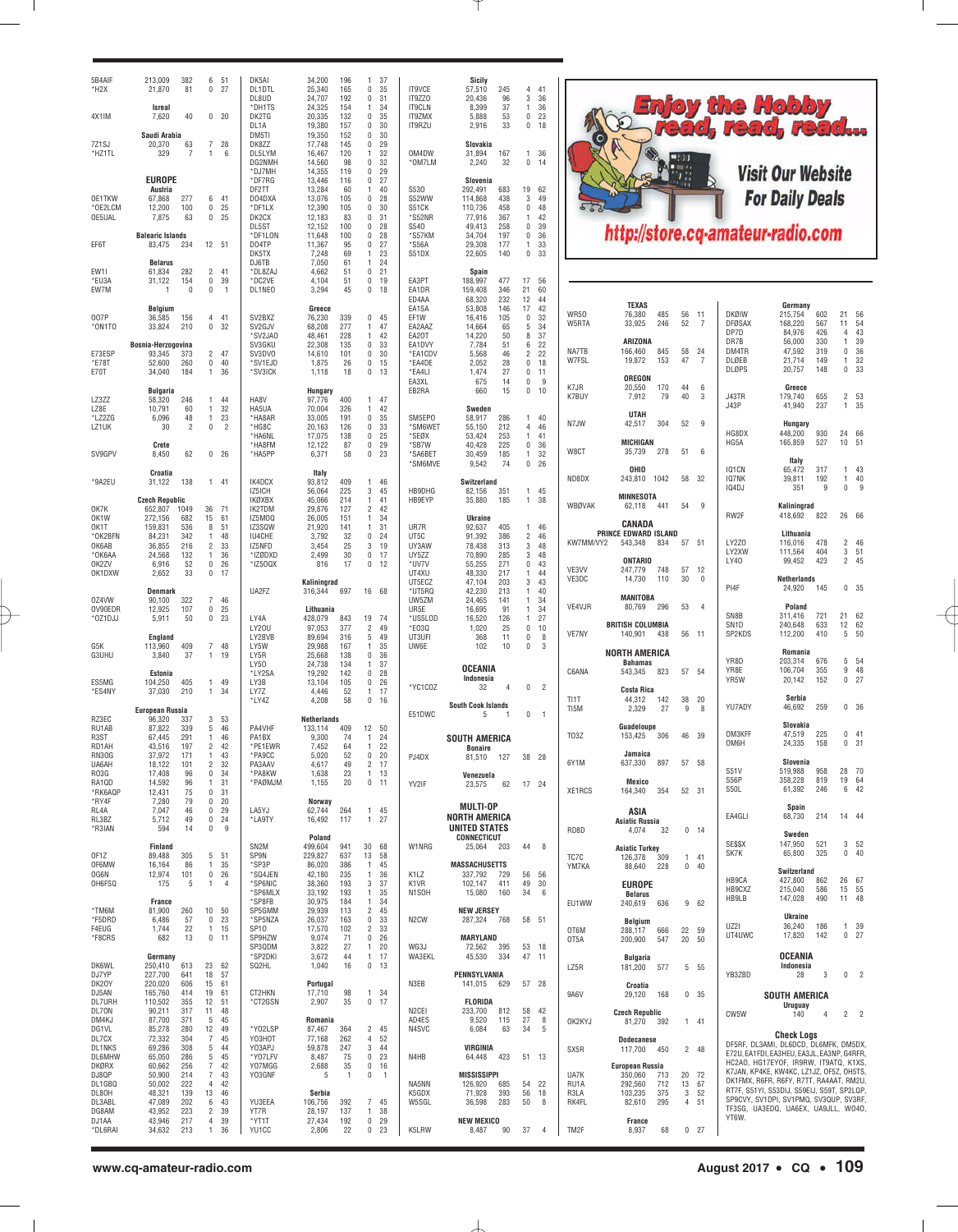| | | | | |
|---|---|---|---|---|
| 5B4AIF | 213,009 | 382 | 6 | 51 |
| *H2X | 21,870 | 81 | 0 | 27 |

**Isreal**

| | | | | |
|---|---|---|---|---|
| 4X1IM | 7,620 | 40 | 0 | 20 |

**Saudi Arabia**

| | | | | |
|---|---|---|---|---|
| 7Z1SJ | 20,370 | 63 | 7 | 28 |
| *HZ1TL | 329 | 7 | 1 | 6 |

**EUROPE**

**Austria**

| | | | | |
|---|---|---|---|---|
| OE1TKW | 67,868 | 277 | 6 | 41 |
| *OE2LCM | 12,200 | 100 | 0 | 25 |
| OE5UAL | 7,875 | 63 | 0 | 25 |

**Balearic Islands**

| | | | | |
|---|---|---|---|---|
| EF6T | 83,475 | 234 | 12 | 51 |

**Belarus**

| | | | | |
|---|---|---|---|---|
| EW1I | 61,834 | 282 | 2 | 41 |
| *EU3A | 31,122 | 154 | 0 | 39 |
| EW7M | 1 | 0 | 0 | 1 |

**Belgium**

| | | | | |
|---|---|---|---|---|
| OO7P | 36,585 | 156 | 4 | 41 |
| *ON1TO | 33,824 | 210 | 0 | 32 |

**Bosnia-Herzogovina**

| | | | | |
|---|---|---|---|---|
| E73ESP | 93,345 | 373 | 2 | 47 |
| *E78T | 52,600 | 260 | 0 | 40 |
| E70T | 34,040 | 184 | 1 | 36 |

**Bulgaria**

| | | | | |
|---|---|---|---|---|
| LZ3ZZ | 58,320 | 246 | 1 | 44 |
| LZ8E | 10,791 | 60 | 1 | 32 |
| *LZ2ZG | 6,096 | 48 | 1 | 23 |
| LZ1UK | 30 | 2 | 0 | 2 |

**Crete**

| | | | | |
|---|---|---|---|---|
| SV9GPV | 8,450 | 62 | 0 | 26 |

**Croatia**

| | | | | |
|---|---|---|---|---|
| *9A2EU | 31,122 | 138 | 1 | 41 |

**Czech Republic**

| | | | | |
|---|---|---|---|---|
| OK7K | 652,807 | 1049 | 36 | 71 |
| OK1W | 272,156 | 682 | 15 | 61 |
| OK1T | 159,831 | 536 | 8 | 51 |
| *OK2BFN | 84,231 | 342 | 1 | 48 |
| OK6AB | 36,855 | 216 | 2 | 33 |
| *OK6AA | 24,568 | 132 | 1 | 36 |
| OK2ZV | 6,916 | 52 | 0 | 26 |
| OK1DXW | 2,652 | 33 | 0 | 17 |

**Denmark**

| | | | | |
|---|---|---|---|---|
| OZ4VW | 90,100 | 322 | 7 | 46 |
| OV9OEDR | 12,925 | 107 | 0 | 25 |
| *OZ1DJJ | 5,911 | 50 | 0 | 23 |

**England**

| | | | | |
|---|---|---|---|---|
| G5K | 113,960 | 409 | 7 | 48 |
| G3UHU | 3,840 | 37 | 1 | 19 |

**Estonia**

| | | | | |
|---|---|---|---|---|
| ES5MG | 104,250 | 405 | 1 | 49 |
| *ES4NY | 37,030 | 210 | 1 | 34 |

**European Russia**

| | | | | |
|---|---|---|---|---|
| RZ3EC | 96,320 | 337 | 3 | 53 |
| RU1AB | 87,822 | 339 | 5 | 46 |
| R3ST | 67,445 | 291 | 1 | 46 |
| RD1AH | 43,516 | 197 | 2 | 42 |
| RN3OG | 37,972 | 171 | 1 | 43 |
| UA6AH | 18,122 | 101 | 2 | 32 |
| RO3G | 17,408 | 96 | 0 | 34 |
| RA1QD | 14,592 | 96 | 1 | 31 |
| *RK6AQP | 12,431 | 75 | 0 | 31 |
| *RY4F | 7,280 | 79 | 0 | 20 |
| RL4A | 7,047 | 46 | 0 | 29 |
| RL3BZ | 5,712 | 49 | 0 | 24 |
| *R3IAN | 594 | 14 | 0 | 9 |

**Finland**

| | | | | |
|---|---|---|---|---|
| OF1Z | 89,488 | 305 | 5 | 51 |
| OF6MW | 16,164 | 86 | 1 | 35 |
| OG6N | 12,974 | 101 | 0 | 26 |
| OH6FSQ | 175 | 5 | 1 | 4 |

**France**

| | | | | |
|---|---|---|---|---|
| *TM6M | 81,900 | 260 | 10 | 50 |
| *F5DRD | 6,486 | 57 | 0 | 23 |
| F4EUG | 1,744 | 22 | 1 | 15 |
| *F8CRS | 682 | 13 | 0 | 11 |

**Germany**

| | | | | |
|---|---|---|---|---|
| DK6WL | 250,410 | 613 | 23 | 62 |
| DJ7YP | 227,700 | 641 | 18 | 57 |
| DK2OY | 220,020 | 606 | 15 | 61 |
| DJ5AN | 165,760 | 414 | 19 | 61 |
| DL7URH | 110,502 | 355 | 12 | 51 |
| DL7ON | 90,211 | 317 | 11 | 48 |
| DM4KJ | 87,700 | 371 | 5 | 45 |
| DG1VL | 85,278 | 280 | 12 | 49 |
| DL7CX | 72,332 | 304 | 7 | 45 |
| DL1NKS | 69,286 | 308 | 5 | 44 |
| DL6MHW | 65,050 | 286 | 5 | 45 |
| DKØRX | 60,662 | 256 | 7 | 42 |
| DJ8QP | 50,900 | 214 | 7 | 43 |
| DL1GBQ | 50,002 | 222 | 4 | 42 |
| DL8OH | 48,321 | 139 | 13 | 46 |
| DL3ABL | 47,089 | 202 | 6 | 43 |
| DG8AM | 43,952 | 223 | 2 | 39 |
| DJ1AA | 43,946 | 217 | 4 | 39 |
| *DL6RAI | 34,632 | 213 | 1 | 36 |
| DK5AI | 34,200 | 196 | 1 | 37 |
| DL1DTL | 25,340 | 165 | 0 | 35 |
| DL8UD | 24,707 | 192 | 0 | 31 |
| *DH1TS | 24,325 | 154 | 1 | 34 |
| DK2TG | 20,335 | 132 | 0 | 35 |
| DL1A | 19,380 | 157 | 0 | 30 |
| DM5TI | 19,350 | 152 | 0 | 30 |
| DK8ZZ | 17,748 | 145 | 0 | 29 |
| DL5LYM | 16,467 | 120 | 1 | 32 |
| DG2NMH | 14,560 | 98 | 0 | 32 |
| *DJ7MH | 14,355 | 119 | 0 | 29 |
| *DF7RG | 13,446 | 116 | 0 | 27 |
| DF2TT | 13,284 | 60 | 1 | 40 |
| DO4DXA | 13,076 | 105 | 0 | 28 |
| *DF1LX | 12,390 | 105 | 0 | 30 |
| DK2CX | 12,183 | 83 | 0 | 31 |
| DL5ST | 12,152 | 100 | 0 | 28 |
| *DF1LON | 11,648 | 100 | 0 | 28 |
| DO4TP | 11,367 | 95 | 0 | 27 |
| DK5TX | 7,248 | 69 | 1 | 23 |
| DJ6TB | 7,050 | 61 | 1 | 24 |
| *DL8ZAJ | 4,662 | 51 | 0 | 21 |
| *DC2VE | 4,104 | 51 | 0 | 19 |
| DL1NEO | 3,294 | 45 | 0 | 18 |

**Greece**

| | | | | |
|---|---|---|---|---|
| SV2BXZ | 76,230 | 339 | 0 | 45 |
| SV2GJV | 68,208 | 277 | 1 | 47 |
| *SV2JAO | 48,461 | 228 | 1 | 42 |
| SV3GKU | 22,308 | 135 | 0 | 33 |
| SV3DVO | 14,610 | 101 | 0 | 30 |
| *SV1EJD | 1,875 | 26 | 0 | 15 |
| *SV3ICK | 1,118 | 18 | 0 | 13 |

**Hungary**

| | | | | |
|---|---|---|---|---|
| HA8V | 97,776 | 400 | 1 | 47 |
| HA5UA | 70,004 | 326 | 1 | 42 |
| *HA8AR | 33,005 | 191 | 0 | 35 |
| *HG8C | 20,163 | 126 | 0 | 33 |
| *HA6NL | 17,075 | 138 | 0 | 25 |
| *HA8FM | 12,122 | 87 | 0 | 29 |
| *HA5PP | 6,371 | 58 | 0 | 23 |

**Italy**

| | | | | |
|---|---|---|---|---|
| IK4DCX | 93,812 | 409 | 1 | 46 |
| IZ5ICH | 56,064 | 225 | 3 | 45 |
| IKØXBX | 45,066 | 214 | 1 | 41 |
| IK2TDM | 29,876 | 127 | 2 | 42 |
| IZ5MOQ | 26,005 | 151 | 1 | 34 |
| IZ3QOW | 21,920 | 141 | 1 | 31 |
| IU4CHE | 3,792 | 32 | 0 | 24 |
| IZ5NFD | 3,454 | 25 | 3 | 19 |
| *IZØDXD | 2,499 | 30 | 0 | 17 |
| *IZ5OQX | 816 | 17 | 0 | 12 |

**Kaliningrad**

| | | | | |
|---|---|---|---|---|
| UA2FZ | 316,344 | 697 | 16 | 68 |

**Lithuania**

| | | | | |
|---|---|---|---|---|
| LY4A | 428,079 | 843 | 19 | 74 |
| LY2OU | 97,053 | 377 | 2 | 49 |
| LY2BVB | 89,694 | 316 | 5 | 49 |
| LY5W | 29,988 | 167 | 1 | 35 |
| LY5R | 25,668 | 138 | 0 | 36 |
| LY5O | 24,738 | 134 | 1 | 37 |
| *LY2SA | 19,292 | 142 | 0 | 28 |
| LY3B | 13,104 | 105 | 0 | 26 |
| LY7Z | 4,446 | 52 | 1 | 17 |
| *LY4Z | 4,208 | 58 | 0 | 16 |

**Netherlands**

| | | | | |
|---|---|---|---|---|
| PA4VHF | 133,114 | 409 | 12 | 50 |
| PA1BX | 9,300 | 74 | 1 | 24 |
| *PE1EWR | 7,452 | 64 | 1 | 22 |
| *PA9CC | 5,020 | 52 | 0 | 20 |
| PA3AAV | 4,617 | 49 | 2 | 17 |
| *PA8KW | 1,638 | 23 | 1 | 13 |
| *PAØMJM | 1,155 | 20 | 0 | 11 |

**Norway**

| | | | | |
|---|---|---|---|---|
| LA5YJ | 62,744 | 264 | 1 | 45 |
| *LA9TY | 16,492 | 117 | 1 | 27 |

**Poland**

| | | | | |
|---|---|---|---|---|
| SN2M | 499,604 | 941 | 30 | 68 |
| SP9N | 229,827 | 637 | 13 | 58 |
| *SP3P | 86,020 | 386 | 1 | 45 |
| *SQ4JEN | 42,180 | 235 | 1 | 36 |
| *SP6NIC | 38,360 | 193 | 3 | 37 |
| *SP6MLX | 33,192 | 193 | 1 | 35 |
| *SP8FB | 30,975 | 184 | 1 | 34 |
| SP5GMM | 29,939 | 113 | 2 | 45 |
| *SP5NZA | 26,037 | 163 | 0 | 33 |
| SP1O | 17,570 | 102 | 2 | 33 |
| SP9HZW | 9,074 | 71 | 0 | 26 |
| SP3QDM | 3,822 | 27 | 1 | 20 |
| *SP2DKI | 3,672 | 44 | 1 | 17 |
| SQ2HL | 1,040 | 16 | 0 | 13 |

**Portugal**

| | | | | |
|---|---|---|---|---|
| CT2HKN | 17,710 | 98 | 1 | 34 |
| *CT2GSN | 2,907 | 35 | 0 | 17 |

**Romania**

| | | | | |
|---|---|---|---|---|
| *YO2LSP | 87,467 | 364 | 2 | 45 |
| YO3HOT | 77,168 | 262 | 4 | 52 |
| YO3APJ | 59,878 | 247 | 3 | 44 |
| *YO7LFV | 8,487 | 75 | 0 | 23 |
| YO7MGG | 2,688 | 35 | 0 | 16 |
| YO3GNF | 5 | 1 | 0 | 1 |

**Serbia**

| | | | | |
|---|---|---|---|---|
| YU3EEA | 106,756 | 392 | 7 | 45 |
| YT7R | 28,197 | 137 | 1 | 38 |
| *YT1T | 27,434 | 192 | 0 | 29 |
| YU1CC | 2,806 | 22 | 0 | 23 |

**Sicily**

| | | | | |
|---|---|---|---|---|
| IT9VCE | 57,510 | 245 | 4 | 41 |
| IT9ZZO | 20,436 | 96 | 3 | 36 |
| IT9CLN | 8,399 | 37 | 1 | 36 |
| IT9ZMX | 5,888 | 53 | 0 | 23 |
| IT9RZU | 2,916 | 33 | 0 | 18 |

**Slovakia**

| | | | | |
|---|---|---|---|---|
| OM4DW | 31,894 | 167 | 1 | 36 |
| *OM7LM | 2,240 | 32 | 0 | 14 |

**Slovenia**

| | | | | |
|---|---|---|---|---|
| S53O | 292,491 | 683 | 19 | 62 |
| S52WW | 114,868 | 438 | 3 | 49 |
| S51CK | 110,736 | 458 | 0 | 48 |
| *S52NR | 77,916 | 367 | 1 | 42 |
| S54O | 49,413 | 258 | 0 | 39 |
| *S57KM | 34,704 | 197 | 0 | 36 |
| *S56A | 29,308 | 177 | 1 | 33 |
| S51DX | 22,605 | 140 | 0 | 33 |

**Spain**

| | | | | |
|---|---|---|---|---|
| EA3PT | 188,997 | 477 | 17 | 56 |
| EA1DR | 159,408 | 346 | 21 | 60 |
| ED4AA | 68,320 | 232 | 12 | 44 |
| EA1SA | 53,808 | 146 | 17 | 42 |
| EF1W | 16,416 | 105 | 0 | 32 |
| EA2AAZ | 14,664 | 65 | 5 | 34 |
| EA2OT | 14,220 | 50 | 8 | 37 |
| EA1DVY | 7,784 | 51 | 6 | 22 |
| *EA1CDV | 5,568 | 46 | 2 | 22 |
| *EA4DE | 2,052 | 28 | 0 | 18 |
| *EA4LI | 1,474 | 27 | 0 | 11 |
| EA3XL | 675 | 14 | 0 | 9 |
| EB2RA | 660 | 15 | 0 | 10 |

**Sweden**

| | | | | |
|---|---|---|---|---|
| SM5EPO | 58,917 | 286 | 1 | 40 |
| *SM6WET | 55,150 | 212 | 4 | 46 |
| *SEØX | 53,424 | 253 | 1 | 41 |
| *SB7W | 49,420 | 225 | 0 | 40 |
| *SA6BET | 30,459 | 185 | 1 | 32 |
| *SM6MVE | 9,542 | 74 | 0 | 26 |

**Switzerland**

| | | | | |
|---|---|---|---|---|
| HB9DHG | 82,156 | 351 | 1 | 45 |
| HB9EYP | 35,880 | 185 | 1 | 38 |

**Ukraine**

| | | | | |
|---|---|---|---|---|
| UR7R | 92,637 | 405 | 1 | 46 |
| UT5C | 91,392 | 386 | 2 | 46 |
| UY3AW | 78,438 | 313 | 3 | 48 |
| UY5ZZ | 70,890 | 285 | 3 | 48 |
| *UV7V | 55,255 | 271 | 0 | 43 |
| UT4XU | 48,330 | 217 | 1 | 44 |
| UT5ECZ | 47,104 | 203 | 3 | 43 |
| *UT5RQ | 42,230 | 213 | 1 | 40 |
| UW5ZM | 24,365 | 141 | 1 | 34 |
| UR5E | 16,695 | 91 | 1 | 34 |
| *US5LOD | 16,520 | 126 | 1 | 27 |
| *EO3Q | 1,020 | 25 | 0 | 10 |
| UT3UFI | 368 | 11 | 0 | 8 |
| UW6E | 102 | 10 | 0 | 3 |

**OCEANIA**

**Indonesia**

| | | | | |
|---|---|---|---|---|
| *YC1COZ | 32 | 4 | 0 | 2 |

**South Cook Islands**

| | | | | |
|---|---|---|---|---|
| E51DWC | 5 | 1 | 0 | 1 |

**SOUTH AMERICA**

**Bonaire**

| | | | | |
|---|---|---|---|---|
| PJ4DX | 81,510 | 127 | 38 | 28 |

**Venezuela**

| | | | | |
|---|---|---|---|---|
| YV2IF | 23,575 | 62 | 17 | 24 |

**MULTI-OP**

**NORTH AMERICA**

**UNITED STATES**

**CONNECTICUT**

| | | | | |
|---|---|---|---|---|
| W1NRG | 25,064 | 203 | 44 | 8 |

**MASSACHUSETTS**

| | | | | |
|---|---|---|---|---|
| K1LZ | 337,792 | 729 | 56 | 56 |
| K1VR | 102,147 | 411 | 49 | 30 |
| N1SOH | 15,080 | 160 | 34 | 6 |

**NEW JERSEY**

| | | | | |
|---|---|---|---|---|
| N2CW | 287,324 | 768 | 58 | 51 |

**MARYLAND**

| | | | | |
|---|---|---|---|---|
| WG3J | 72,562 | 395 | 53 | 18 |
| WA3EKL | 45,530 | 334 | 47 | 11 |

**PENNSYLVANIA**

| | | | | |
|---|---|---|---|---|
| N3EB | 141,015 | 629 | 57 | 28 |

**FLORIDA**

| | | | | |
|---|---|---|---|---|
| N2CEI | 233,700 | 812 | 58 | 42 |
| AD4ES | 9,520 | 115 | 27 | 8 |
| N4SVC | 6,084 | 63 | 34 | 5 |

**VIRGINIA**

| | | | | |
|---|---|---|---|---|
| N4HB | 64,448 | 423 | 51 | 13 |

**MISSISSIPPI**

| | | | | |
|---|---|---|---|---|
| NA5NN | 126,920 | 685 | 54 | 22 |
| K5GDX | 71,928 | 393 | 56 | 18 |
| W5SGL | 36,598 | 283 | 50 | 8 |

**NEW MEXICO**

| | | | | |
|---|---|---|---|---|
| K5LRW | 8,487 | 90 | 37 | 4 |

**Enjoy the Hobby read, read, read...**

**Visit Our Website For Daily Deals**

**http://store.cq-amateur-radio.com**

**TEXAS**

| | | | | |
|---|---|---|---|---|
| WR5O | 76,380 | 485 | 56 | 11 |
| W5RTA | 33,925 | 246 | 52 | 7 |

**ARIZONA**

| | | | | |
|---|---|---|---|---|
| NA7TB | 166,460 | 845 | 58 | 24 |
| W7FSL | 19,872 | 153 | 47 | 7 |

**OREGON**

| | | | | |
|---|---|---|---|---|
| K7JR | 20,550 | 170 | 44 | 6 |
| K7BUY | 7,912 | 79 | 40 | 3 |

**UTAH**

| | | | | |
|---|---|---|---|---|
| N7JW | 42,517 | 304 | 52 | 9 |

**MICHIGAN**

| | | | | |
|---|---|---|---|---|
| W8CT | 35,739 | 278 | 51 | 6 |

**OHIO**

| | | | | |
|---|---|---|---|---|
| ND8DX | 243,810 | 1042 | 58 | 32 |

**MINNESOTA**

| | | | | |
|---|---|---|---|---|
| WBØVAK | 62,118 | 441 | 54 | 9 |

**CANADA**

**PRINCE EDWARD ISLAND**

| | | | | |
|---|---|---|---|---|
| KW7MM/VY2 | 543,348 | 834 | 57 | 51 |

**ONTARIO**

| | | | | |
|---|---|---|---|---|
| VE3VV | 247,779 | 748 | 57 | 12 |
| VE3DC | 14,730 | 110 | 30 | 0 |

**MANITOBA**

| | | | | |
|---|---|---|---|---|
| VE4VJR | 80,769 | 296 | 53 | 4 |

**BRITISH COLUMBIA**

| | | | | |
|---|---|---|---|---|
| VE7NY | 140,901 | 438 | 56 | 11 |

**NORTH AMERICA**

**Bahamas**

| | | | | |
|---|---|---|---|---|
| C6ANA | 543,345 | 823 | 57 | 54 |

**Costa Rica**

| | | | | |
|---|---|---|---|---|
| TI1T | 44,312 | 142 | 38 | 20 |
| TI5M | 2,329 | 27 | 9 | 8 |

**Guadeloupe**

| | | | | |
|---|---|---|---|---|
| TO3Z | 153,425 | 306 | 46 | 39 |

**Jamaica**

| | | | | |
|---|---|---|---|---|
| 6Y1M | 637,330 | 897 | 57 | 58 |

**Mexico**

| | | | | |
|---|---|---|---|---|
| XE1RCS | 164,340 | 354 | 52 | 31 |

**ASIA**

**Asiatic Russia**

| | | | | |
|---|---|---|---|---|
| RD8D | 4,074 | 32 | 0 | 14 |

**Asiatic Turkey**

| | | | | |
|---|---|---|---|---|
| TC7C | 126,378 | 309 | 1 | 41 |
| YM7KA | 88,640 | 228 | 0 | 40 |

**EUROPE**

**Belarus**

| | | | | |
|---|---|---|---|---|
| EU1WW | 240,619 | 636 | 9 | 62 |

**Belgium**

| | | | | |
|---|---|---|---|---|
| OT6M | 288,117 | 666 | 22 | 59 |
| OT5A | 200,900 | 547 | 20 | 50 |

**Bulgaria**

| | | | | |
|---|---|---|---|---|
| LZ5R | 181,200 | 577 | 5 | 55 |

**Croatia**

| | | | | |
|---|---|---|---|---|
| 9A6V | 29,120 | 168 | 0 | 35 |

**Czech Republic**

| | | | | |
|---|---|---|---|---|
| OK2KYJ | 81,270 | 392 | 1 | 41 |

**Dodecanese**

| | | | | |
|---|---|---|---|---|
| SX5R | 117,700 | 450 | 2 | 48 |

**European Russia**

| | | | | |
|---|---|---|---|---|
| UA7K | 350,060 | 713 | 20 | 72 |
| RU1A | 292,560 | 712 | 13 | 67 |
| R3LA | 103,235 | 375 | 3 | 52 |
| RK4FL | 82,610 | 295 | 4 | 51 |

**France**

| | | | | |
|---|---|---|---|---|
| TM2F | 8,937 | 68 | 0 | 27 |

**Germany**

| | | | | |
|---|---|---|---|---|
| DKØIW | 215,754 | 602 | 21 | 56 |
| DFØSAX | 168,220 | 567 | 11 | 54 |
| DP7D | 84,976 | 426 | 4 | 43 |
| DR7B | 56,000 | 330 | 1 | 39 |
| DM4TR | 47,592 | 319 | 0 | 36 |
| DLØEB | 21,714 | 149 | 1 | 32 |
| DLØPS | 20,757 | 148 | 0 | 33 |

**Greece**

| | | | | |
|---|---|---|---|---|
| J43TR | 179,740 | 655 | 2 | 53 |
| J43P | 41,940 | 237 | 1 | 35 |

**Hungary**

| | | | | |
|---|---|---|---|---|
| HG8DX | 448,200 | 930 | 24 | 66 |
| HG5A | 165,859 | 527 | 10 | 51 |

**Italy**

| | | | | |
|---|---|---|---|---|
| IQ1CN | 65,472 | 317 | 1 | 43 |
| IQ7NK | 39,811 | 192 | 1 | 40 |
| IQ4DJ | 351 | 9 | 0 | 9 |

**Kaliningrad**

| | | | | |
|---|---|---|---|---|
| RW2F | 418,692 | 822 | 26 | 66 |

**Lithuania**

| | | | | |
|---|---|---|---|---|
| LY2ZO | 116,016 | 478 | 2 | 46 |
| LY2XW | 111,564 | 404 | 3 | 51 |
| LY4O | 99,452 | 423 | 2 | 45 |

**Netherlands**

| | | | | |
|---|---|---|---|---|
| PI4F | 24,920 | 145 | 0 | 35 |

**Poland**

| | | | | |
|---|---|---|---|---|
| SN8B | 311,416 | 721 | 21 | 62 |
| SN1D | 240,648 | 633 | 12 | 62 |
| SP2KDS | 112,200 | 410 | 5 | 50 |

**Romania**

| | | | | |
|---|---|---|---|---|
| YR8D | 203,314 | 676 | 5 | 54 |
| YR8E | 106,704 | 355 | 9 | 48 |
| YR5W | 20,142 | 152 | 0 | 27 |

**Serbia**

| | | | | |
|---|---|---|---|---|
| YU7ADY | 46,692 | 259 | 0 | 36 |

**Slovakia**

| | | | | |
|---|---|---|---|---|
| OM3KFF | 47,519 | 225 | 0 | 41 |
| OM6H | 24,335 | 158 | 0 | 31 |

**Slovenia**

| | | | | |
|---|---|---|---|---|
| S51V | 519,988 | 958 | 28 | 70 |
| S56P | 358,228 | 819 | 19 | 64 |
| S50L | 61,392 | 246 | 6 | 42 |

**Spain**

| | | | | |
|---|---|---|---|---|
| EA4GLI | 68,730 | 214 | 14 | 44 |

**Sweden**

| | | | | |
|---|---|---|---|---|
| SE$$X | 147,950 | 521 | 3 | 52 |
| SK7K | 65,800 | 325 | 0 | 40 |

**Switzerland**

| | | | | |
|---|---|---|---|---|
| HB9CA | 427,800 | 862 | 26 | 67 |
| HB9CXZ | 215,040 | 586 | 15 | 55 |
| HB9LB | 147,028 | 490 | 11 | 48 |

**Ukraine**

| | | | | |
|---|---|---|---|---|
| UZ2I | 36,240 | 186 | 1 | 39 |
| UT4UWC | 17,820 | 142 | 0 | 27 |

**OCEANIA**

**Indonesia**

| | | | | |
|---|---|---|---|---|
| YB3ZBD | 28 | 3 | 0 | 2 |

**SOUTH AMERICA**

**Uruguay**

| | | | | |
|---|---|---|---|---|
| CW5W | 140 | 4 | 2 | 2 |

**Check Logs**

DF5RF, DL3AMI, DL6DCD, DL6MFK, DM5DX, E72U, EA1FDI, EA3HEU, EA3JL, EA3NP, G4RFR, HC2AO, HG17EYOF, IR9RW, IT9ATQ, K1XS, K7JAN, KP4KE, KW4KC, LZ1JZ, OF5Z, OH5TS, OK1FMX, R6FR, R6FY, R7TT, RA4AAT, RM2U, RT7F, S51YI, S53DIJ, S59EIJ, S59T, SP2LQP, SP9CVY, SV1DPI, SV1PMQ, SV3QUP, SV3RF, TF3SG, UA3EDQ, UA6EX, UA9JLL, WO4O, YT6W.